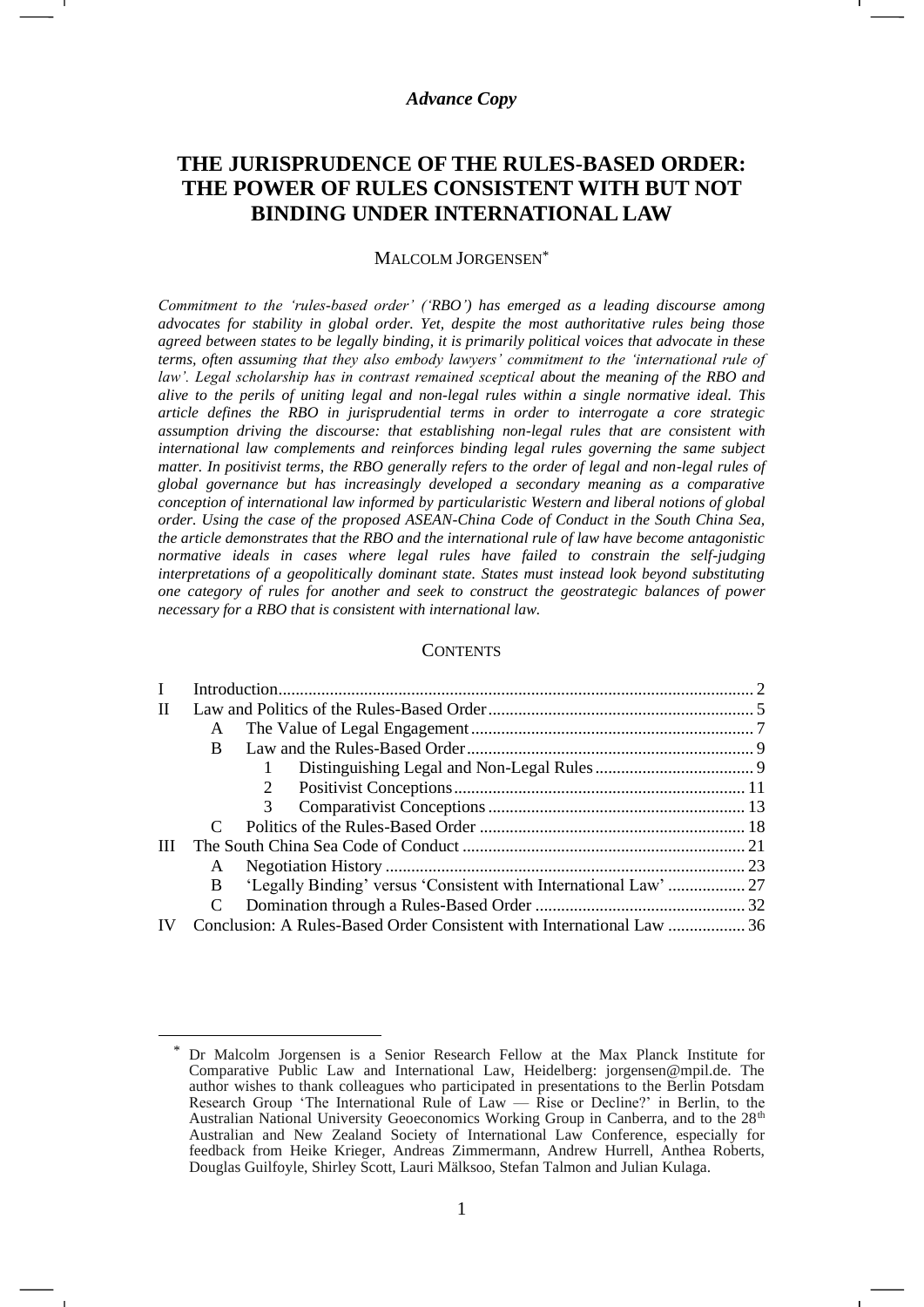*Advance Copy*

# THE JURISPRUDENCE OF THE RULES-BASED ORDER: THE POWER OF RULES CONSISTENT WITH BUT NOT BINDING UNDER INTERNATIONAL LAW

MALCOLM JORGENSEN[*]

*Commitment to the 'rules-based order' ('RBO') has emerged as a leading discourse among advocates for stability in global order. Yet, despite the most authoritative rules being those agreed between states to be legally binding, it is primarily political voices that advocate in these terms, often assuming that they also embody lawyers' commitment to the 'international rule of law'. Legal scholarship has in contrast remained sceptical about the meaning of the RBO and alive to the perils of uniting legal and non-legal rules within a single normative ideal. This article defines the RBO in jurisprudential terms in order to interrogate a core strategic assumption driving the discourse: that establishing non-legal rules that are consistent with international law complements and reinforces binding legal rules governing the same subject matter. In positivist terms, the RBO generally refers to the order of legal and non-legal rules of global governance but has increasingly developed a secondary meaning as a comparative conception of international law informed by particularistic Western and liberal notions of global order. Using the case of the proposed ASEAN-China Code of Conduct in the South China Sea, the article demonstrates that the RBO and the international rule of law have become antagonistic normative ideals in cases where legal rules have failed to constrain the self-judging interpretations of a geopolitically dominant state. States must instead look beyond substituting one category of rules for another and seek to construct the geostrategic balances of power necessary for a RBO that is consistent with international law.*

CONTENTS

| | | | |
|---|---|---|---|
| I | Introduction | | 2 |
| II | Law and Politics of the Rules-Based Order | | 5 |
| | A | The Value of Legal Engagement | 7 |
| | B | Law and the Rules-Based Order | 9 |
| | | 1 Distinguishing Legal and Non-Legal Rules | 9 |
| | | 2 Positivist Conceptions | 11 |
| | | 3 Comparativist Conceptions | 13 |
| | C | Politics of the Rules-Based Order | 18 |
| III | The South China Sea Code of Conduct | | 21 |
| | A | Negotiation History | 23 |
| | B | 'Legally Binding' versus 'Consistent with International Law' | 27 |
| | C | Domination through a Rules-Based Order | 32 |
| IV | Conclusion: A Rules-Based Order Consistent with International Law | | 36 |

[*] Dr Malcolm Jorgensen is a Senior Research Fellow at the Max Planck Institute for Comparative Public Law and International Law, Heidelberg: jorgensen@mpil.de. The author wishes to thank colleagues who participated in presentations to the Berlin Potsdam Research Group 'The International Rule of Law — Rise or Decline?' in Berlin, to the Australian National University Geoeconomics Working Group in Canberra, and to the 28th Australian and New Zealand Society of International Law Conference, especially for feedback from Heike Krieger, Andreas Zimmermann, Andrew Hurrell, Anthea Roberts, Douglas Guilfoyle, Shirley Scott, Lauri Mälksoo, Stefan Talmon and Julian Kulaga.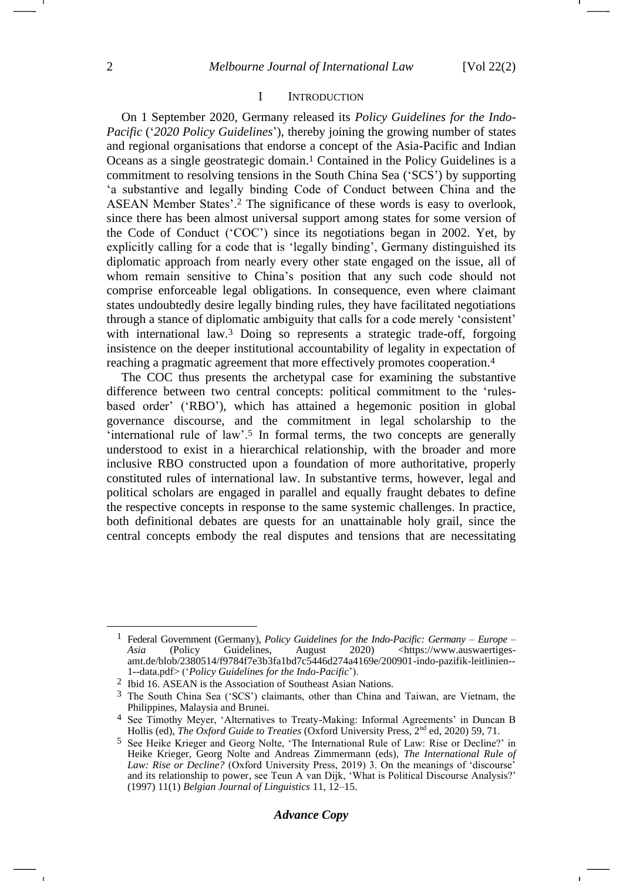## I Introduction

On 1 September 2020, Germany released its *Policy Guidelines for the Indo-Pacific* ('*2020 Policy Guidelines*'), thereby joining the growing number of states and regional organisations that endorse a concept of the Asia-Pacific and Indian Oceans as a single geostrategic domain.[1] Contained in the Policy Guidelines is a commitment to resolving tensions in the South China Sea ('SCS') by supporting 'a substantive and legally binding Code of Conduct between China and the ASEAN Member States'.[2] The significance of these words is easy to overlook, since there has been almost universal support among states for some version of the Code of Conduct ('COC') since its negotiations began in 2002. Yet, by explicitly calling for a code that is 'legally binding', Germany distinguished its diplomatic approach from nearly every other state engaged on the issue, all of whom remain sensitive to China's position that any such code should not comprise enforceable legal obligations. In consequence, even where claimant states undoubtedly desire legally binding rules, they have facilitated negotiations through a stance of diplomatic ambiguity that calls for a code merely 'consistent' with international law.[3] Doing so represents a strategic trade-off, forgoing insistence on the deeper institutional accountability of legality in expectation of reaching a pragmatic agreement that more effectively promotes cooperation.[4]

The COC thus presents the archetypal case for examining the substantive difference between two central concepts: political commitment to the 'rules-based order' ('RBO'), which has attained a hegemonic position in global governance discourse, and the commitment in legal scholarship to the 'international rule of law'.[5] In formal terms, the two concepts are generally understood to exist in a hierarchical relationship, with the broader and more inclusive RBO constructed upon a foundation of more authoritative, properly constituted rules of international law. In substantive terms, however, legal and political scholars are engaged in parallel and equally fraught debates to define the respective concepts in response to the same systemic challenges. In practice, both definitional debates are quests for an unattainable holy grail, since the central concepts embody the real disputes and tensions that are necessitating

---

[1] Federal Government (Germany), *Policy Guidelines for the Indo-Pacific: Germany – Europe – Asia* (Policy Guidelines, August 2020) <https://www.auswaertiges-amt.de/blob/2380514/f9784f7e3b3fa1bd7c5446d274a4169e/200901-indo-pazifik-leitlinien--1--data.pdf> ('*Policy Guidelines for the Indo-Pacific*').

[2] Ibid 16. ASEAN is the Association of Southeast Asian Nations.

[3] The South China Sea ('SCS') claimants, other than China and Taiwan, are Vietnam, the Philippines, Malaysia and Brunei.

[4] See Timothy Meyer, 'Alternatives to Treaty-Making: Informal Agreements' in Duncan B Hollis (ed), *The Oxford Guide to Treaties* (Oxford University Press, 2nd ed, 2020) 59, 71.

[5] See Heike Krieger and Georg Nolte, 'The International Rule of Law: Rise or Decline?' in Heike Krieger, Georg Nolte and Andreas Zimmermann (eds), *The International Rule of Law: Rise or Decline?* (Oxford University Press, 2019) 3. On the meanings of 'discourse' and its relationship to power, see Teun A van Dijk, 'What is Political Discourse Analysis?' (1997) 11(1) *Belgian Journal of Linguistics* 11, 12–15.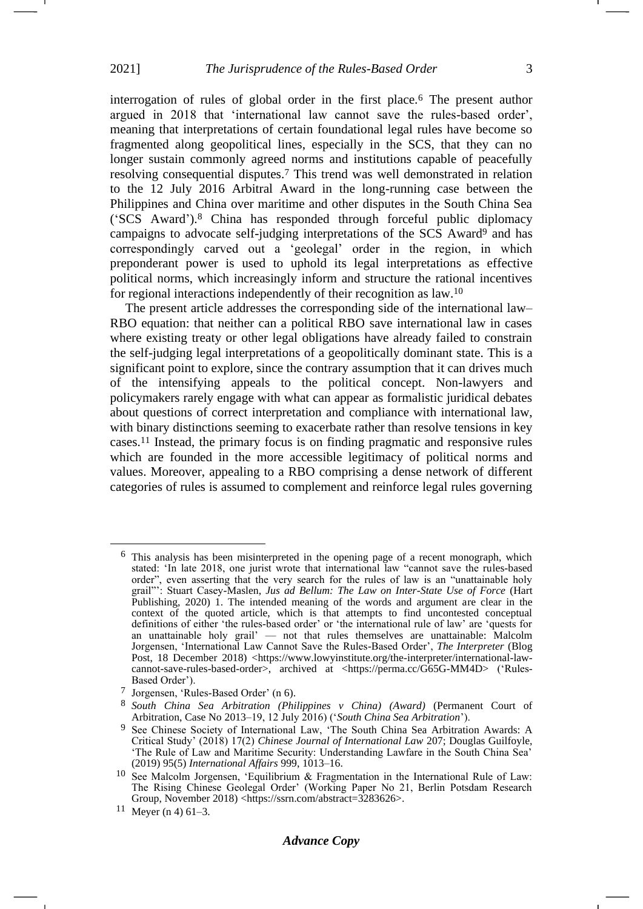interrogation of rules of global order in the first place.[6] The present author argued in 2018 that 'international law cannot save the rules-based order', meaning that interpretations of certain foundational legal rules have become so fragmented along geopolitical lines, especially in the SCS, that they can no longer sustain commonly agreed norms and institutions capable of peacefully resolving consequential disputes.[7] This trend was well demonstrated in relation to the 12 July 2016 Arbitral Award in the long-running case between the Philippines and China over maritime and other disputes in the South China Sea ('SCS Award').[8] China has responded through forceful public diplomacy campaigns to advocate self-judging interpretations of the SCS Award[9] and has correspondingly carved out a 'geolegal' order in the region, in which preponderant power is used to uphold its legal interpretations as effective political norms, which increasingly inform and structure the rational incentives for regional interactions independently of their recognition as law.[10]

The present article addresses the corresponding side of the international law–RBO equation: that neither can a political RBO save international law in cases where existing treaty or other legal obligations have already failed to constrain the self-judging legal interpretations of a geopolitically dominant state. This is a significant point to explore, since the contrary assumption that it can drives much of the intensifying appeals to the political concept. Non-lawyers and policymakers rarely engage with what can appear as formalistic juridical debates about questions of correct interpretation and compliance with international law, with binary distinctions seeming to exacerbate rather than resolve tensions in key cases.[11] Instead, the primary focus is on finding pragmatic and responsive rules which are founded in the more accessible legitimacy of political norms and values. Moreover, appealing to a RBO comprising a dense network of different categories of rules is assumed to complement and reinforce legal rules governing

---

[6] This analysis has been misinterpreted in the opening page of a recent monograph, which stated: 'In late 2018, one jurist wrote that international law "cannot save the rules-based order", even asserting that the very search for the rules of law is an "unattainable holy grail"': Stuart Casey-Maslen, *Jus ad Bellum: The Law on Inter-State Use of Force* (Hart Publishing, 2020) 1. The intended meaning of the words and argument are clear in the context of the quoted article, which is that attempts to find uncontested conceptual definitions of either 'the rules-based order' or 'the international rule of law' are 'quests for an unattainable holy grail' — not that rules themselves are unattainable: Malcolm Jorgensen, 'International Law Cannot Save the Rules-Based Order', *The Interpreter* (Blog Post, 18 December 2018) <https://www.lowyinstitute.org/the-interpreter/international-law-cannot-save-rules-based-order>, archived at <https://perma.cc/G65G-MM4D> ('Rules-Based Order').

[7] Jorgensen, 'Rules-Based Order' (n 6).

[8] *South China Sea Arbitration (Philippines v China) (Award)* (Permanent Court of Arbitration, Case No 2013–19, 12 July 2016) ('*South China Sea Arbitration*').

[9] See Chinese Society of International Law, 'The South China Sea Arbitration Awards: A Critical Study' (2018) 17(2) *Chinese Journal of International Law* 207; Douglas Guilfoyle, 'The Rule of Law and Maritime Security: Understanding Lawfare in the South China Sea' (2019) 95(5) *International Affairs* 999, 1013–16.

[10] See Malcolm Jorgensen, 'Equilibrium & Fragmentation in the International Rule of Law: The Rising Chinese Geolegal Order' (Working Paper No 21, Berlin Potsdam Research Group, November 2018) <https://ssrn.com/abstract=3283626>.

[11] Meyer (n 4) 61–3.

***Advance Copy***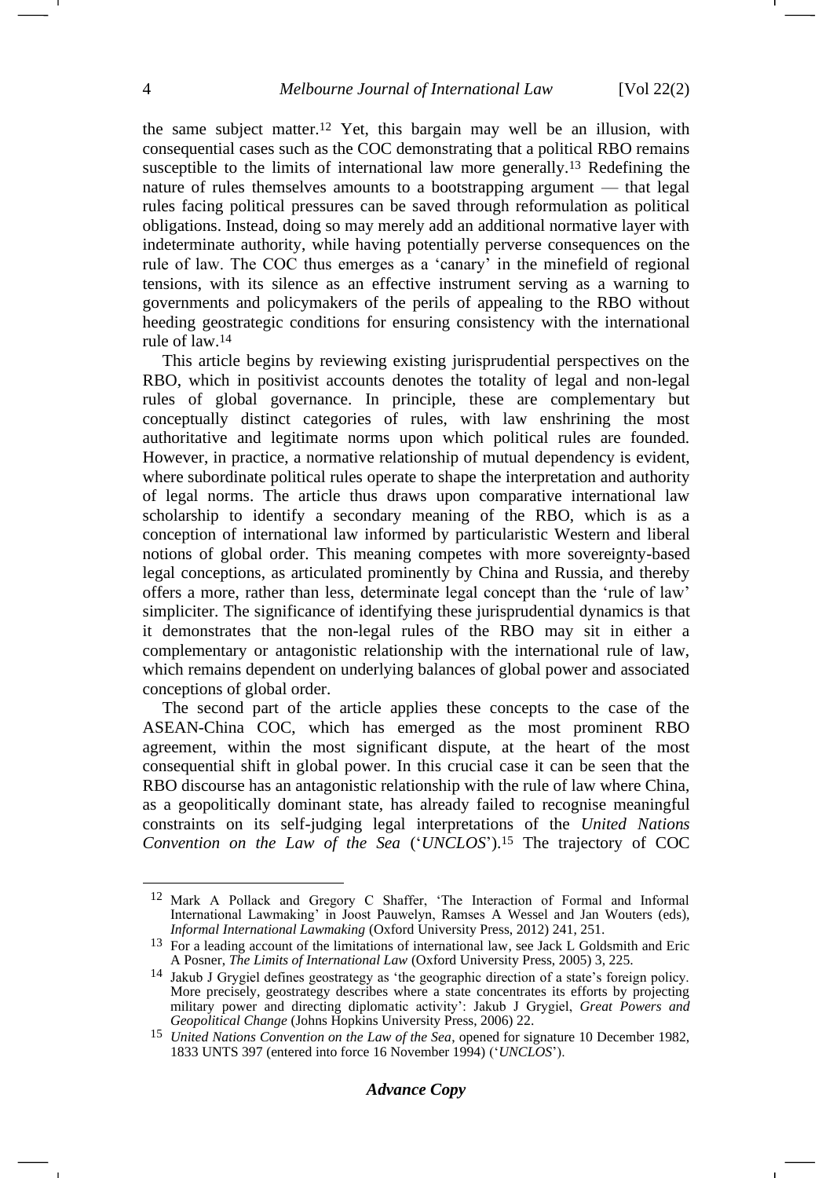the same subject matter.[12] Yet, this bargain may well be an illusion, with consequential cases such as the COC demonstrating that a political RBO remains susceptible to the limits of international law more generally.[13] Redefining the nature of rules themselves amounts to a bootstrapping argument — that legal rules facing political pressures can be saved through reformulation as political obligations. Instead, doing so may merely add an additional normative layer with indeterminate authority, while having potentially perverse consequences on the rule of law. The COC thus emerges as a 'canary' in the minefield of regional tensions, with its silence as an effective instrument serving as a warning to governments and policymakers of the perils of appealing to the RBO without heeding geostrategic conditions for ensuring consistency with the international rule of law.[14]

This article begins by reviewing existing jurisprudential perspectives on the RBO, which in positivist accounts denotes the totality of legal and non-legal rules of global governance. In principle, these are complementary but conceptually distinct categories of rules, with law enshrining the most authoritative and legitimate norms upon which political rules are founded. However, in practice, a normative relationship of mutual dependency is evident, where subordinate political rules operate to shape the interpretation and authority of legal norms. The article thus draws upon comparative international law scholarship to identify a secondary meaning of the RBO, which is as a conception of international law informed by particularistic Western and liberal notions of global order. This meaning competes with more sovereignty-based legal conceptions, as articulated prominently by China and Russia, and thereby offers a more, rather than less, determinate legal concept than the 'rule of law' simpliciter. The significance of identifying these jurisprudential dynamics is that it demonstrates that the non-legal rules of the RBO may sit in either a complementary or antagonistic relationship with the international rule of law, which remains dependent on underlying balances of global power and associated conceptions of global order.

The second part of the article applies these concepts to the case of the ASEAN-China COC, which has emerged as the most prominent RBO agreement, within the most significant dispute, at the heart of the most consequential shift in global power. In this crucial case it can be seen that the RBO discourse has an antagonistic relationship with the rule of law where China, as a geopolitically dominant state, has already failed to recognise meaningful constraints on its self-judging legal interpretations of the *United Nations Convention on the Law of the Sea* ('*UNCLOS*').[15] The trajectory of COC

---

[12] Mark A Pollack and Gregory C Shaffer, 'The Interaction of Formal and Informal International Lawmaking' in Joost Pauwelyn, Ramses A Wessel and Jan Wouters (eds), *Informal International Lawmaking* (Oxford University Press, 2012) 241, 251.

[13] For a leading account of the limitations of international law, see Jack L Goldsmith and Eric A Posner, *The Limits of International Law* (Oxford University Press, 2005) 3, 225.

[14] Jakub J Grygiel defines geostrategy as 'the geographic direction of a state's foreign policy. More precisely, geostrategy describes where a state concentrates its efforts by projecting military power and directing diplomatic activity': Jakub J Grygiel, *Great Powers and Geopolitical Change* (Johns Hopkins University Press, 2006) 22.

[15] *United Nations Convention on the Law of the Sea*, opened for signature 10 December 1982, 1833 UNTS 397 (entered into force 16 November 1994) ('*UNCLOS*').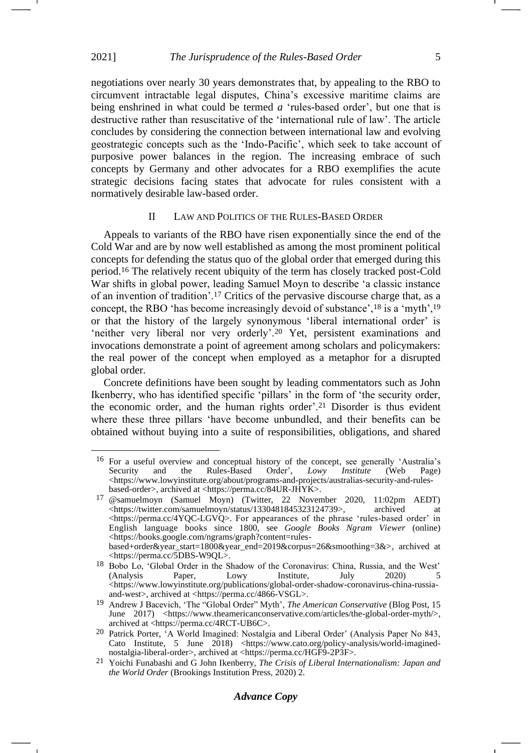negotiations over nearly 30 years demonstrates that, by appealing to the RBO to circumvent intractable legal disputes, China's excessive maritime claims are being enshrined in what could be termed *a* 'rules-based order', but one that is destructive rather than resuscitative of the 'international rule of law'. The article concludes by considering the connection between international law and evolving geostrategic concepts such as the 'Indo-Pacific', which seek to take account of purposive power balances in the region. The increasing embrace of such concepts by Germany and other advocates for a RBO exemplifies the acute strategic decisions facing states that advocate for rules consistent with a normatively desirable law-based order.

## II LAW AND POLITICS OF THE RULES-BASED ORDER

Appeals to variants of the RBO have risen exponentially since the end of the Cold War and are by now well established as among the most prominent political concepts for defending the status quo of the global order that emerged during this period.[16] The relatively recent ubiquity of the term has closely tracked post-Cold War shifts in global power, leading Samuel Moyn to describe 'a classic instance of an invention of tradition'.[17] Critics of the pervasive discourse charge that, as a concept, the RBO 'has become increasingly devoid of substance',[18] is a 'myth',[19] or that the history of the largely synonymous 'liberal international order' is 'neither very liberal nor very orderly'.[20] Yet, persistent examinations and invocations demonstrate a point of agreement among scholars and policymakers: the real power of the concept when employed as a metaphor for a disrupted global order.

Concrete definitions have been sought by leading commentators such as John Ikenberry, who has identified specific 'pillars' in the form of 'the security order, the economic order, and the human rights order'.[21] Disorder is thus evident where these three pillars 'have become unbundled, and their benefits can be obtained without buying into a suite of responsibilities, obligations, and shared

---

[16] For a useful overview and conceptual history of the concept, see generally 'Australia's Security and the Rules-Based Order', *Lowy Institute* (Web Page) <https://www.lowyinstitute.org/about/programs-and-projects/australias-security-and-rules-based-order>, archived at <https://perma.cc/84UR-JHYK>.

[17] @samuelmoyn (Samuel Moyn) (Twitter, 22 November 2020, 11:02pm AEDT) <https://twitter.com/samuelmoyn/status/1330481845323124739>, archived at <https://perma.cc/4YQC-LGVQ>. For appearances of the phrase 'rules-based order' in English language books since 1800, see *Google Books Ngram Viewer* (online) <https://books.google.com/ngrams/graph?content=rules-based+order&year_start=1800&year_end=2019&corpus=26&smoothing=3&>, archived at <https://perma.cc/5DBS-W9QL>.

[18] Bobo Lo, 'Global Order in the Shadow of the Coronavirus: China, Russia, and the West' (Analysis Paper, Lowy Institute, July 2020) 5 <https://www.lowyinstitute.org/publications/global-order-shadow-coronavirus-china-russia-and-west>, archived at <https://perma.cc/4866-VSGL>.

[19] Andrew J Bacevich, 'The "Global Order" Myth', *The American Conservative* (Blog Post, 15 June 2017) <https://www.theamericanconservative.com/articles/the-global-order-myth/>, archived at <https://perma.cc/4RCT-UB6C>.

[20] Patrick Porter, 'A World Imagined: Nostalgia and Liberal Order' (Analysis Paper No 843, Cato Institute, 5 June 2018) <https://www.cato.org/policy-analysis/world-imagined-nostalgia-liberal-order>, archived at <https://perma.cc/HGF9-2P3F>.

[21] Yoichi Funabashi and G John Ikenberry, *The Crisis of Liberal Internationalism: Japan and the World Order* (Brookings Institution Press, 2020) 2.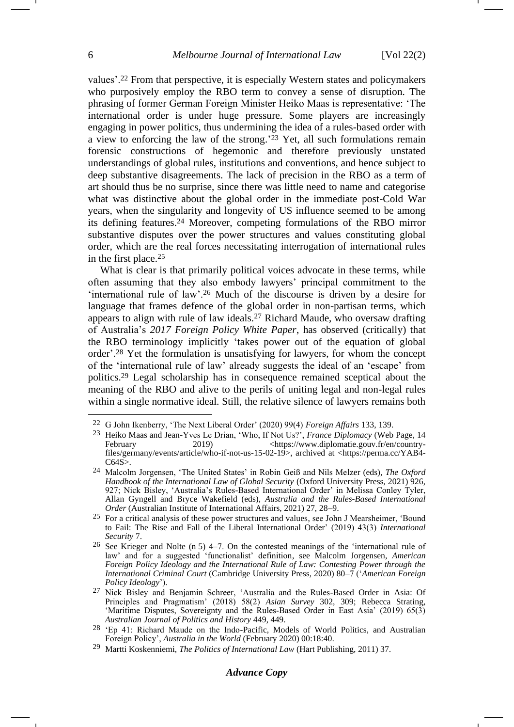values'.[22] From that perspective, it is especially Western states and policymakers who purposively employ the RBO term to convey a sense of disruption. The phrasing of former German Foreign Minister Heiko Maas is representative: 'The international order is under huge pressure. Some players are increasingly engaging in power politics, thus undermining the idea of a rules-based order with a view to enforcing the law of the strong.'[23] Yet, all such formulations remain forensic constructions of hegemonic and therefore previously unstated understandings of global rules, institutions and conventions, and hence subject to deep substantive disagreements. The lack of precision in the RBO as a term of art should thus be no surprise, since there was little need to name and categorise what was distinctive about the global order in the immediate post-Cold War years, when the singularity and longevity of US influence seemed to be among its defining features.[24] Moreover, competing formulations of the RBO mirror substantive disputes over the power structures and values constituting global order, which are the real forces necessitating interrogation of international rules in the first place.[25]

What is clear is that primarily political voices advocate in these terms, while often assuming that they also embody lawyers' principal commitment to the 'international rule of law'.[26] Much of the discourse is driven by a desire for language that frames defence of the global order in non-partisan terms, which appears to align with rule of law ideals.[27] Richard Maude, who oversaw drafting of Australia's *2017 Foreign Policy White Paper*, has observed (critically) that the RBO terminology implicitly 'takes power out of the equation of global order'.[28] Yet the formulation is unsatisfying for lawyers, for whom the concept of the 'international rule of law' already suggests the ideal of an 'escape' from politics.[29] Legal scholarship has in consequence remained sceptical about the meaning of the RBO and alive to the perils of uniting legal and non-legal rules within a single normative ideal. Still, the relative silence of lawyers remains both

---

22 G John Ikenberry, 'The Next Liberal Order' (2020) 99(4) *Foreign Affairs* 133, 139.

23 Heiko Maas and Jean-Yves Le Drian, 'Who, If Not Us?', *France Diplomacy* (Web Page, 14 February 2019) <https://www.diplomatie.gouv.fr/en/country-files/germany/events/article/who-if-not-us-15-02-19>, archived at <https://perma.cc/YAB4-C64S>.

24 Malcolm Jorgensen, 'The United States' in Robin Geiß and Nils Melzer (eds), *The Oxford Handbook of the International Law of Global Security* (Oxford University Press, 2021) 926, 927; Nick Bisley, 'Australia's Rules-Based International Order' in Melissa Conley Tyler, Allan Gyngell and Bryce Wakefield (eds), *Australia and the Rules-Based International Order* (Australian Institute of International Affairs, 2021) 27, 28–9.

25 For a critical analysis of these power structures and values, see John J Mearsheimer, 'Bound to Fail: The Rise and Fall of the Liberal International Order' (2019) 43(3) *International Security* 7.

26 See Krieger and Nolte (n 5) 4–7. On the contested meanings of the 'international rule of law' and for a suggested 'functionalist' definition, see Malcolm Jorgensen, *American Foreign Policy Ideology and the International Rule of Law: Contesting Power through the International Criminal Court* (Cambridge University Press, 2020) 80–7 ('*American Foreign Policy Ideology*').

27 Nick Bisley and Benjamin Schreer, 'Australia and the Rules-Based Order in Asia: Of Principles and Pragmatism' (2018) 58(2) *Asian Survey* 302, 309; Rebecca Strating, 'Maritime Disputes, Sovereignty and the Rules-Based Order in East Asia' (2019) 65(3) *Australian Journal of Politics and History* 449, 449.

28 'Ep 41: Richard Maude on the Indo-Pacific, Models of World Politics, and Australian Foreign Policy', *Australia in the World* (February 2020) 00:18:40.

29 Martti Koskenniemi, *The Politics of International Law* (Hart Publishing, 2011) 37.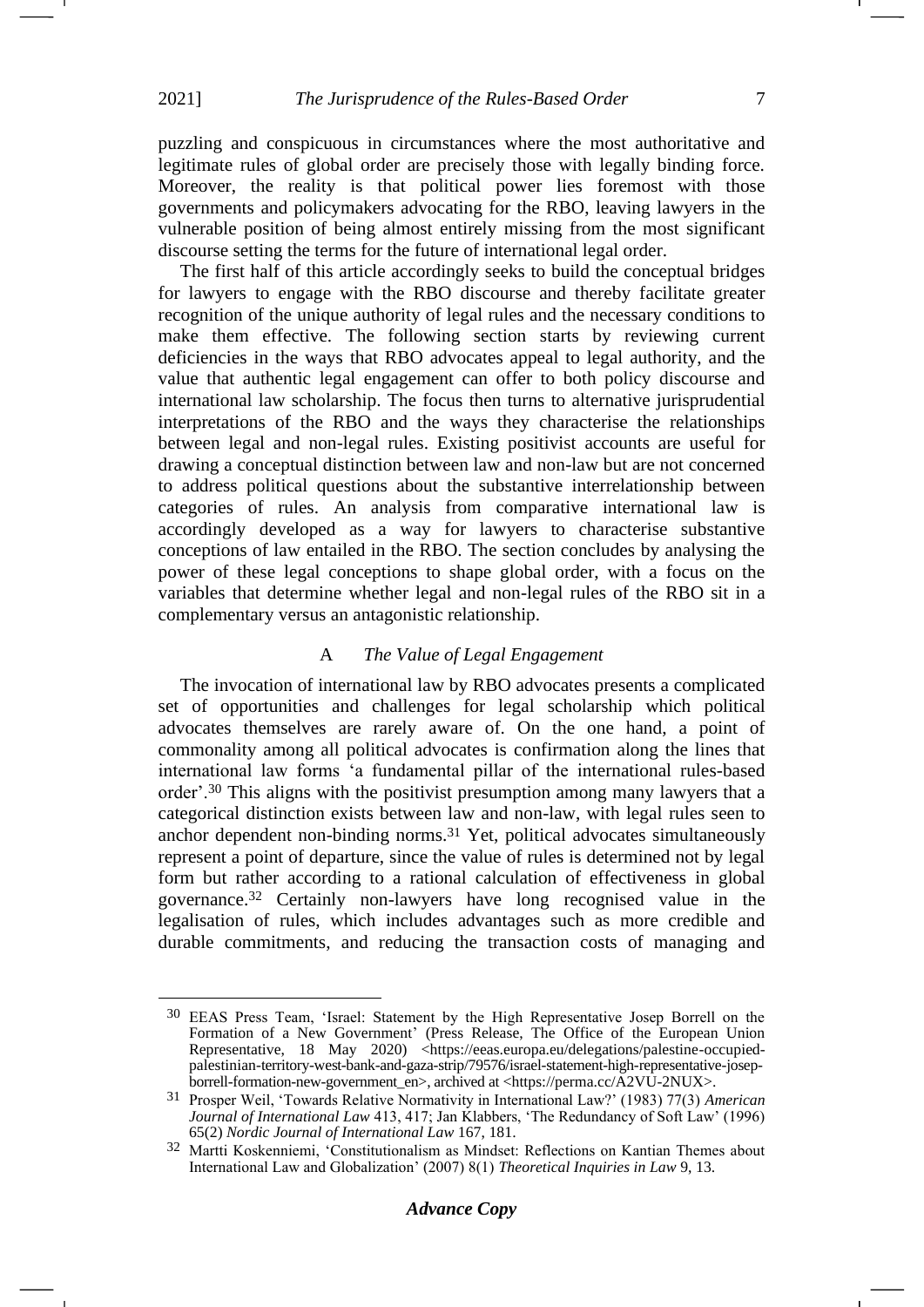puzzling and conspicuous in circumstances where the most authoritative and legitimate rules of global order are precisely those with legally binding force. Moreover, the reality is that political power lies foremost with those governments and policymakers advocating for the RBO, leaving lawyers in the vulnerable position of being almost entirely missing from the most significant discourse setting the terms for the future of international legal order.

The first half of this article accordingly seeks to build the conceptual bridges for lawyers to engage with the RBO discourse and thereby facilitate greater recognition of the unique authority of legal rules and the necessary conditions to make them effective. The following section starts by reviewing current deficiencies in the ways that RBO advocates appeal to legal authority, and the value that authentic legal engagement can offer to both policy discourse and international law scholarship. The focus then turns to alternative jurisprudential interpretations of the RBO and the ways they characterise the relationships between legal and non-legal rules. Existing positivist accounts are useful for drawing a conceptual distinction between law and non-law but are not concerned to address political questions about the substantive interrelationship between categories of rules. An analysis from comparative international law is accordingly developed as a way for lawyers to characterise substantive conceptions of law entailed in the RBO. The section concludes by analysing the power of these legal conceptions to shape global order, with a focus on the variables that determine whether legal and non-legal rules of the RBO sit in a complementary versus an antagonistic relationship.

### A *The Value of Legal Engagement*

The invocation of international law by RBO advocates presents a complicated set of opportunities and challenges for legal scholarship which political advocates themselves are rarely aware of. On the one hand, a point of commonality among all political advocates is confirmation along the lines that international law forms 'a fundamental pillar of the international rules-based order'.[30] This aligns with the positivist presumption among many lawyers that a categorical distinction exists between law and non-law, with legal rules seen to anchor dependent non-binding norms.[31] Yet, political advocates simultaneously represent a point of departure, since the value of rules is determined not by legal form but rather according to a rational calculation of effectiveness in global governance.[32] Certainly non-lawyers have long recognised value in the legalisation of rules, which includes advantages such as more credible and durable commitments, and reducing the transaction costs of managing and

---

[30] EEAS Press Team, 'Israel: Statement by the High Representative Josep Borrell on the Formation of a New Government' (Press Release, The Office of the European Union Representative, 18 May 2020) <https://eeas.europa.eu/delegations/palestine-occupied-palestinian-territory-west-bank-and-gaza-strip/79576/israel-statement-high-representative-josep-borrell-formation-new-government_en>, archived at <https://perma.cc/A2VU-2NUX>.

[31] Prosper Weil, 'Towards Relative Normativity in International Law?' (1983) 77(3) *American Journal of International Law* 413, 417; Jan Klabbers, 'The Redundancy of Soft Law' (1996) 65(2) *Nordic Journal of International Law* 167, 181.

[32] Martti Koskenniemi, 'Constitutionalism as Mindset: Reflections on Kantian Themes about International Law and Globalization' (2007) 8(1) *Theoretical Inquiries in Law* 9, 13.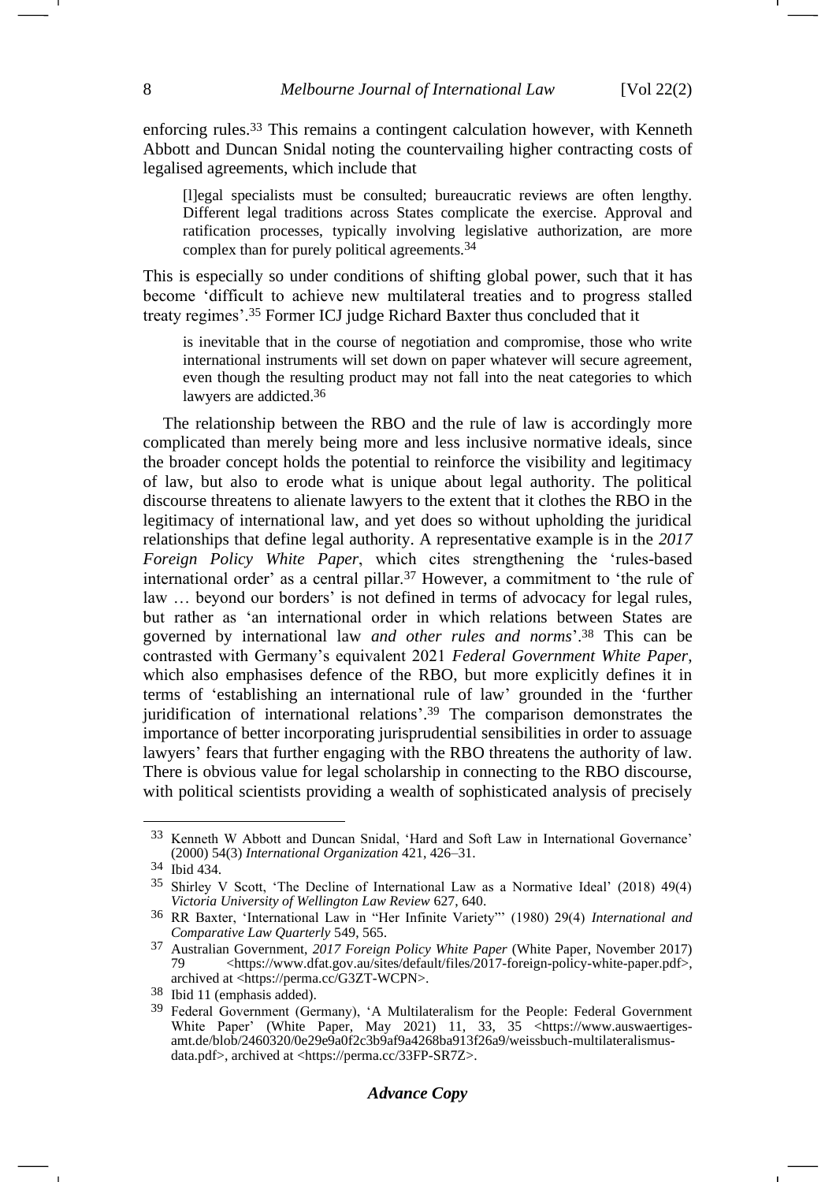enforcing rules.[33] This remains a contingent calculation however, with Kenneth Abbott and Duncan Snidal noting the countervailing higher contracting costs of legalised agreements, which include that

> [l]egal specialists must be consulted; bureaucratic reviews are often lengthy. Different legal traditions across States complicate the exercise. Approval and ratification processes, typically involving legislative authorization, are more complex than for purely political agreements.[34]

This is especially so under conditions of shifting global power, such that it has become 'difficult to achieve new multilateral treaties and to progress stalled treaty regimes'.[35] Former ICJ judge Richard Baxter thus concluded that it

> is inevitable that in the course of negotiation and compromise, those who write international instruments will set down on paper whatever will secure agreement, even though the resulting product may not fall into the neat categories to which lawyers are addicted.[36]

The relationship between the RBO and the rule of law is accordingly more complicated than merely being more and less inclusive normative ideals, since the broader concept holds the potential to reinforce the visibility and legitimacy of law, but also to erode what is unique about legal authority. The political discourse threatens to alienate lawyers to the extent that it clothes the RBO in the legitimacy of international law, and yet does so without upholding the juridical relationships that define legal authority. A representative example is in the *2017 Foreign Policy White Paper*, which cites strengthening the 'rules-based international order' as a central pillar.[37] However, a commitment to 'the rule of law … beyond our borders' is not defined in terms of advocacy for legal rules, but rather as 'an international order in which relations between States are governed by international law *and other rules and norms*'.[38] This can be contrasted with Germany's equivalent 2021 *Federal Government White Paper*, which also emphasises defence of the RBO, but more explicitly defines it in terms of 'establishing an international rule of law' grounded in the 'further juridification of international relations'.[39] The comparison demonstrates the importance of better incorporating jurisprudential sensibilities in order to assuage lawyers' fears that further engaging with the RBO threatens the authority of law. There is obvious value for legal scholarship in connecting to the RBO discourse, with political scientists providing a wealth of sophisticated analysis of precisely

---

[33] Kenneth W Abbott and Duncan Snidal, 'Hard and Soft Law in International Governance' (2000) 54(3) *International Organization* 421, 426–31.

[34] Ibid 434.

[35] Shirley V Scott, 'The Decline of International Law as a Normative Ideal' (2018) 49(4) *Victoria University of Wellington Law Review* 627, 640.

[36] RR Baxter, 'International Law in "Her Infinite Variety"' (1980) 29(4) *International and Comparative Law Quarterly* 549, 565.

[37] Australian Government, *2017 Foreign Policy White Paper* (White Paper, November 2017) 79 <https://www.dfat.gov.au/sites/default/files/2017-foreign-policy-white-paper.pdf>, archived at <https://perma.cc/G3ZT-WCPN>.

[38] Ibid 11 (emphasis added).

[39] Federal Government (Germany), 'A Multilateralism for the People: Federal Government White Paper' (White Paper, May 2021) 11, 33, 35 <https://www.auswaertiges-amt.de/blob/2460320/0e29e9a0f2c3b9af9a4268ba913f26a9/weissbuch-multilateralismus-data.pdf>, archived at <https://perma.cc/33FP-SR7Z>.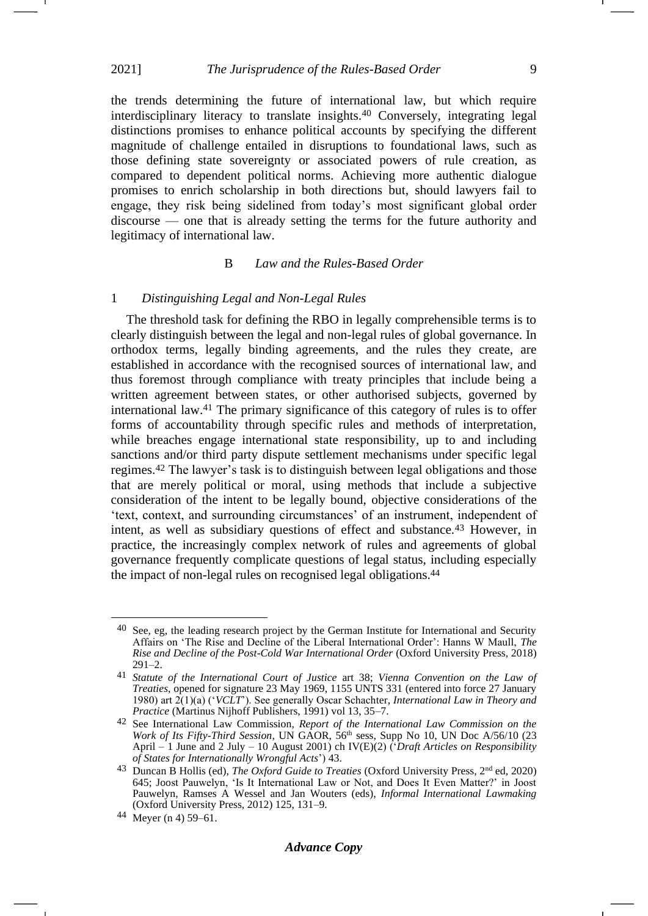the trends determining the future of international law, but which require interdisciplinary literacy to translate insights.[40] Conversely, integrating legal distinctions promises to enhance political accounts by specifying the different magnitude of challenge entailed in disruptions to foundational laws, such as those defining state sovereignty or associated powers of rule creation, as compared to dependent political norms. Achieving more authentic dialogue promises to enrich scholarship in both directions but, should lawyers fail to engage, they risk being sidelined from today's most significant global order discourse — one that is already setting the terms for the future authority and legitimacy of international law.

## B *Law and the Rules-Based Order*

### 1 *Distinguishing Legal and Non-Legal Rules*

The threshold task for defining the RBO in legally comprehensible terms is to clearly distinguish between the legal and non-legal rules of global governance. In orthodox terms, legally binding agreements, and the rules they create, are established in accordance with the recognised sources of international law, and thus foremost through compliance with treaty principles that include being a written agreement between states, or other authorised subjects, governed by international law.[41] The primary significance of this category of rules is to offer forms of accountability through specific rules and methods of interpretation, while breaches engage international state responsibility, up to and including sanctions and/or third party dispute settlement mechanisms under specific legal regimes.[42] The lawyer's task is to distinguish between legal obligations and those that are merely political or moral, using methods that include a subjective consideration of the intent to be legally bound, objective considerations of the 'text, context, and surrounding circumstances' of an instrument, independent of intent, as well as subsidiary questions of effect and substance.[43] However, in practice, the increasingly complex network of rules and agreements of global governance frequently complicate questions of legal status, including especially the impact of non-legal rules on recognised legal obligations.[44]

---

[40] See, eg, the leading research project by the German Institute for International and Security Affairs on 'The Rise and Decline of the Liberal International Order': Hanns W Maull, *The Rise and Decline of the Post-Cold War International Order* (Oxford University Press, 2018) 291–2.

[41] *Statute of the International Court of Justice* art 38; *Vienna Convention on the Law of Treaties*, opened for signature 23 May 1969, 1155 UNTS 331 (entered into force 27 January 1980) art 2(1)(a) ('*VCLT*'). See generally Oscar Schachter, *International Law in Theory and Practice* (Martinus Nijhoff Publishers, 1991) vol 13, 35–7.

[42] See International Law Commission, *Report of the International Law Commission on the Work of Its Fifty-Third Session*, UN GAOR, 56th sess, Supp No 10, UN Doc A/56/10 (23 April – 1 June and 2 July – 10 August 2001) ch IV(E)(2) ('*Draft Articles on Responsibility of States for Internationally Wrongful Acts*') 43.

[43] Duncan B Hollis (ed), *The Oxford Guide to Treaties* (Oxford University Press, 2nd ed, 2020) 645; Joost Pauwelyn, 'Is It International Law or Not, and Does It Even Matter?' in Joost Pauwelyn, Ramses A Wessel and Jan Wouters (eds), *Informal International Lawmaking* (Oxford University Press, 2012) 125, 131–9.

[44] Meyer (n 4) 59–61.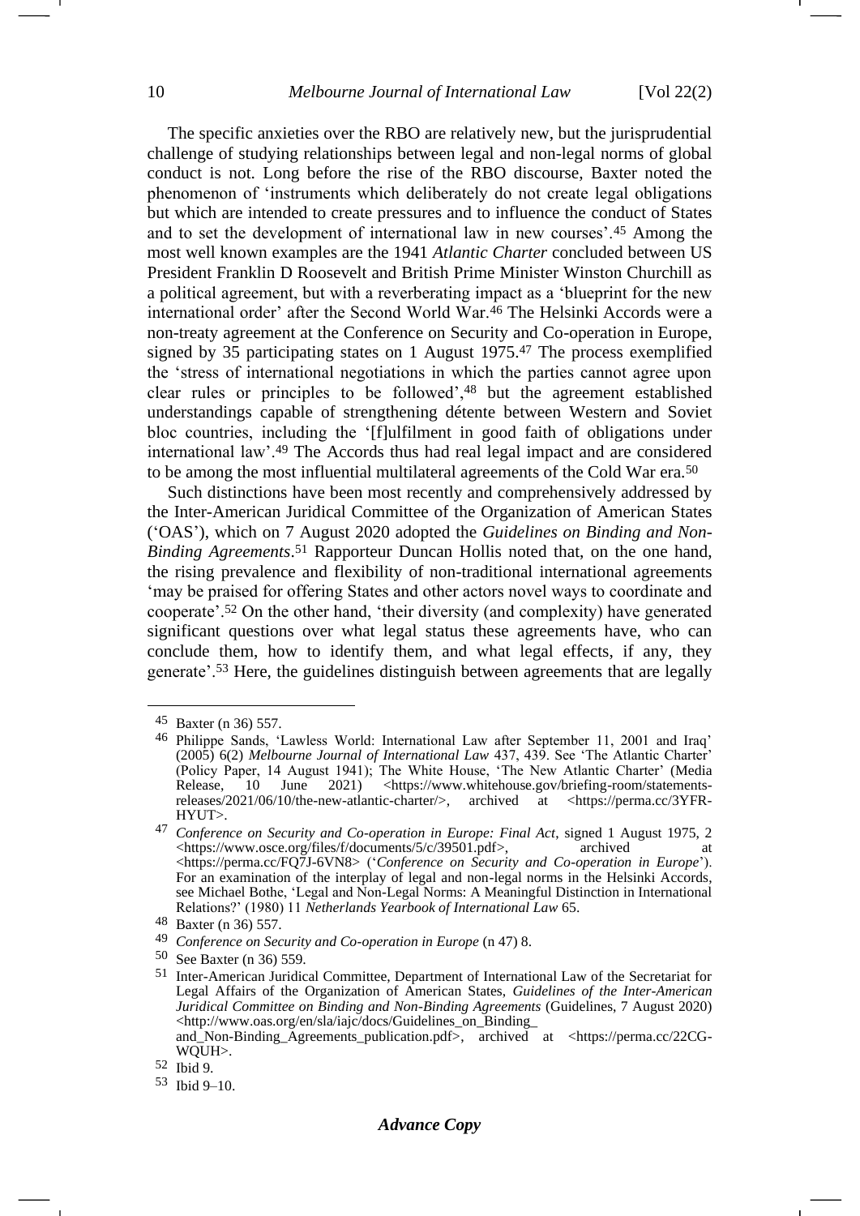The specific anxieties over the RBO are relatively new, but the jurisprudential challenge of studying relationships between legal and non-legal norms of global conduct is not. Long before the rise of the RBO discourse, Baxter noted the phenomenon of 'instruments which deliberately do not create legal obligations but which are intended to create pressures and to influence the conduct of States and to set the development of international law in new courses'.[45] Among the most well known examples are the 1941 *Atlantic Charter* concluded between US President Franklin D Roosevelt and British Prime Minister Winston Churchill as a political agreement, but with a reverberating impact as a 'blueprint for the new international order' after the Second World War.[46] The Helsinki Accords were a non-treaty agreement at the Conference on Security and Co-operation in Europe, signed by 35 participating states on 1 August 1975.[47] The process exemplified the 'stress of international negotiations in which the parties cannot agree upon clear rules or principles to be followed',[48] but the agreement established understandings capable of strengthening détente between Western and Soviet bloc countries, including the '[f]ulfilment in good faith of obligations under international law'.[49] The Accords thus had real legal impact and are considered to be among the most influential multilateral agreements of the Cold War era.[50]

Such distinctions have been most recently and comprehensively addressed by the Inter-American Juridical Committee of the Organization of American States ('OAS'), which on 7 August 2020 adopted the *Guidelines on Binding and Non-Binding Agreements*.[51] Rapporteur Duncan Hollis noted that, on the one hand, the rising prevalence and flexibility of non-traditional international agreements 'may be praised for offering States and other actors novel ways to coordinate and cooperate'.[52] On the other hand, 'their diversity (and complexity) have generated significant questions over what legal status these agreements have, who can conclude them, how to identify them, and what legal effects, if any, they generate'.[53] Here, the guidelines distinguish between agreements that are legally

---

[45] Baxter (n 36) 557.

[46] Philippe Sands, 'Lawless World: International Law after September 11, 2001 and Iraq' (2005) 6(2) *Melbourne Journal of International Law* 437, 439. See 'The Atlantic Charter' (Policy Paper, 14 August 1941); The White House, 'The New Atlantic Charter' (Media Release, 10 June 2021) <https://www.whitehouse.gov/briefing-room/statements-releases/2021/06/10/the-new-atlantic-charter/>, archived at <https://perma.cc/3YFR-HYUT>.

[47] *Conference on Security and Co-operation in Europe: Final Act*, signed 1 August 1975, 2 <https://www.osce.org/files/f/documents/5/c/39501.pdf>, archived at <https://perma.cc/FQ7J-6VN8> ('*Conference on Security and Co-operation in Europe*'). For an examination of the interplay of legal and non-legal norms in the Helsinki Accords, see Michael Bothe, 'Legal and Non-Legal Norms: A Meaningful Distinction in International Relations?' (1980) 11 *Netherlands Yearbook of International Law* 65.

[48] Baxter (n 36) 557.

[49] *Conference on Security and Co-operation in Europe* (n 47) 8.

[50] See Baxter (n 36) 559.

[51] Inter-American Juridical Committee, Department of International Law of the Secretariat for Legal Affairs of the Organization of American States, *Guidelines of the Inter-American Juridical Committee on Binding and Non-Binding Agreements* (Guidelines, 7 August 2020) <http://www.oas.org/en/sla/iajc/docs/Guidelines_on_Binding_and_Non-Binding_Agreements_publication.pdf>, archived at <https://perma.cc/22CG-WQUH>.

[52] Ibid 9.

[53] Ibid 9–10.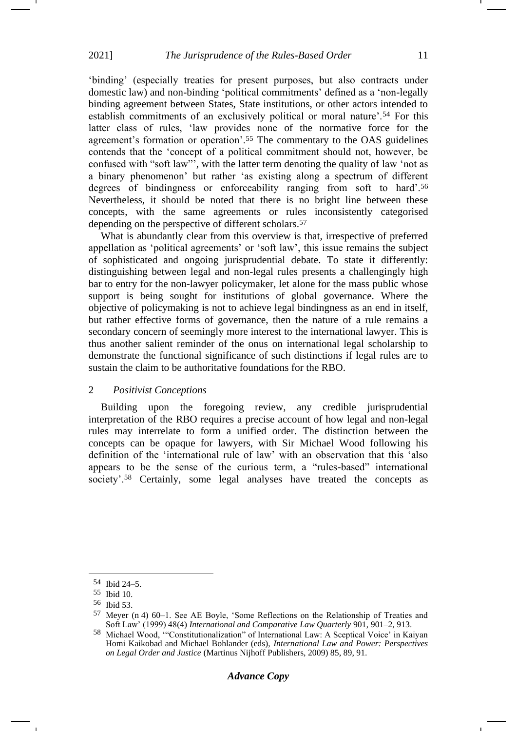'binding' (especially treaties for present purposes, but also contracts under domestic law) and non-binding 'political commitments' defined as a 'non-legally binding agreement between States, State institutions, or other actors intended to establish commitments of an exclusively political or moral nature'.[54] For this latter class of rules, 'law provides none of the normative force for the agreement's formation or operation'.[55] The commentary to the OAS guidelines contends that the 'concept of a political commitment should not, however, be confused with "soft law"', with the latter term denoting the quality of law 'not as a binary phenomenon' but rather 'as existing along a spectrum of different degrees of bindingness or enforceability ranging from soft to hard'.[56] Nevertheless, it should be noted that there is no bright line between these concepts, with the same agreements or rules inconsistently categorised depending on the perspective of different scholars.[57]

What is abundantly clear from this overview is that, irrespective of preferred appellation as 'political agreements' or 'soft law', this issue remains the subject of sophisticated and ongoing jurisprudential debate. To state it differently: distinguishing between legal and non-legal rules presents a challengingly high bar to entry for the non-lawyer policymaker, let alone for the mass public whose support is being sought for institutions of global governance. Where the objective of policymaking is not to achieve legal bindingness as an end in itself, but rather effective forms of governance, then the nature of a rule remains a secondary concern of seemingly more interest to the international lawyer. This is thus another salient reminder of the onus on international legal scholarship to demonstrate the functional significance of such distinctions if legal rules are to sustain the claim to be authoritative foundations for the RBO.

### 2 *Positivist Conceptions*

Building upon the foregoing review, any credible jurisprudential interpretation of the RBO requires a precise account of how legal and non-legal rules may interrelate to form a unified order. The distinction between the concepts can be opaque for lawyers, with Sir Michael Wood following his definition of the 'international rule of law' with an observation that this 'also appears to be the sense of the curious term, a "rules-based" international society'.[58] Certainly, some legal analyses have treated the concepts as

---

[54] Ibid 24–5.

[55] Ibid 10.

[56] Ibid 53.

[57] Meyer (n 4) 60–1. See AE Boyle, 'Some Reflections on the Relationship of Treaties and Soft Law' (1999) 48(4) *International and Comparative Law Quarterly* 901, 901–2, 913.

[58] Michael Wood, '"Constitutionalization" of International Law: A Sceptical Voice' in Kaiyan Homi Kaikobad and Michael Bohlander (eds), *International Law and Power: Perspectives on Legal Order and Justice* (Martinus Nijhoff Publishers, 2009) 85, 89, 91.

***Advance Copy***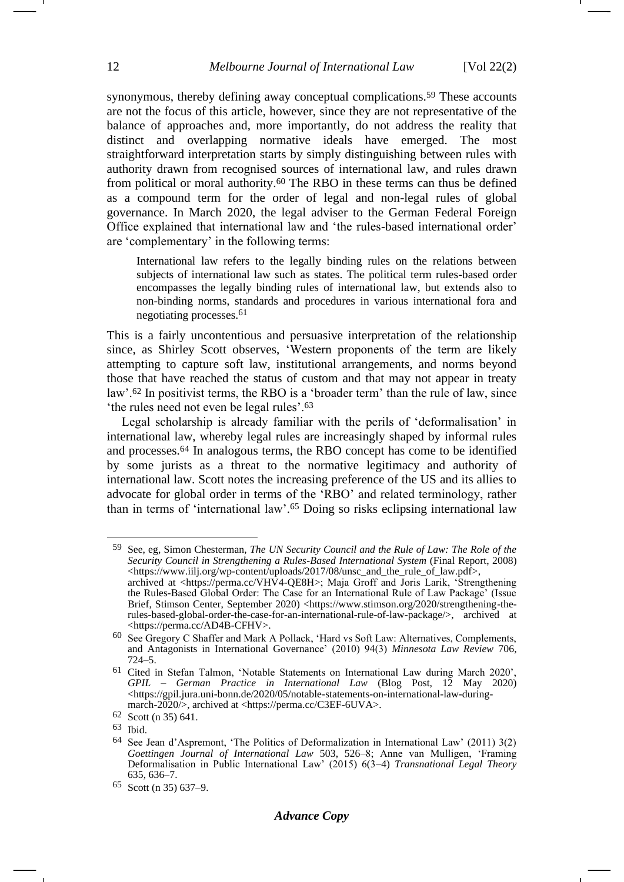synonymous, thereby defining away conceptual complications.[59] These accounts are not the focus of this article, however, since they are not representative of the balance of approaches and, more importantly, do not address the reality that distinct and overlapping normative ideals have emerged. The most straightforward interpretation starts by simply distinguishing between rules with authority drawn from recognised sources of international law, and rules drawn from political or moral authority.[60] The RBO in these terms can thus be defined as a compound term for the order of legal and non-legal rules of global governance. In March 2020, the legal adviser to the German Federal Foreign Office explained that international law and 'the rules-based international order' are 'complementary' in the following terms:

> International law refers to the legally binding rules on the relations between subjects of international law such as states. The political term rules-based order encompasses the legally binding rules of international law, but extends also to non-binding norms, standards and procedures in various international fora and negotiating processes.[61]

This is a fairly uncontentious and persuasive interpretation of the relationship since, as Shirley Scott observes, 'Western proponents of the term are likely attempting to capture soft law, institutional arrangements, and norms beyond those that have reached the status of custom and that may not appear in treaty law'.[62] In positivist terms, the RBO is a 'broader term' than the rule of law, since 'the rules need not even be legal rules'.[63]

Legal scholarship is already familiar with the perils of 'deformalisation' in international law, whereby legal rules are increasingly shaped by informal rules and processes.[64] In analogous terms, the RBO concept has come to be identified by some jurists as a threat to the normative legitimacy and authority of international law. Scott notes the increasing preference of the US and its allies to advocate for global order in terms of the 'RBO' and related terminology, rather than in terms of 'international law'.[65] Doing so risks eclipsing international law

---

[59] See, eg, Simon Chesterman, *The UN Security Council and the Rule of Law: The Role of the Security Council in Strengthening a Rules-Based International System* (Final Report, 2008) <https://www.iilj.org/wp-content/uploads/2017/08/unsc_and_the_rule_of_law.pdf>, archived at <https://perma.cc/VHV4-QE8H>; Maja Groff and Joris Larik, 'Strengthening the Rules-Based Global Order: The Case for an International Rule of Law Package' (Issue Brief, Stimson Center, September 2020) <https://www.stimson.org/2020/strengthening-the-rules-based-global-order-the-case-for-an-international-rule-of-law-package/>, archived at <https://perma.cc/AD4B-CFHV>.

[60] See Gregory C Shaffer and Mark A Pollack, 'Hard vs Soft Law: Alternatives, Complements, and Antagonists in International Governance' (2010) 94(3) *Minnesota Law Review* 706, 724–5.

[61] Cited in Stefan Talmon, 'Notable Statements on International Law during March 2020', *GPIL – German Practice in International Law* (Blog Post, 12 May 2020) <https://gpil.jura.uni-bonn.de/2020/05/notable-statements-on-international-law-during-march-2020/>, archived at <https://perma.cc/C3EF-6UVA>.

[62] Scott (n 35) 641.

[63] Ibid.

[64] See Jean d'Aspremont, 'The Politics of Deformalization in International Law' (2011) 3(2) *Goettingen Journal of International Law* 503, 526–8; Anne van Mulligen, 'Framing Deformalisation in Public International Law' (2015) 6(3–4) *Transnational Legal Theory* 635, 636–7.

[65] Scott (n 35) 637–9.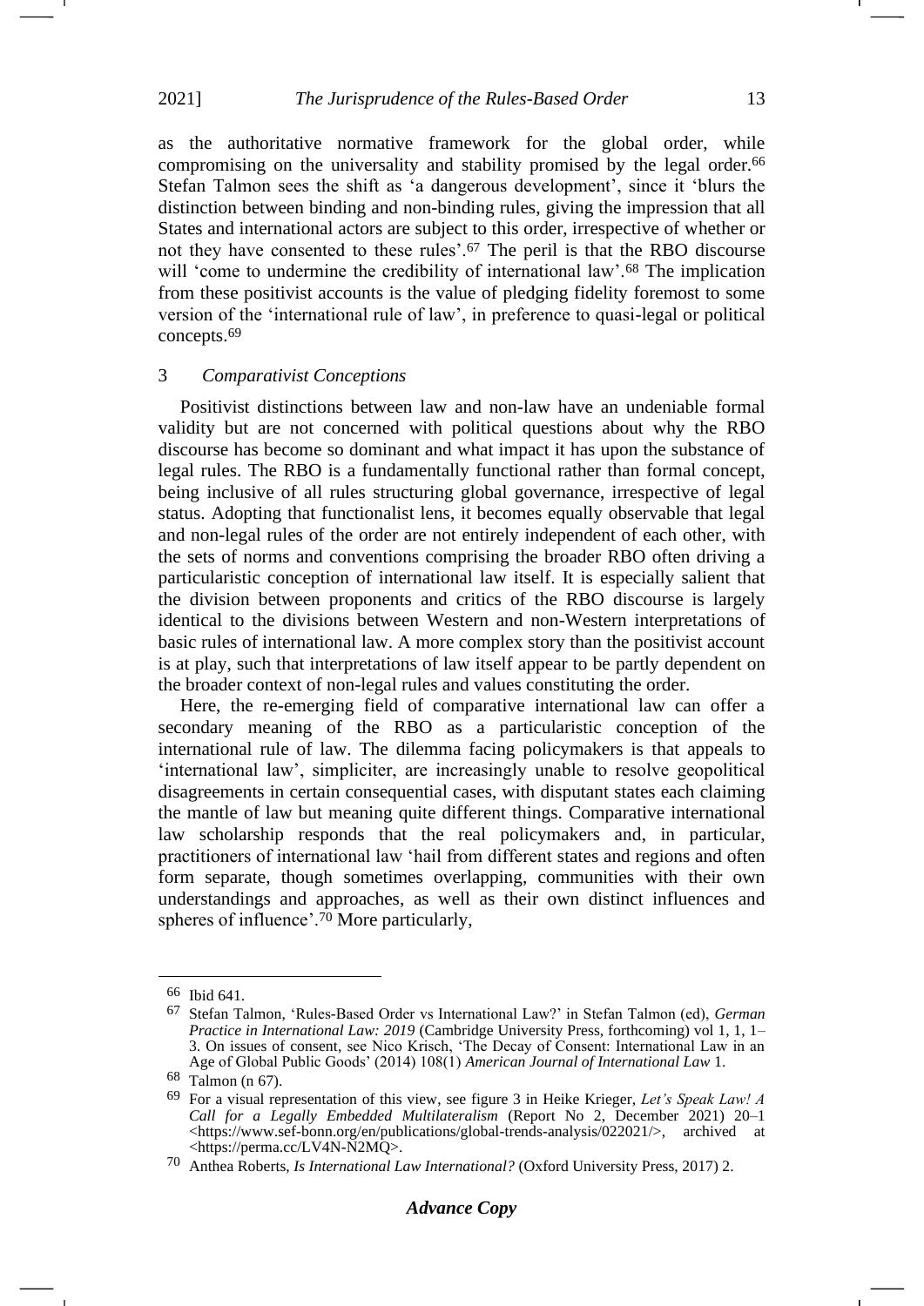as the authoritative normative framework for the global order, while compromising on the universality and stability promised by the legal order.[66] Stefan Talmon sees the shift as 'a dangerous development', since it 'blurs the distinction between binding and non-binding rules, giving the impression that all States and international actors are subject to this order, irrespective of whether or not they have consented to these rules'.[67] The peril is that the RBO discourse will 'come to undermine the credibility of international law'.[68] The implication from these positivist accounts is the value of pledging fidelity foremost to some version of the 'international rule of law', in preference to quasi-legal or political concepts.[69]

### 3 *Comparativist Conceptions*

Positivist distinctions between law and non-law have an undeniable formal validity but are not concerned with political questions about why the RBO discourse has become so dominant and what impact it has upon the substance of legal rules. The RBO is a fundamentally functional rather than formal concept, being inclusive of all rules structuring global governance, irrespective of legal status. Adopting that functionalist lens, it becomes equally observable that legal and non-legal rules of the order are not entirely independent of each other, with the sets of norms and conventions comprising the broader RBO often driving a particularistic conception of international law itself. It is especially salient that the division between proponents and critics of the RBO discourse is largely identical to the divisions between Western and non-Western interpretations of basic rules of international law. A more complex story than the positivist account is at play, such that interpretations of law itself appear to be partly dependent on the broader context of non-legal rules and values constituting the order.

Here, the re-emerging field of comparative international law can offer a secondary meaning of the RBO as a particularistic conception of the international rule of law. The dilemma facing policymakers is that appeals to 'international law', simpliciter, are increasingly unable to resolve geopolitical disagreements in certain consequential cases, with disputant states each claiming the mantle of law but meaning quite different things. Comparative international law scholarship responds that the real policymakers and, in particular, practitioners of international law 'hail from different states and regions and often form separate, though sometimes overlapping, communities with their own understandings and approaches, as well as their own distinct influences and spheres of influence'.[70] More particularly,

---

[66] Ibid 641.

[67] Stefan Talmon, 'Rules-Based Order vs International Law?' in Stefan Talmon (ed), *German Practice in International Law: 2019* (Cambridge University Press, forthcoming) vol 1, 1, 1–3. On issues of consent, see Nico Krisch, 'The Decay of Consent: International Law in an Age of Global Public Goods' (2014) 108(1) *American Journal of International Law* 1.

[68] Talmon (n 67).

[69] For a visual representation of this view, see figure 3 in Heike Krieger, *Let's Speak Law! A Call for a Legally Embedded Multilateralism* (Report No 2, December 2021) 20–1 <https://www.sef-bonn.org/en/publications/global-trends-analysis/022021/>, archived at <https://perma.cc/LV4N-N2MQ>.

[70] Anthea Roberts, *Is International Law International?* (Oxford University Press, 2017) 2.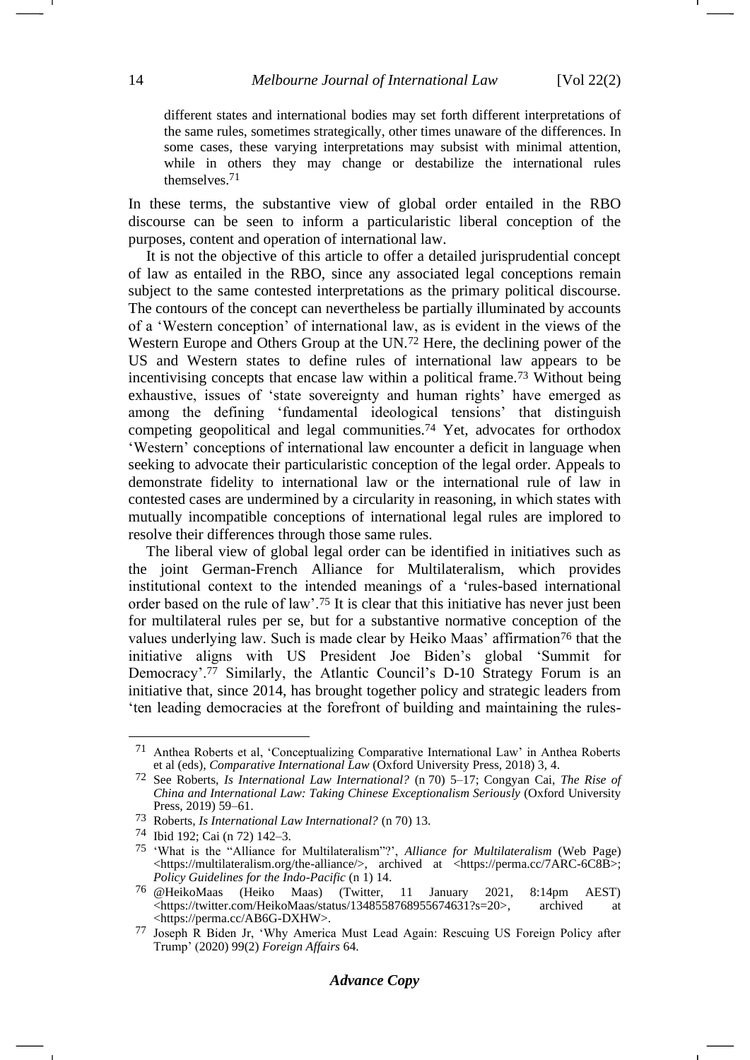> different states and international bodies may set forth different interpretations of the same rules, sometimes strategically, other times unaware of the differences. In some cases, these varying interpretations may subsist with minimal attention, while in others they may change or destabilize the international rules themselves.[71]

In these terms, the substantive view of global order entailed in the RBO discourse can be seen to inform a particularistic liberal conception of the purposes, content and operation of international law.

It is not the objective of this article to offer a detailed jurisprudential concept of law as entailed in the RBO, since any associated legal conceptions remain subject to the same contested interpretations as the primary political discourse. The contours of the concept can nevertheless be partially illuminated by accounts of a 'Western conception' of international law, as is evident in the views of the Western Europe and Others Group at the UN.[72] Here, the declining power of the US and Western states to define rules of international law appears to be incentivising concepts that encase law within a political frame.[73] Without being exhaustive, issues of 'state sovereignty and human rights' have emerged as among the defining 'fundamental ideological tensions' that distinguish competing geopolitical and legal communities.[74] Yet, advocates for orthodox 'Western' conceptions of international law encounter a deficit in language when seeking to advocate their particularistic conception of the legal order. Appeals to demonstrate fidelity to international law or the international rule of law in contested cases are undermined by a circularity in reasoning, in which states with mutually incompatible conceptions of international legal rules are implored to resolve their differences through those same rules.

The liberal view of global legal order can be identified in initiatives such as the joint German-French Alliance for Multilateralism, which provides institutional context to the intended meanings of a 'rules-based international order based on the rule of law'.[75] It is clear that this initiative has never just been for multilateral rules per se, but for a substantive normative conception of the values underlying law. Such is made clear by Heiko Maas' affirmation[76] that the initiative aligns with US President Joe Biden's global 'Summit for Democracy'.[77] Similarly, the Atlantic Council's D-10 Strategy Forum is an initiative that, since 2014, has brought together policy and strategic leaders from 'ten leading democracies at the forefront of building and maintaining the rules-

---

[71] Anthea Roberts et al, 'Conceptualizing Comparative International Law' in Anthea Roberts et al (eds), *Comparative International Law* (Oxford University Press, 2018) 3, 4.

[72] See Roberts, *Is International Law International?* (n 70) 5–17; Congyan Cai, *The Rise of China and International Law: Taking Chinese Exceptionalism Seriously* (Oxford University Press, 2019) 59–61.

[73] Roberts, *Is International Law International?* (n 70) 13.

[74] Ibid 192; Cai (n 72) 142–3.

[75] 'What is the "Alliance for Multilateralism"?', *Alliance for Multilateralism* (Web Page) <https://multilateralism.org/the-alliance/>, archived at <https://perma.cc/7ARC-6C8B>; *Policy Guidelines for the Indo-Pacific* (n 1) 14.

[76] @HeikoMaas (Heiko Maas) (Twitter, 11 January 2021, 8:14pm AEST) <https://twitter.com/HeikoMaas/status/1348558768955674631?s=20>, archived at <https://perma.cc/AB6G-DXHW>.

[77] Joseph R Biden Jr, 'Why America Must Lead Again: Rescuing US Foreign Policy after Trump' (2020) 99(2) *Foreign Affairs* 64.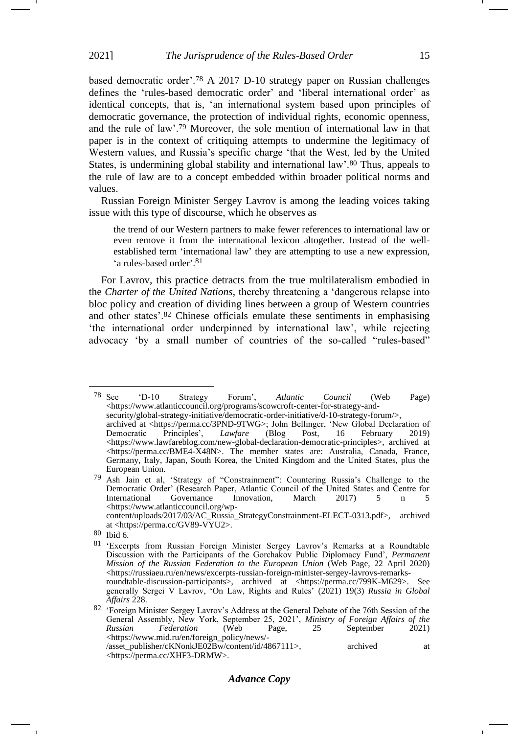based democratic order'.[78] A 2017 D-10 strategy paper on Russian challenges defines the 'rules-based democratic order' and 'liberal international order' as identical concepts, that is, 'an international system based upon principles of democratic governance, the protection of individual rights, economic openness, and the rule of law'.[79] Moreover, the sole mention of international law in that paper is in the context of critiquing attempts to undermine the legitimacy of Western values, and Russia's specific charge 'that the West, led by the United States, is undermining global stability and international law'.[80] Thus, appeals to the rule of law are to a concept embedded within broader political norms and values.

Russian Foreign Minister Sergey Lavrov is among the leading voices taking issue with this type of discourse, which he observes as

> the trend of our Western partners to make fewer references to international law or even remove it from the international lexicon altogether. Instead of the well-established term 'international law' they are attempting to use a new expression, 'a rules-based order'.[81]

For Lavrov, this practice detracts from the true multilateralism embodied in the *Charter of the United Nations*, thereby threatening a 'dangerous relapse into bloc policy and creation of dividing lines between a group of Western countries and other states'.[82] Chinese officials emulate these sentiments in emphasising 'the international order underpinned by international law', while rejecting advocacy 'by a small number of countries of the so-called "rules-based"

---

[78] See 'D-10 Strategy Forum', *Atlantic Council* (Web Page) <https://www.atlanticcouncil.org/programs/scowcroft-center-for-strategy-and-security/global-strategy-initiative/democratic-order-initiative/d-10-strategy-forum/>, archived at <https://perma.cc/3PND-9TWG>; John Bellinger, 'New Global Declaration of Democratic Principles', *Lawfare* (Blog Post, 16 February 2019) <https://www.lawfareblog.com/new-global-declaration-democratic-principles>, archived at <https://perma.cc/BME4-X48N>. The member states are: Australia, Canada, France, Germany, Italy, Japan, South Korea, the United Kingdom and the United States, plus the European Union.

[79] Ash Jain et al, 'Strategy of "Constrainment": Countering Russia's Challenge to the Democratic Order' (Research Paper, Atlantic Council of the United States and Centre for International Governance Innovation, March 2017) 5 n 5 <https://www.atlanticcouncil.org/wp-content/uploads/2017/03/AC_Russia_StrategyConstrainment-ELECT-0313.pdf>, archived at <https://perma.cc/GV89-VYU2>.

[80] Ibid 6.

[81] 'Excerpts from Russian Foreign Minister Sergey Lavrov's Remarks at a Roundtable Discussion with the Participants of the Gorchakov Public Diplomacy Fund', *Permanent Mission of the Russian Federation to the European Union* (Web Page, 22 April 2020) <https://russiaeu.ru/en/news/excerpts-russian-foreign-minister-sergey-lavrovs-remarks-roundtable-discussion-participants>, archived at <https://perma.cc/799K-M629>. See generally Sergei V Lavrov, 'On Law, Rights and Rules' (2021) 19(3) *Russia in Global Affairs* 228.

[82] 'Foreign Minister Sergey Lavrov's Address at the General Debate of the 76th Session of the General Assembly, New York, September 25, 2021', *Ministry of Foreign Affairs of the Russian Federation* (Web Page, 25 September 2021) <https://www.mid.ru/en/foreign_policy/news/-/asset_publisher/cKNonkJE02Bw/content/id/4867111>, archived at <https://perma.cc/XHF3-DRMW>.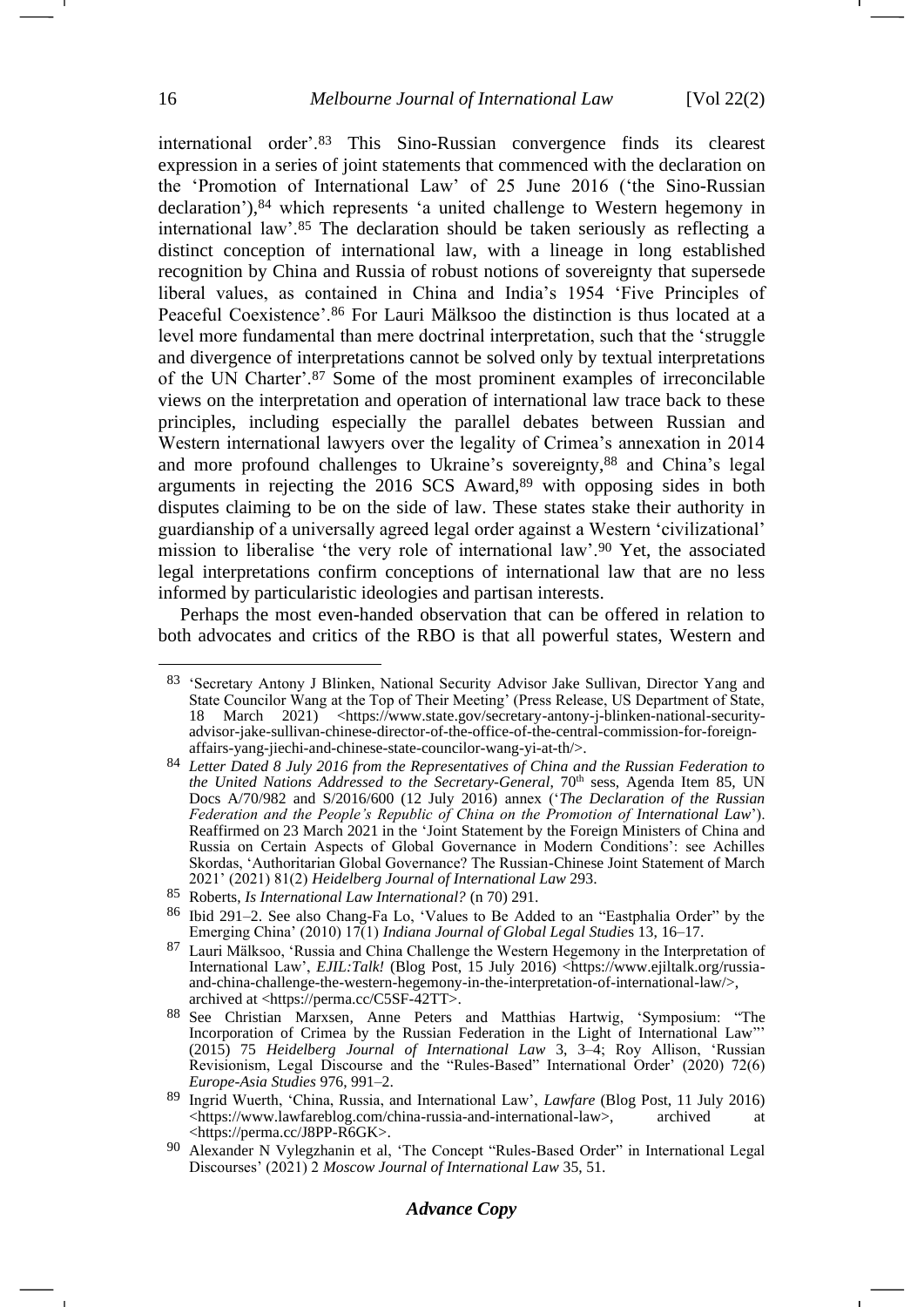international order'.[83] This Sino-Russian convergence finds its clearest expression in a series of joint statements that commenced with the declaration on the 'Promotion of International Law' of 25 June 2016 ('the Sino-Russian declaration'),[84] which represents 'a united challenge to Western hegemony in international law'.[85] The declaration should be taken seriously as reflecting a distinct conception of international law, with a lineage in long established recognition by China and Russia of robust notions of sovereignty that supersede liberal values, as contained in China and India's 1954 'Five Principles of Peaceful Coexistence'.[86] For Lauri Mälksoo the distinction is thus located at a level more fundamental than mere doctrinal interpretation, such that the 'struggle and divergence of interpretations cannot be solved only by textual interpretations of the UN Charter'.[87] Some of the most prominent examples of irreconcilable views on the interpretation and operation of international law trace back to these principles, including especially the parallel debates between Russian and Western international lawyers over the legality of Crimea's annexation in 2014 and more profound challenges to Ukraine's sovereignty,[88] and China's legal arguments in rejecting the 2016 SCS Award,[89] with opposing sides in both disputes claiming to be on the side of law. These states stake their authority in guardianship of a universally agreed legal order against a Western 'civilizational' mission to liberalise 'the very role of international law'.[90] Yet, the associated legal interpretations confirm conceptions of international law that are no less informed by particularistic ideologies and partisan interests.

Perhaps the most even-handed observation that can be offered in relation to both advocates and critics of the RBO is that all powerful states, Western and

---

[83] 'Secretary Antony J Blinken, National Security Advisor Jake Sullivan, Director Yang and State Councilor Wang at the Top of Their Meeting' (Press Release, US Department of State, 18 March 2021) <https://www.state.gov/secretary-antony-j-blinken-national-security-advisor-jake-sullivan-chinese-director-of-the-office-of-the-central-commission-for-foreign-affairs-yang-jiechi-and-chinese-state-councilor-wang-yi-at-th/>.

[84] *Letter Dated 8 July 2016 from the Representatives of China and the Russian Federation to the United Nations Addressed to the Secretary-General*, 70th sess, Agenda Item 85, UN Docs A/70/982 and S/2016/600 (12 July 2016) annex ('*The Declaration of the Russian Federation and the People's Republic of China on the Promotion of International Law*'). Reaffirmed on 23 March 2021 in the 'Joint Statement by the Foreign Ministers of China and Russia on Certain Aspects of Global Governance in Modern Conditions': see Achilles Skordas, 'Authoritarian Global Governance? The Russian-Chinese Joint Statement of March 2021' (2021) 81(2) *Heidelberg Journal of International Law* 293.

[85] Roberts, *Is International Law International?* (n 70) 291.

[86] Ibid 291–2. See also Chang-Fa Lo, 'Values to Be Added to an "Eastphalia Order" by the Emerging China' (2010) 17(1) *Indiana Journal of Global Legal Studies* 13, 16–17.

[87] Lauri Mälksoo, 'Russia and China Challenge the Western Hegemony in the Interpretation of International Law', *EJIL:Talk!* (Blog Post, 15 July 2016) <https://www.ejiltalk.org/russia-and-china-challenge-the-western-hegemony-in-the-interpretation-of-international-law/>, archived at <https://perma.cc/C5SF-42TT>.

[88] See Christian Marxsen, Anne Peters and Matthias Hartwig, 'Symposium: "The Incorporation of Crimea by the Russian Federation in the Light of International Law"' (2015) 75 *Heidelberg Journal of International Law* 3, 3–4; Roy Allison, 'Russian Revisionism, Legal Discourse and the "Rules-Based" International Order' (2020) 72(6) *Europe-Asia Studies* 976, 991–2.

[89] Ingrid Wuerth, 'China, Russia, and International Law', *Lawfare* (Blog Post, 11 July 2016) <https://www.lawfareblog.com/china-russia-and-international-law>, archived at <https://perma.cc/J8PP-R6GK>.

[90] Alexander N Vylegzhanin et al, 'The Concept "Rules-Based Order" in International Legal Discourses' (2021) 2 *Moscow Journal of International Law* 35, 51.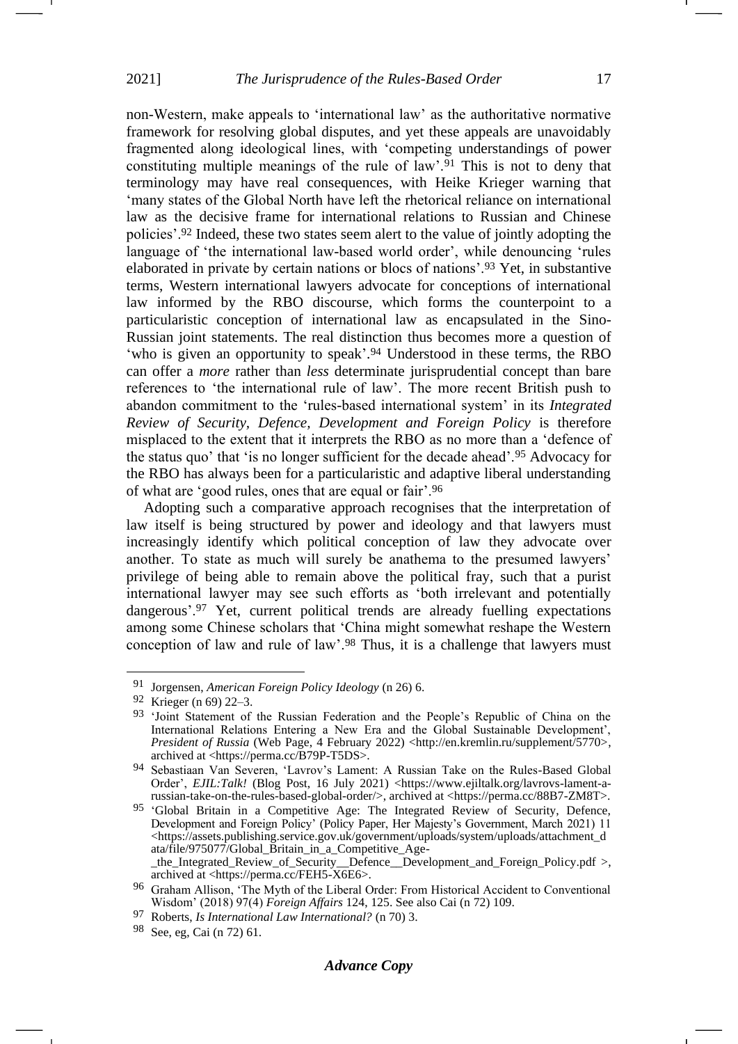non-Western, make appeals to 'international law' as the authoritative normative framework for resolving global disputes, and yet these appeals are unavoidably fragmented along ideological lines, with 'competing understandings of power constituting multiple meanings of the rule of law'.[91] This is not to deny that terminology may have real consequences, with Heike Krieger warning that 'many states of the Global North have left the rhetorical reliance on international law as the decisive frame for international relations to Russian and Chinese policies'.[92] Indeed, these two states seem alert to the value of jointly adopting the language of 'the international law-based world order', while denouncing 'rules elaborated in private by certain nations or blocs of nations'.[93] Yet, in substantive terms, Western international lawyers advocate for conceptions of international law informed by the RBO discourse, which forms the counterpoint to a particularistic conception of international law as encapsulated in the Sino-Russian joint statements. The real distinction thus becomes more a question of 'who is given an opportunity to speak'.[94] Understood in these terms, the RBO can offer a *more* rather than *less* determinate jurisprudential concept than bare references to 'the international rule of law'. The more recent British push to abandon commitment to the 'rules-based international system' in its *Integrated Review of Security, Defence, Development and Foreign Policy* is therefore misplaced to the extent that it interprets the RBO as no more than a 'defence of the status quo' that 'is no longer sufficient for the decade ahead'.[95] Advocacy for the RBO has always been for a particularistic and adaptive liberal understanding of what are 'good rules, ones that are equal or fair'.[96]

Adopting such a comparative approach recognises that the interpretation of law itself is being structured by power and ideology and that lawyers must increasingly identify which political conception of law they advocate over another. To state as much will surely be anathema to the presumed lawyers' privilege of being able to remain above the political fray, such that a purist international lawyer may see such efforts as 'both irrelevant and potentially dangerous'.[97] Yet, current political trends are already fuelling expectations among some Chinese scholars that 'China might somewhat reshape the Western conception of law and rule of law'.[98] Thus, it is a challenge that lawyers must

---

91 Jorgensen, *American Foreign Policy Ideology* (n 26) 6.

92 Krieger (n 69) 22–3.

93 'Joint Statement of the Russian Federation and the People's Republic of China on the International Relations Entering a New Era and the Global Sustainable Development', *President of Russia* (Web Page, 4 February 2022) <http://en.kremlin.ru/supplement/5770>, archived at <https://perma.cc/B79P-T5DS>.

94 Sebastiaan Van Severen, 'Lavrov's Lament: A Russian Take on the Rules-Based Global Order', *EJIL:Talk!* (Blog Post, 16 July 2021) <https://www.ejiltalk.org/lavrovs-lament-a-russian-take-on-the-rules-based-global-order/>, archived at <https://perma.cc/88B7-ZM8T>.

95 'Global Britain in a Competitive Age: The Integrated Review of Security, Defence, Development and Foreign Policy' (Policy Paper, Her Majesty's Government, March 2021) 11 <https://assets.publishing.service.gov.uk/government/uploads/system/uploads/attachment_data/file/975077/Global_Britain_in_a_Competitive_Age-_the_Integrated_Review_of_Security__Defence__Development_and_Foreign_Policy.pdf >, archived at <https://perma.cc/FEH5-X6E6>.

96 Graham Allison, 'The Myth of the Liberal Order: From Historical Accident to Conventional Wisdom' (2018) 97(4) *Foreign Affairs* 124, 125. See also Cai (n 72) 109.

97 Roberts, *Is International Law International?* (n 70) 3.

98 See, eg, Cai (n 72) 61.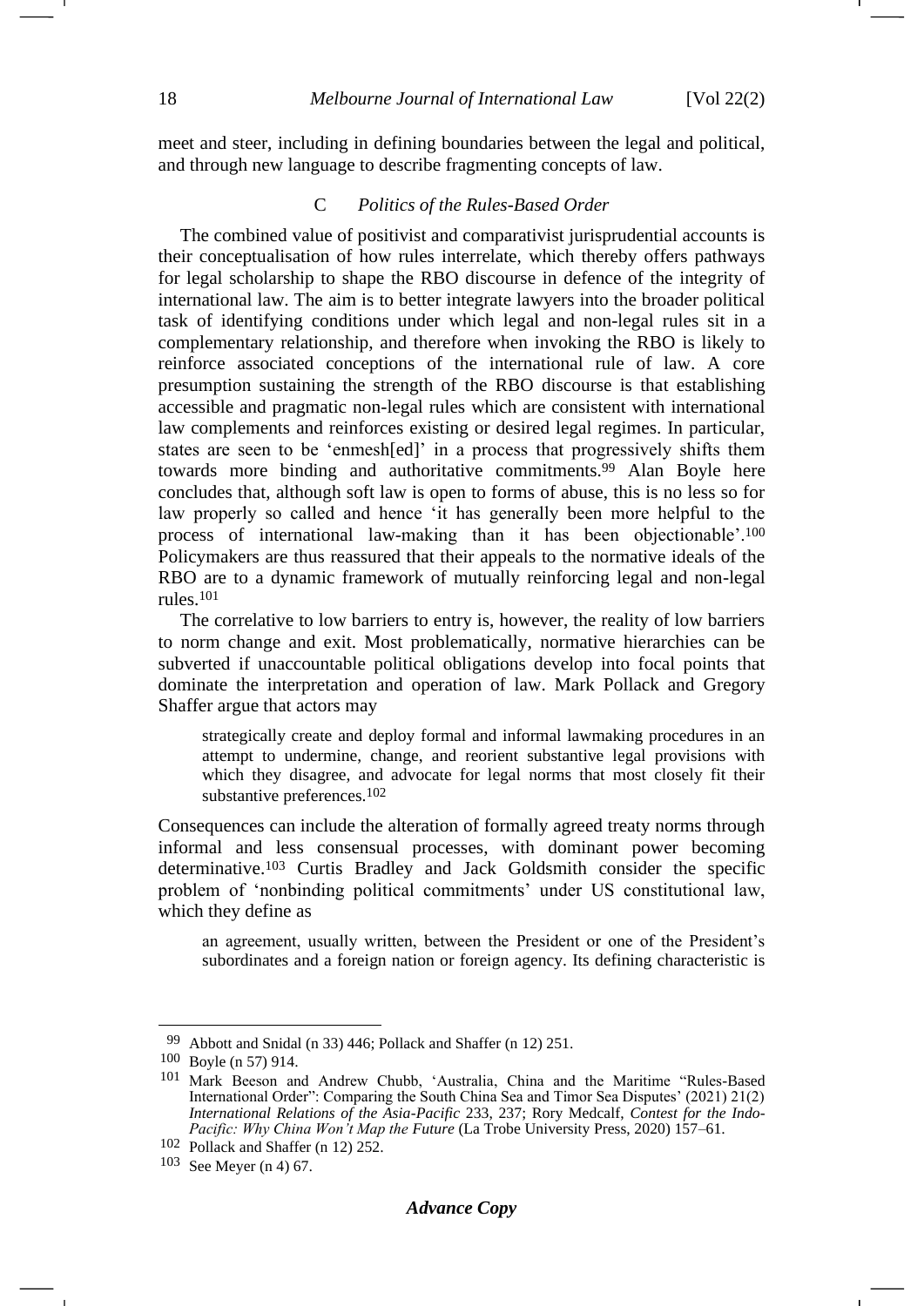meet and steer, including in defining boundaries between the legal and political, and through new language to describe fragmenting concepts of law.

### C *Politics of the Rules-Based Order*

The combined value of positivist and comparativist jurisprudential accounts is their conceptualisation of how rules interrelate, which thereby offers pathways for legal scholarship to shape the RBO discourse in defence of the integrity of international law. The aim is to better integrate lawyers into the broader political task of identifying conditions under which legal and non-legal rules sit in a complementary relationship, and therefore when invoking the RBO is likely to reinforce associated conceptions of the international rule of law. A core presumption sustaining the strength of the RBO discourse is that establishing accessible and pragmatic non-legal rules which are consistent with international law complements and reinforces existing or desired legal regimes. In particular, states are seen to be 'enmesh[ed]' in a process that progressively shifts them towards more binding and authoritative commitments.[99] Alan Boyle here concludes that, although soft law is open to forms of abuse, this is no less so for law properly so called and hence 'it has generally been more helpful to the process of international law-making than it has been objectionable'.[100] Policymakers are thus reassured that their appeals to the normative ideals of the RBO are to a dynamic framework of mutually reinforcing legal and non-legal rules.[101]

The correlative to low barriers to entry is, however, the reality of low barriers to norm change and exit. Most problematically, normative hierarchies can be subverted if unaccountable political obligations develop into focal points that dominate the interpretation and operation of law. Mark Pollack and Gregory Shaffer argue that actors may

> strategically create and deploy formal and informal lawmaking procedures in an attempt to undermine, change, and reorient substantive legal provisions with which they disagree, and advocate for legal norms that most closely fit their substantive preferences.[102]

Consequences can include the alteration of formally agreed treaty norms through informal and less consensual processes, with dominant power becoming determinative.[103] Curtis Bradley and Jack Goldsmith consider the specific problem of 'nonbinding political commitments' under US constitutional law, which they define as

> an agreement, usually written, between the President or one of the President's subordinates and a foreign nation or foreign agency. Its defining characteristic is

---

[99] Abbott and Snidal (n 33) 446; Pollack and Shaffer (n 12) 251.

[100] Boyle (n 57) 914.

[101] Mark Beeson and Andrew Chubb, 'Australia, China and the Maritime "Rules-Based International Order": Comparing the South China Sea and Timor Sea Disputes' (2021) 21(2) *International Relations of the Asia-Pacific* 233, 237; Rory Medcalf, *Contest for the Indo-Pacific: Why China Won't Map the Future* (La Trobe University Press, 2020) 157–61.

[102] Pollack and Shaffer (n 12) 252.

[103] See Meyer (n 4) 67.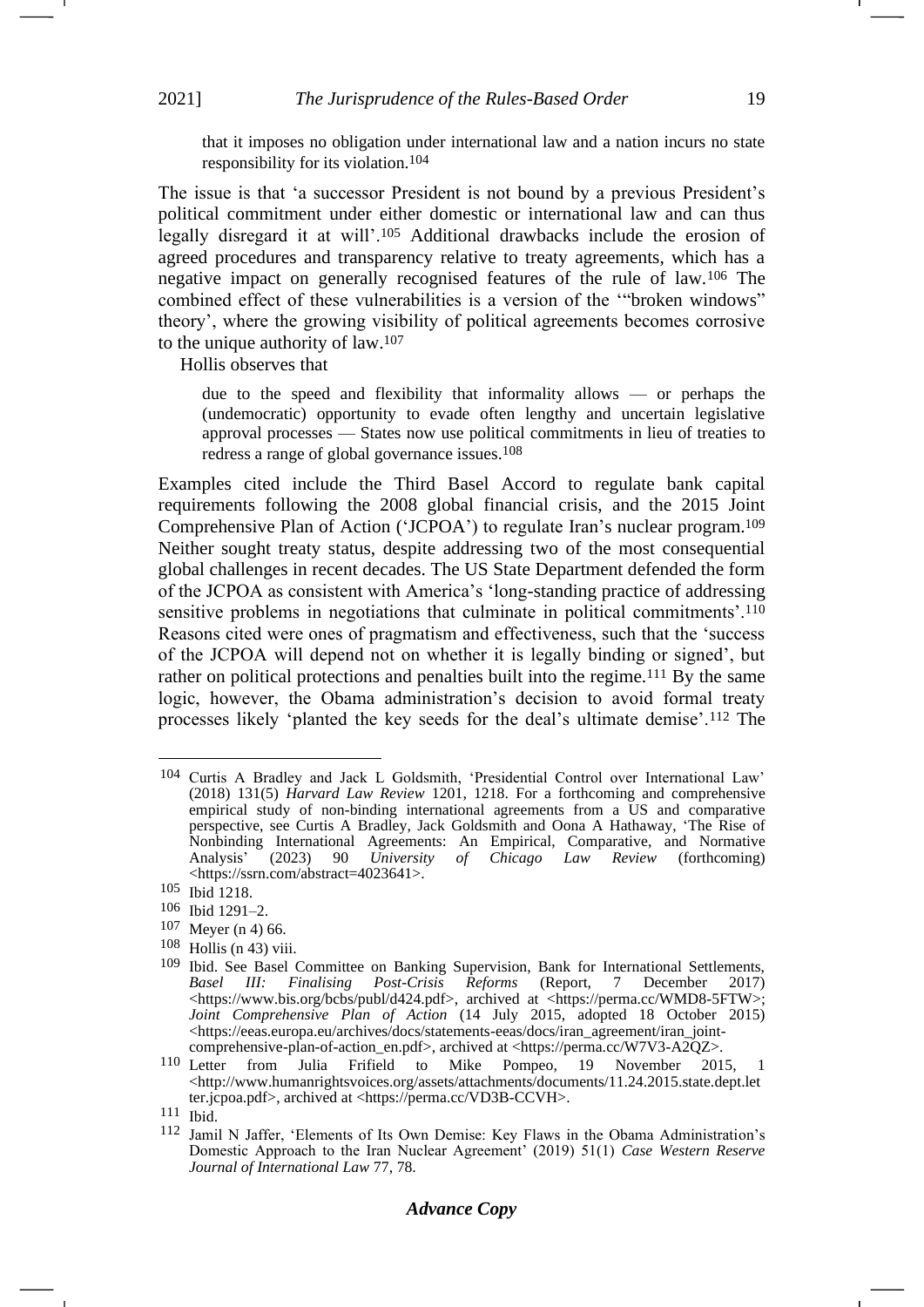> that it imposes no obligation under international law and a nation incurs no state responsibility for its violation.[104]

The issue is that 'a successor President is not bound by a previous President's political commitment under either domestic or international law and can thus legally disregard it at will'.[105] Additional drawbacks include the erosion of agreed procedures and transparency relative to treaty agreements, which has a negative impact on generally recognised features of the rule of law.[106] The combined effect of these vulnerabilities is a version of the '"broken windows" theory', where the growing visibility of political agreements becomes corrosive to the unique authority of law.[107]

Hollis observes that

> due to the speed and flexibility that informality allows — or perhaps the (undemocratic) opportunity to evade often lengthy and uncertain legislative approval processes — States now use political commitments in lieu of treaties to redress a range of global governance issues.[108]

Examples cited include the Third Basel Accord to regulate bank capital requirements following the 2008 global financial crisis, and the 2015 Joint Comprehensive Plan of Action ('JCPOA') to regulate Iran's nuclear program.[109] Neither sought treaty status, despite addressing two of the most consequential global challenges in recent decades. The US State Department defended the form of the JCPOA as consistent with America's 'long-standing practice of addressing sensitive problems in negotiations that culminate in political commitments'.[110] Reasons cited were ones of pragmatism and effectiveness, such that the 'success of the JCPOA will depend not on whether it is legally binding or signed', but rather on political protections and penalties built into the regime.[111] By the same logic, however, the Obama administration's decision to avoid formal treaty processes likely 'planted the key seeds for the deal's ultimate demise'.[112] The

---

[104] Curtis A Bradley and Jack L Goldsmith, 'Presidential Control over International Law' (2018) 131(5) *Harvard Law Review* 1201, 1218. For a forthcoming and comprehensive empirical study of non-binding international agreements from a US and comparative perspective, see Curtis A Bradley, Jack Goldsmith and Oona A Hathaway, 'The Rise of Nonbinding International Agreements: An Empirical, Comparative, and Normative Analysis' (2023) 90 *University of Chicago Law Review* (forthcoming) <https://ssrn.com/abstract=4023641>.

[105] Ibid 1218.

[106] Ibid 1291–2.

[107] Meyer (n 4) 66.

[108] Hollis (n 43) viii.

[109] Ibid. See Basel Committee on Banking Supervision, Bank for International Settlements, *Basel III: Finalising Post-Crisis Reforms* (Report, 7 December 2017) <https://www.bis.org/bcbs/publ/d424.pdf>, archived at <https://perma.cc/WMD8-5FTW>; *Joint Comprehensive Plan of Action* (14 July 2015, adopted 18 October 2015) <https://eeas.europa.eu/archives/docs/statements-eeas/docs/iran_agreement/iran_joint-comprehensive-plan-of-action_en.pdf>, archived at <https://perma.cc/W7V3-A2QZ>.

[110] Letter from Julia Frifield to Mike Pompeo, 19 November 2015, 1 <http://www.humanrightsvoices.org/assets/attachments/documents/11.24.2015.state.dept.letter.jcpoa.pdf>, archived at <https://perma.cc/VD3B-CCVH>.

[111] Ibid.

[112] Jamil N Jaffer, 'Elements of Its Own Demise: Key Flaws in the Obama Administration's Domestic Approach to the Iran Nuclear Agreement' (2019) 51(1) *Case Western Reserve Journal of International Law* 77, 78.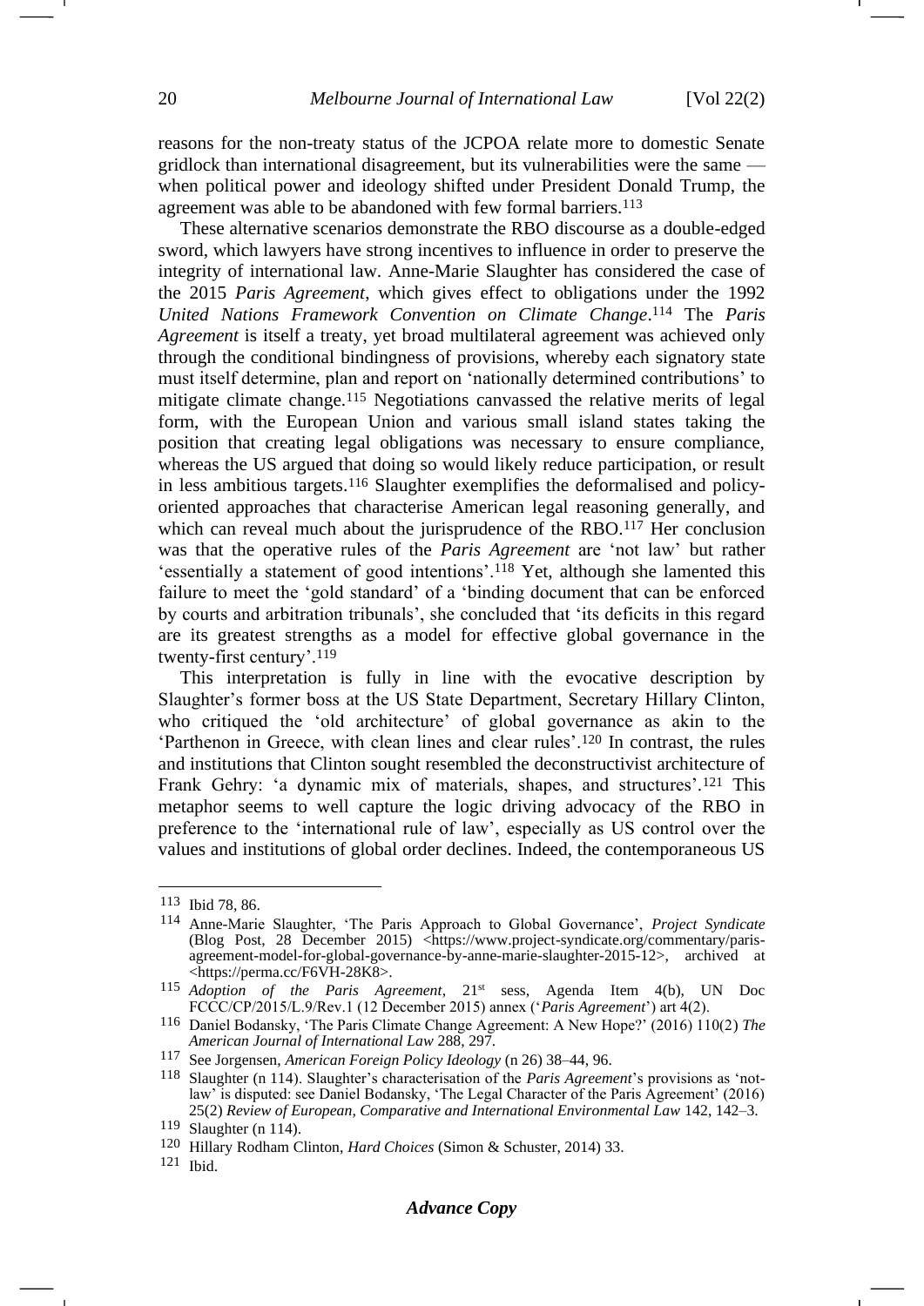reasons for the non-treaty status of the JCPOA relate more to domestic Senate gridlock than international disagreement, but its vulnerabilities were the same — when political power and ideology shifted under President Donald Trump, the agreement was able to be abandoned with few formal barriers.[113]

These alternative scenarios demonstrate the RBO discourse as a double-edged sword, which lawyers have strong incentives to influence in order to preserve the integrity of international law. Anne-Marie Slaughter has considered the case of the 2015 *Paris Agreement*, which gives effect to obligations under the 1992 *United Nations Framework Convention on Climate Change*.[114] The *Paris Agreement* is itself a treaty, yet broad multilateral agreement was achieved only through the conditional bindingness of provisions, whereby each signatory state must itself determine, plan and report on 'nationally determined contributions' to mitigate climate change.[115] Negotiations canvassed the relative merits of legal form, with the European Union and various small island states taking the position that creating legal obligations was necessary to ensure compliance, whereas the US argued that doing so would likely reduce participation, or result in less ambitious targets.[116] Slaughter exemplifies the deformalised and policy-oriented approaches that characterise American legal reasoning generally, and which can reveal much about the jurisprudence of the RBO.[117] Her conclusion was that the operative rules of the *Paris Agreement* are 'not law' but rather 'essentially a statement of good intentions'.[118] Yet, although she lamented this failure to meet the 'gold standard' of a 'binding document that can be enforced by courts and arbitration tribunals', she concluded that 'its deficits in this regard are its greatest strengths as a model for effective global governance in the twenty-first century'.[119]

This interpretation is fully in line with the evocative description by Slaughter's former boss at the US State Department, Secretary Hillary Clinton, who critiqued the 'old architecture' of global governance as akin to the 'Parthenon in Greece, with clean lines and clear rules'.[120] In contrast, the rules and institutions that Clinton sought resembled the deconstructivist architecture of Frank Gehry: 'a dynamic mix of materials, shapes, and structures'.[121] This metaphor seems to well capture the logic driving advocacy of the RBO in preference to the 'international rule of law', especially as US control over the values and institutions of global order declines. Indeed, the contemporaneous US

---

113 Ibid 78, 86.

114 Anne-Marie Slaughter, 'The Paris Approach to Global Governance', *Project Syndicate* (Blog Post, 28 December 2015) <https://www.project-syndicate.org/commentary/paris-agreement-model-for-global-governance-by-anne-marie-slaughter-2015-12>, archived at <https://perma.cc/F6VH-28K8>.

115 *Adoption of the Paris Agreement*, 21st sess, Agenda Item 4(b), UN Doc FCCC/CP/2015/L.9/Rev.1 (12 December 2015) annex ('*Paris Agreement*') art 4(2).

116 Daniel Bodansky, 'The Paris Climate Change Agreement: A New Hope?' (2016) 110(2) *The American Journal of International Law* 288, 297.

117 See Jorgensen, *American Foreign Policy Ideology* (n 26) 38–44, 96.

118 Slaughter (n 114). Slaughter's characterisation of the *Paris Agreement*'s provisions as 'not-law' is disputed: see Daniel Bodansky, 'The Legal Character of the Paris Agreement' (2016) 25(2) *Review of European, Comparative and International Environmental Law* 142, 142–3.

119 Slaughter (n 114).

120 Hillary Rodham Clinton, *Hard Choices* (Simon & Schuster, 2014) 33.

121 Ibid.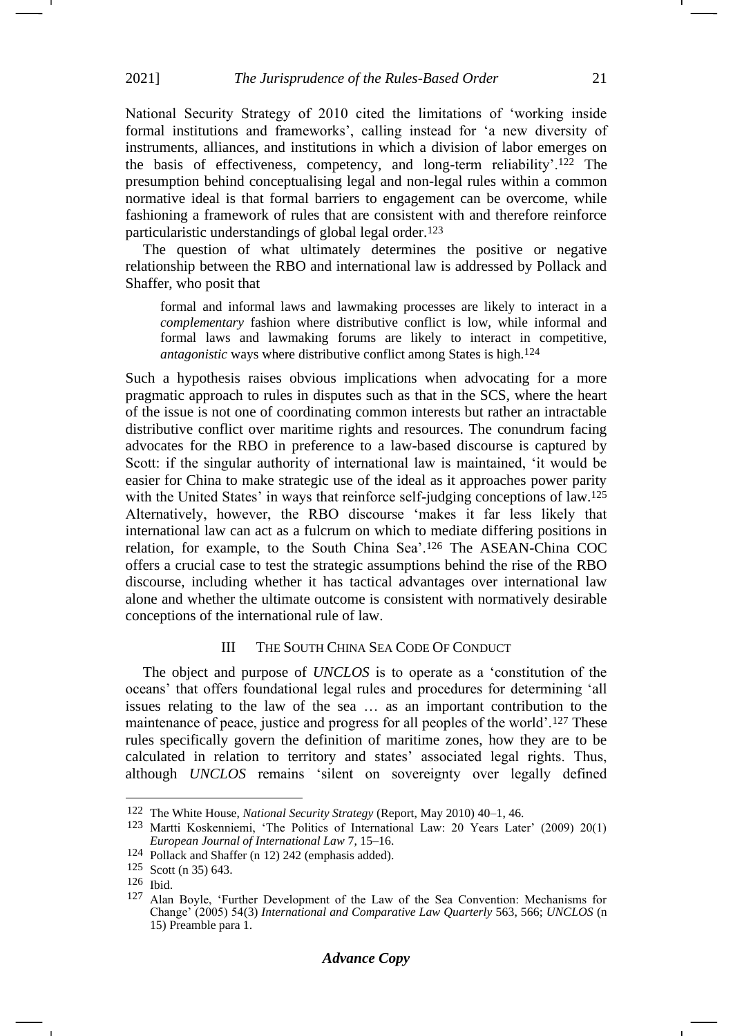National Security Strategy of 2010 cited the limitations of 'working inside formal institutions and frameworks', calling instead for 'a new diversity of instruments, alliances, and institutions in which a division of labor emerges on the basis of effectiveness, competency, and long-term reliability'.[122] The presumption behind conceptualising legal and non-legal rules within a common normative ideal is that formal barriers to engagement can be overcome, while fashioning a framework of rules that are consistent with and therefore reinforce particularistic understandings of global legal order.[123]

The question of what ultimately determines the positive or negative relationship between the RBO and international law is addressed by Pollack and Shaffer, who posit that

> formal and informal laws and lawmaking processes are likely to interact in a *complementary* fashion where distributive conflict is low, while informal and formal laws and lawmaking forums are likely to interact in competitive, *antagonistic* ways where distributive conflict among States is high.[124]

Such a hypothesis raises obvious implications when advocating for a more pragmatic approach to rules in disputes such as that in the SCS, where the heart of the issue is not one of coordinating common interests but rather an intractable distributive conflict over maritime rights and resources. The conundrum facing advocates for the RBO in preference to a law-based discourse is captured by Scott: if the singular authority of international law is maintained, 'it would be easier for China to make strategic use of the ideal as it approaches power parity with the United States' in ways that reinforce self-judging conceptions of law.[125] Alternatively, however, the RBO discourse 'makes it far less likely that international law can act as a fulcrum on which to mediate differing positions in relation, for example, to the South China Sea'.[126] The ASEAN-China COC offers a crucial case to test the strategic assumptions behind the rise of the RBO discourse, including whether it has tactical advantages over international law alone and whether the ultimate outcome is consistent with normatively desirable conceptions of the international rule of law.

## III The South China Sea Code Of Conduct

The object and purpose of *UNCLOS* is to operate as a 'constitution of the oceans' that offers foundational legal rules and procedures for determining 'all issues relating to the law of the sea … as an important contribution to the maintenance of peace, justice and progress for all peoples of the world'.[127] These rules specifically govern the definition of maritime zones, how they are to be calculated in relation to territory and states' associated legal rights. Thus, although *UNCLOS* remains 'silent on sovereignty over legally defined

---

[122] The White House, *National Security Strategy* (Report, May 2010) 40–1, 46.

[123] Martti Koskenniemi, 'The Politics of International Law: 20 Years Later' (2009) 20(1) *European Journal of International Law* 7, 15–16.

[124] Pollack and Shaffer (n 12) 242 (emphasis added).

[125] Scott (n 35) 643.

[126] Ibid.

[127] Alan Boyle, 'Further Development of the Law of the Sea Convention: Mechanisms for Change' (2005) 54(3) *International and Comparative Law Quarterly* 563, 566; *UNCLOS* (n 15) Preamble para 1.

*Advance Copy*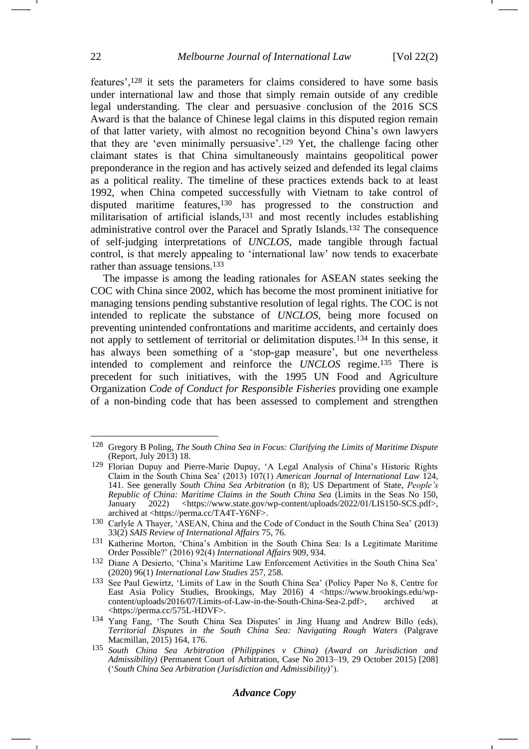features',[128] it sets the parameters for claims considered to have some basis under international law and those that simply remain outside of any credible legal understanding. The clear and persuasive conclusion of the 2016 SCS Award is that the balance of Chinese legal claims in this disputed region remain of that latter variety, with almost no recognition beyond China's own lawyers that they are 'even minimally persuasive'.[129] Yet, the challenge facing other claimant states is that China simultaneously maintains geopolitical power preponderance in the region and has actively seized and defended its legal claims as a political reality. The timeline of these practices extends back to at least 1992, when China competed successfully with Vietnam to take control of disputed maritime features,[130] has progressed to the construction and militarisation of artificial islands,[131] and most recently includes establishing administrative control over the Paracel and Spratly Islands.[132] The consequence of self-judging interpretations of *UNCLOS*, made tangible through factual control, is that merely appealing to 'international law' now tends to exacerbate rather than assuage tensions.[133]

The impasse is among the leading rationales for ASEAN states seeking the COC with China since 2002, which has become the most prominent initiative for managing tensions pending substantive resolution of legal rights. The COC is not intended to replicate the substance of *UNCLOS*, being more focused on preventing unintended confrontations and maritime accidents, and certainly does not apply to settlement of territorial or delimitation disputes.[134] In this sense, it has always been something of a 'stop-gap measure', but one nevertheless intended to complement and reinforce the *UNCLOS* regime.[135] There is precedent for such initiatives, with the 1995 UN Food and Agriculture Organization *Code of Conduct for Responsible Fisheries* providing one example of a non-binding code that has been assessed to complement and strengthen

---

[128] Gregory B Poling, *The South China Sea in Focus: Clarifying the Limits of Maritime Dispute* (Report, July 2013) 18.

[129] Florian Dupuy and Pierre-Marie Dupuy, 'A Legal Analysis of China's Historic Rights Claim in the South China Sea' (2013) 107(1) *American Journal of International Law* 124, 141. See generally *South China Sea Arbitration* (n 8); US Department of State, *People's Republic of China: Maritime Claims in the South China Sea* (Limits in the Seas No 150, January 2022) <https://www.state.gov/wp-content/uploads/2022/01/LIS150-SCS.pdf>, archived at <https://perma.cc/TA4T-Y6NF>.

[130] Carlyle A Thayer, 'ASEAN, China and the Code of Conduct in the South China Sea' (2013) 33(2) *SAIS Review of International Affairs* 75, 76.

[131] Katherine Morton, 'China's Ambition in the South China Sea: Is a Legitimate Maritime Order Possible?' (2016) 92(4) *International Affairs* 909, 934.

[132] Diane A Desierto, 'China's Maritime Law Enforcement Activities in the South China Sea' (2020) 96(1) *International Law Studies* 257, 258.

[133] See Paul Gewirtz, 'Limits of Law in the South China Sea' (Policy Paper No 8, Centre for East Asia Policy Studies, Brookings, May 2016) 4 <https://www.brookings.edu/wp-content/uploads/2016/07/Limits-of-Law-in-the-South-China-Sea-2.pdf>, archived at <https://perma.cc/575L-HDVF>.

[134] Yang Fang, 'The South China Sea Disputes' in Jing Huang and Andrew Billo (eds), *Territorial Disputes in the South China Sea: Navigating Rough Waters* (Palgrave Macmillan, 2015) 164, 176.

[135] *South China Sea Arbitration (Philippines v China) (Award on Jurisdiction and Admissibility)* (Permanent Court of Arbitration, Case No 2013–19, 29 October 2015) [208] ('*South China Sea Arbitration (Jurisdiction and Admissibility)*').

*Advance Copy*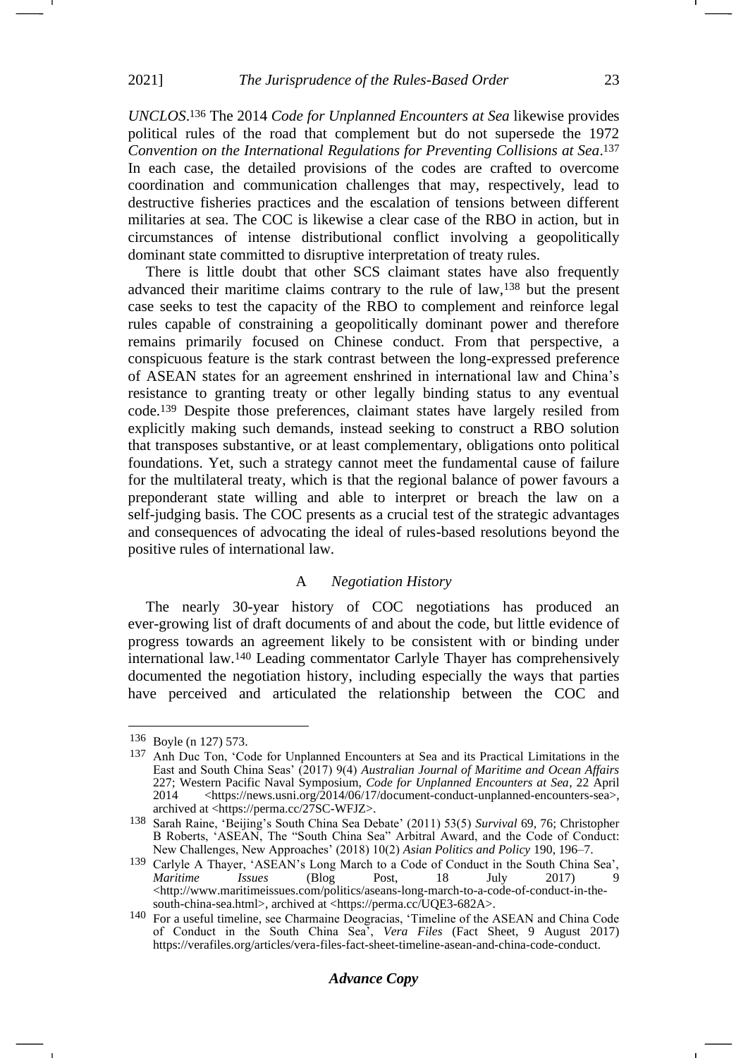*UNCLOS*.[136] The 2014 *Code for Unplanned Encounters at Sea* likewise provides political rules of the road that complement but do not supersede the 1972 *Convention on the International Regulations for Preventing Collisions at Sea*.[137] In each case, the detailed provisions of the codes are crafted to overcome coordination and communication challenges that may, respectively, lead to destructive fisheries practices and the escalation of tensions between different militaries at sea. The COC is likewise a clear case of the RBO in action, but in circumstances of intense distributional conflict involving a geopolitically dominant state committed to disruptive interpretation of treaty rules.

There is little doubt that other SCS claimant states have also frequently advanced their maritime claims contrary to the rule of law,[138] but the present case seeks to test the capacity of the RBO to complement and reinforce legal rules capable of constraining a geopolitically dominant power and therefore remains primarily focused on Chinese conduct. From that perspective, a conspicuous feature is the stark contrast between the long-expressed preference of ASEAN states for an agreement enshrined in international law and China's resistance to granting treaty or other legally binding status to any eventual code.[139] Despite those preferences, claimant states have largely resiled from explicitly making such demands, instead seeking to construct a RBO solution that transposes substantive, or at least complementary, obligations onto political foundations. Yet, such a strategy cannot meet the fundamental cause of failure for the multilateral treaty, which is that the regional balance of power favours a preponderant state willing and able to interpret or breach the law on a self-judging basis. The COC presents as a crucial test of the strategic advantages and consequences of advocating the ideal of rules-based resolutions beyond the positive rules of international law.

### A *Negotiation History*

The nearly 30-year history of COC negotiations has produced an ever-growing list of draft documents of and about the code, but little evidence of progress towards an agreement likely to be consistent with or binding under international law.[140] Leading commentator Carlyle Thayer has comprehensively documented the negotiation history, including especially the ways that parties have perceived and articulated the relationship between the COC and

---

[136] Boyle (n 127) 573.

[137] Anh Duc Ton, 'Code for Unplanned Encounters at Sea and its Practical Limitations in the East and South China Seas' (2017) 9(4) *Australian Journal of Maritime and Ocean Affairs* 227; Western Pacific Naval Symposium, *Code for Unplanned Encounters at Sea*, 22 April 2014 <https://news.usni.org/2014/06/17/document-conduct-unplanned-encounters-sea>, archived at <https://perma.cc/27SC-WFJZ>.

[138] Sarah Raine, 'Beijing's South China Sea Debate' (2011) 53(5) *Survival* 69, 76; Christopher B Roberts, 'ASEAN, The "South China Sea" Arbitral Award, and the Code of Conduct: New Challenges, New Approaches' (2018) 10(2) *Asian Politics and Policy* 190, 196–7.

[139] Carlyle A Thayer, 'ASEAN's Long March to a Code of Conduct in the South China Sea', *Maritime Issues* (Blog Post, 18 July 2017) 9 <http://www.maritimeissues.com/politics/aseans-long-march-to-a-code-of-conduct-in-the-south-china-sea.html>, archived at <https://perma.cc/UQE3-682A>.

[140] For a useful timeline, see Charmaine Deogracias, 'Timeline of the ASEAN and China Code of Conduct in the South China Sea', *Vera Files* (Fact Sheet, 9 August 2017) https://verafiles.org/articles/vera-files-fact-sheet-timeline-asean-and-china-code-conduct.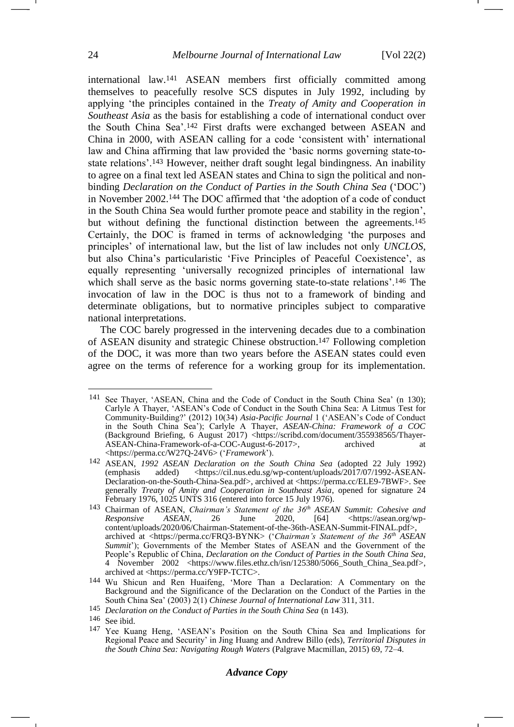international law.[141] ASEAN members first officially committed among themselves to peacefully resolve SCS disputes in July 1992, including by applying 'the principles contained in the *Treaty of Amity and Cooperation in Southeast Asia* as the basis for establishing a code of international conduct over the South China Sea'.[142] First drafts were exchanged between ASEAN and China in 2000, with ASEAN calling for a code 'consistent with' international law and China affirming that law provided the 'basic norms governing state-to-state relations'.[143] However, neither draft sought legal bindingness. An inability to agree on a final text led ASEAN states and China to sign the political and non-binding *Declaration on the Conduct of Parties in the South China Sea* ('DOC') in November 2002.[144] The DOC affirmed that 'the adoption of a code of conduct in the South China Sea would further promote peace and stability in the region', but without defining the functional distinction between the agreements.[145] Certainly, the DOC is framed in terms of acknowledging 'the purposes and principles' of international law, but the list of law includes not only *UNCLOS*, but also China's particularistic 'Five Principles of Peaceful Coexistence', as equally representing 'universally recognized principles of international law which shall serve as the basic norms governing state-to-state relations'.[146] The invocation of law in the DOC is thus not to a framework of binding and determinate obligations, but to normative principles subject to comparative national interpretations.

The COC barely progressed in the intervening decades due to a combination of ASEAN disunity and strategic Chinese obstruction.[147] Following completion of the DOC, it was more than two years before the ASEAN states could even agree on the terms of reference for a working group for its implementation.

---

[141] See Thayer, 'ASEAN, China and the Code of Conduct in the South China Sea' (n 130); Carlyle A Thayer, 'ASEAN's Code of Conduct in the South China Sea: A Litmus Test for Community-Building?' (2012) 10(34) *Asia-Pacific Journal* 1 ('ASEAN's Code of Conduct in the South China Sea'); Carlyle A Thayer, *ASEAN-China: Framework of a COC* (Background Briefing, 6 August 2017) <https://scribd.com/document/355938565/Thayer-ASEAN-China-Framework-of-a-COC-August-6-2017>, archived at <https://perma.cc/W27Q-24V6> ('*Framework*').

[142] ASEAN, *1992 ASEAN Declaration on the South China Sea* (adopted 22 July 1992) (emphasis added) <https://cil.nus.edu.sg/wp-content/uploads/2017/07/1992-ASEAN-Declaration-on-the-South-China-Sea.pdf>, archived at <https://perma.cc/ELE9-7BWF>. See generally *Treaty of Amity and Cooperation in Southeast Asia*, opened for signature 24 February 1976, 1025 UNTS 316 (entered into force 15 July 1976).

[143] Chairman of ASEAN, *Chairman's Statement of the 36th ASEAN Summit: Cohesive and Responsive ASEAN*, 26 June 2020, [64] <https://asean.org/wp-content/uploads/2020/06/Chairman-Statement-of-the-36th-ASEAN-Summit-FINAL.pdf>, archived at <https://perma.cc/FRQ3-BYNK> ('*Chairman's Statement of the 36th ASEAN Summit*'); Governments of the Member States of ASEAN and the Government of the People's Republic of China, *Declaration on the Conduct of Parties in the South China Sea*, 4 November 2002 <https://www.files.ethz.ch/isn/125380/5066_South_China_Sea.pdf>, archived at <https://perma.cc/Y9FP-TCTC>.

[144] Wu Shicun and Ren Huaifeng, 'More Than a Declaration: A Commentary on the Background and the Significance of the Declaration on the Conduct of the Parties in the South China Sea' (2003) 2(1) *Chinese Journal of International Law* 311, 311.

[145] *Declaration on the Conduct of Parties in the South China Sea* (n 143).

[146] See ibid.

[147] Yee Kuang Heng, 'ASEAN's Position on the South China Sea and Implications for Regional Peace and Security' in Jing Huang and Andrew Billo (eds), *Territorial Disputes in the South China Sea: Navigating Rough Waters* (Palgrave Macmillan, 2015) 69, 72–4.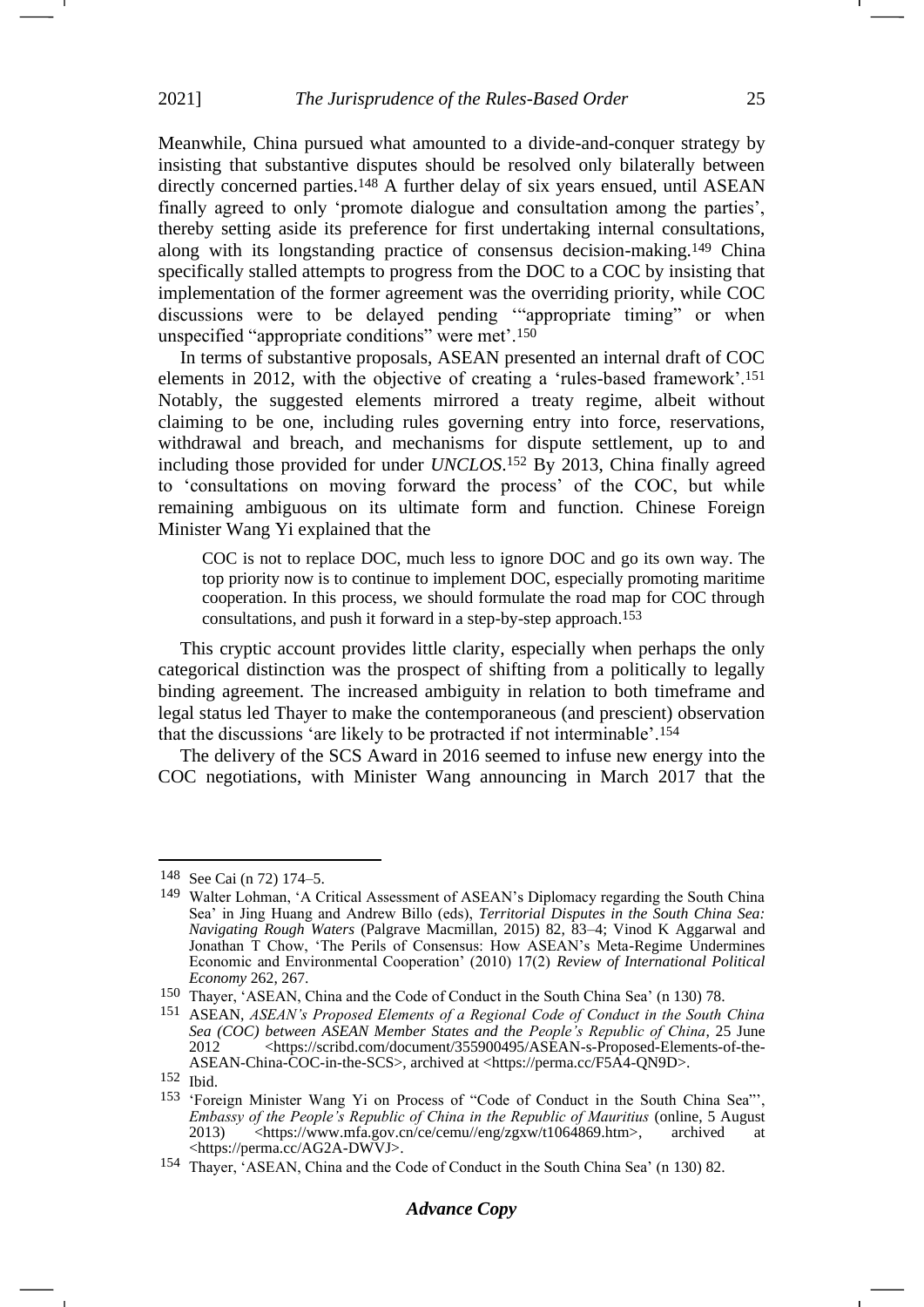Meanwhile, China pursued what amounted to a divide-and-conquer strategy by insisting that substantive disputes should be resolved only bilaterally between directly concerned parties.[148] A further delay of six years ensued, until ASEAN finally agreed to only 'promote dialogue and consultation among the parties', thereby setting aside its preference for first undertaking internal consultations, along with its longstanding practice of consensus decision-making.[149] China specifically stalled attempts to progress from the DOC to a COC by insisting that implementation of the former agreement was the overriding priority, while COC discussions were to be delayed pending '"appropriate timing" or when unspecified "appropriate conditions" were met'.[150]

In terms of substantive proposals, ASEAN presented an internal draft of COC elements in 2012, with the objective of creating a 'rules-based framework'.[151] Notably, the suggested elements mirrored a treaty regime, albeit without claiming to be one, including rules governing entry into force, reservations, withdrawal and breach, and mechanisms for dispute settlement, up to and including those provided for under *UNCLOS*.[152] By 2013, China finally agreed to 'consultations on moving forward the process' of the COC, but while remaining ambiguous on its ultimate form and function. Chinese Foreign Minister Wang Yi explained that the

> COC is not to replace DOC, much less to ignore DOC and go its own way. The top priority now is to continue to implement DOC, especially promoting maritime cooperation. In this process, we should formulate the road map for COC through consultations, and push it forward in a step-by-step approach.[153]

This cryptic account provides little clarity, especially when perhaps the only categorical distinction was the prospect of shifting from a politically to legally binding agreement. The increased ambiguity in relation to both timeframe and legal status led Thayer to make the contemporaneous (and prescient) observation that the discussions 'are likely to be protracted if not interminable'.[154]

The delivery of the SCS Award in 2016 seemed to infuse new energy into the COC negotiations, with Minister Wang announcing in March 2017 that the

---

[148] See Cai (n 72) 174–5.

[149] Walter Lohman, 'A Critical Assessment of ASEAN's Diplomacy regarding the South China Sea' in Jing Huang and Andrew Billo (eds), *Territorial Disputes in the South China Sea: Navigating Rough Waters* (Palgrave Macmillan, 2015) 82, 83–4; Vinod K Aggarwal and Jonathan T Chow, 'The Perils of Consensus: How ASEAN's Meta-Regime Undermines Economic and Environmental Cooperation' (2010) 17(2) *Review of International Political Economy* 262, 267.

[150] Thayer, 'ASEAN, China and the Code of Conduct in the South China Sea' (n 130) 78.

[151] ASEAN, *ASEAN's Proposed Elements of a Regional Code of Conduct in the South China Sea (COC) between ASEAN Member States and the People's Republic of China*, 25 June 2012 <https://scribd.com/document/355900495/ASEAN-s-Proposed-Elements-of-the-ASEAN-China-COC-in-the-SCS>, archived at <https://perma.cc/F5A4-QN9D>.

[152] Ibid.

[153] 'Foreign Minister Wang Yi on Process of "Code of Conduct in the South China Sea"', *Embassy of the People's Republic of China in the Republic of Mauritius* (online, 5 August 2013) <https://www.mfa.gov.cn/ce/cemu//eng/zgxw/t1064869.htm>, archived at <https://perma.cc/AG2A-DWVJ>.

[154] Thayer, 'ASEAN, China and the Code of Conduct in the South China Sea' (n 130) 82.

*Advance Copy*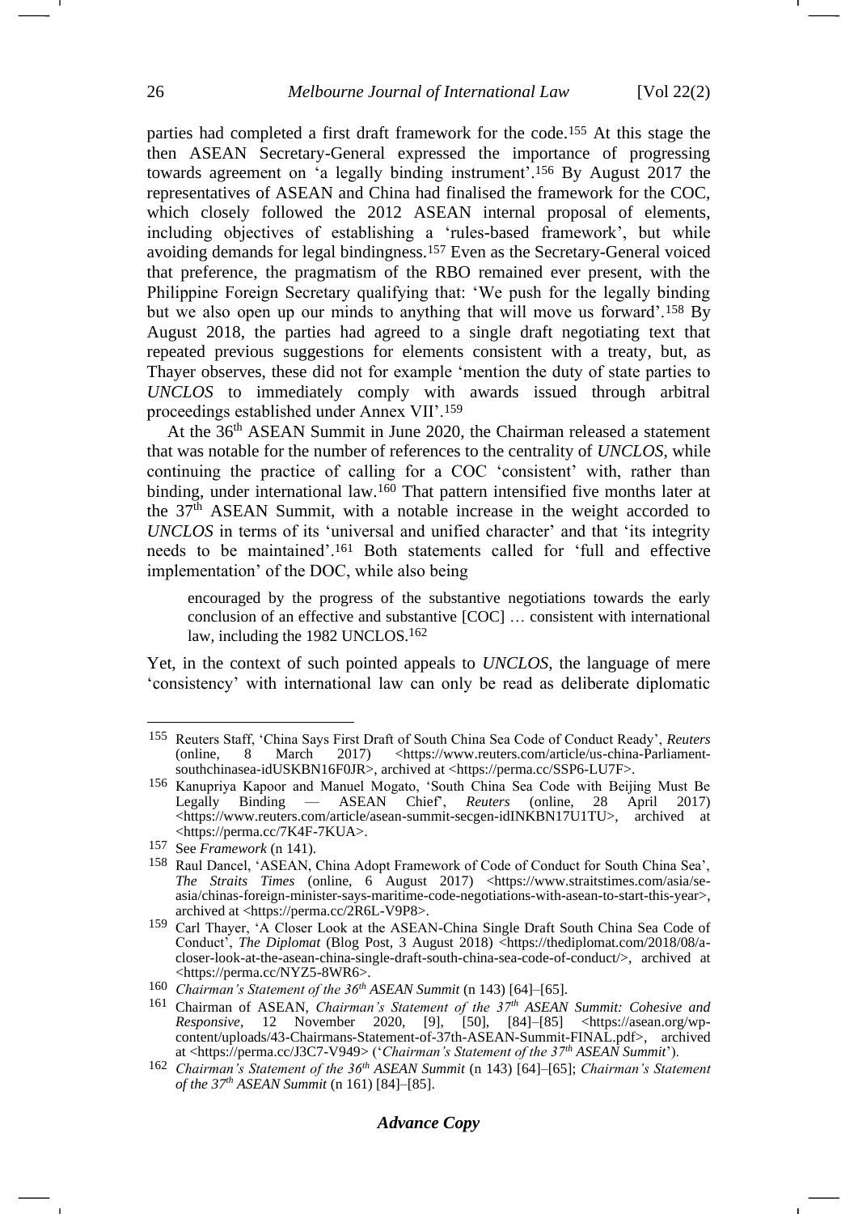parties had completed a first draft framework for the code.[155] At this stage the then ASEAN Secretary-General expressed the importance of progressing towards agreement on 'a legally binding instrument'.[156] By August 2017 the representatives of ASEAN and China had finalised the framework for the COC, which closely followed the 2012 ASEAN internal proposal of elements, including objectives of establishing a 'rules-based framework', but while avoiding demands for legal bindingness.[157] Even as the Secretary-General voiced that preference, the pragmatism of the RBO remained ever present, with the Philippine Foreign Secretary qualifying that: 'We push for the legally binding but we also open up our minds to anything that will move us forward'.[158] By August 2018, the parties had agreed to a single draft negotiating text that repeated previous suggestions for elements consistent with a treaty, but, as Thayer observes, these did not for example 'mention the duty of state parties to *UNCLOS* to immediately comply with awards issued through arbitral proceedings established under Annex VII'.[159]

At the 36th ASEAN Summit in June 2020, the Chairman released a statement that was notable for the number of references to the centrality of *UNCLOS*, while continuing the practice of calling for a COC 'consistent' with, rather than binding, under international law.[160] That pattern intensified five months later at the 37th ASEAN Summit, with a notable increase in the weight accorded to *UNCLOS* in terms of its 'universal and unified character' and that 'its integrity needs to be maintained'.[161] Both statements called for 'full and effective implementation' of the DOC, while also being

> encouraged by the progress of the substantive negotiations towards the early conclusion of an effective and substantive [COC] … consistent with international law, including the 1982 UNCLOS.[162]

Yet, in the context of such pointed appeals to *UNCLOS*, the language of mere 'consistency' with international law can only be read as deliberate diplomatic

---

[155] Reuters Staff, 'China Says First Draft of South China Sea Code of Conduct Ready', *Reuters* (online, 8 March 2017) <https://www.reuters.com/article/us-china-Parliament-southchinasea-idUSKBN16F0JR>, archived at <https://perma.cc/SSP6-LU7F>.

[156] Kanupriya Kapoor and Manuel Mogato, 'South China Sea Code with Beijing Must Be Legally Binding — ASEAN Chief', *Reuters* (online, 28 April 2017) <https://www.reuters.com/article/asean-summit-secgen-idINKBN17U1TU>, archived at <https://perma.cc/7K4F-7KUA>.

[157] See *Framework* (n 141).

[158] Raul Dancel, 'ASEAN, China Adopt Framework of Code of Conduct for South China Sea', *The Straits Times* (online, 6 August 2017) <https://www.straitstimes.com/asia/se-asia/chinas-foreign-minister-says-maritime-code-negotiations-with-asean-to-start-this-year>, archived at <https://perma.cc/2R6L-V9P8>.

[159] Carl Thayer, 'A Closer Look at the ASEAN-China Single Draft South China Sea Code of Conduct', *The Diplomat* (Blog Post, 3 August 2018) <https://thediplomat.com/2018/08/a-closer-look-at-the-asean-china-single-draft-south-china-sea-code-of-conduct/>, archived at <https://perma.cc/NYZ5-8WR6>.

[160] *Chairman's Statement of the 36th ASEAN Summit* (n 143) [64]–[65].

[161] Chairman of ASEAN, *Chairman's Statement of the 37th ASEAN Summit: Cohesive and Responsive*, 12 November 2020, [9], [50], [84]–[85] <https://asean.org/wp-content/uploads/43-Chairmans-Statement-of-37th-ASEAN-Summit-FINAL.pdf>, archived at <https://perma.cc/J3C7-V949> ('*Chairman's Statement of the 37th ASEAN Summit*').

[162] *Chairman's Statement of the 36th ASEAN Summit* (n 143) [64]–[65]; *Chairman's Statement of the 37th ASEAN Summit* (n 161) [84]–[85].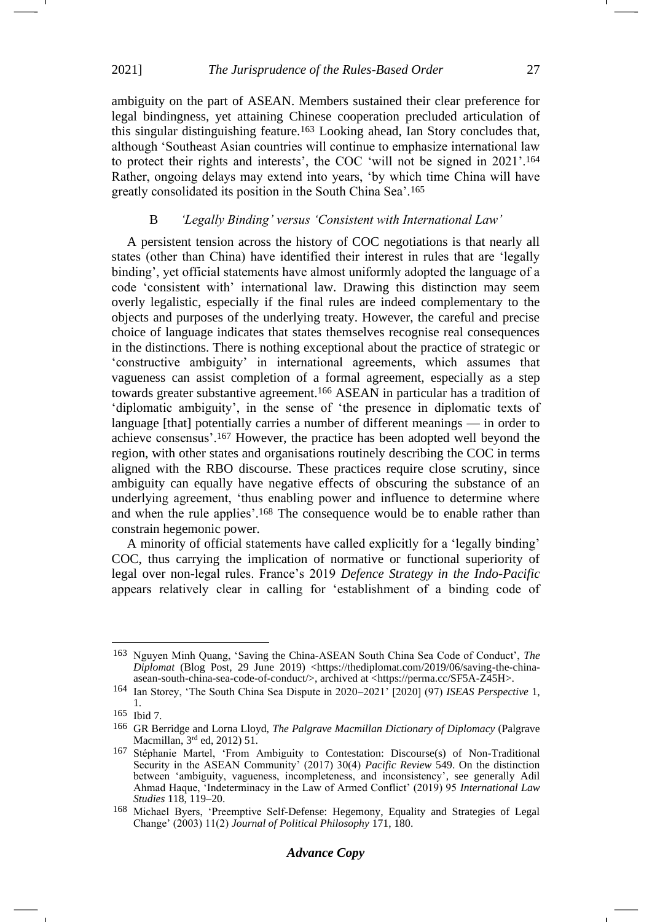ambiguity on the part of ASEAN. Members sustained their clear preference for legal bindingness, yet attaining Chinese cooperation precluded articulation of this singular distinguishing feature.[163] Looking ahead, Ian Story concludes that, although 'Southeast Asian countries will continue to emphasize international law to protect their rights and interests', the COC 'will not be signed in 2021'.[164] Rather, ongoing delays may extend into years, 'by which time China will have greatly consolidated its position in the South China Sea'.[165]

### B *'Legally Binding' versus 'Consistent with International Law'*

A persistent tension across the history of COC negotiations is that nearly all states (other than China) have identified their interest in rules that are 'legally binding', yet official statements have almost uniformly adopted the language of a code 'consistent with' international law. Drawing this distinction may seem overly legalistic, especially if the final rules are indeed complementary to the objects and purposes of the underlying treaty. However, the careful and precise choice of language indicates that states themselves recognise real consequences in the distinctions. There is nothing exceptional about the practice of strategic or 'constructive ambiguity' in international agreements, which assumes that vagueness can assist completion of a formal agreement, especially as a step towards greater substantive agreement.[166] ASEAN in particular has a tradition of 'diplomatic ambiguity', in the sense of 'the presence in diplomatic texts of language [that] potentially carries a number of different meanings — in order to achieve consensus'.[167] However, the practice has been adopted well beyond the region, with other states and organisations routinely describing the COC in terms aligned with the RBO discourse. These practices require close scrutiny, since ambiguity can equally have negative effects of obscuring the substance of an underlying agreement, 'thus enabling power and influence to determine where and when the rule applies'.[168] The consequence would be to enable rather than constrain hegemonic power.

A minority of official statements have called explicitly for a 'legally binding' COC, thus carrying the implication of normative or functional superiority of legal over non-legal rules. France's 2019 *Defence Strategy in the Indo-Pacific* appears relatively clear in calling for 'establishment of a binding code of

---

[163] Nguyen Minh Quang, 'Saving the China-ASEAN South China Sea Code of Conduct', *The Diplomat* (Blog Post, 29 June 2019) <https://thediplomat.com/2019/06/saving-the-china-asean-south-china-sea-code-of-conduct/>, archived at <https://perma.cc/SF5A-Z45H>.

[164] Ian Storey, 'The South China Sea Dispute in 2020–2021' [2020] (97) *ISEAS Perspective* 1, 1.

[165] Ibid 7.

[166] GR Berridge and Lorna Lloyd, *The Palgrave Macmillan Dictionary of Diplomacy* (Palgrave Macmillan, 3rd ed, 2012) 51.

[167] Stéphanie Martel, 'From Ambiguity to Contestation: Discourse(s) of Non-Traditional Security in the ASEAN Community' (2017) 30(4) *Pacific Review* 549. On the distinction between 'ambiguity, vagueness, incompleteness, and inconsistency', see generally Adil Ahmad Haque, 'Indeterminacy in the Law of Armed Conflict' (2019) 95 *International Law Studies* 118, 119–20.

[168] Michael Byers, 'Preemptive Self-Defense: Hegemony, Equality and Strategies of Legal Change' (2003) 11(2) *Journal of Political Philosophy* 171, 180.

***Advance Copy***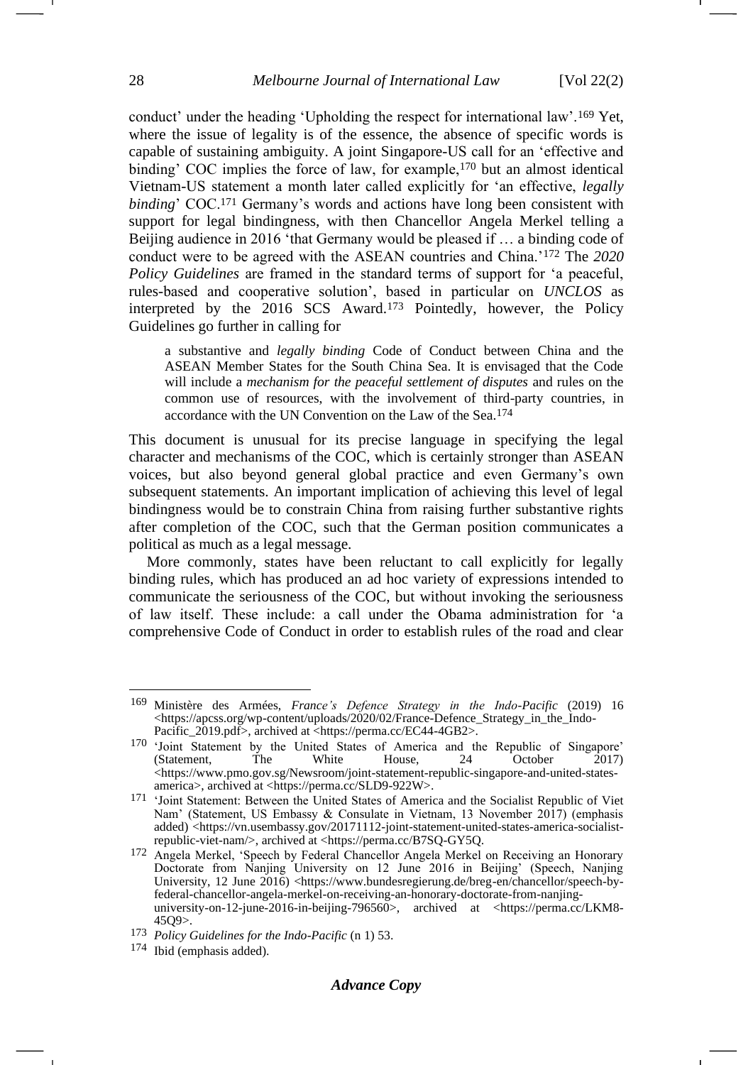conduct' under the heading 'Upholding the respect for international law'.[169] Yet, where the issue of legality is of the essence, the absence of specific words is capable of sustaining ambiguity. A joint Singapore-US call for an 'effective and binding' COC implies the force of law, for example,[170] but an almost identical Vietnam-US statement a month later called explicitly for 'an effective, *legally binding*' COC.[171] Germany's words and actions have long been consistent with support for legal bindingness, with then Chancellor Angela Merkel telling a Beijing audience in 2016 'that Germany would be pleased if … a binding code of conduct were to be agreed with the ASEAN countries and China.'[172] The *2020 Policy Guidelines* are framed in the standard terms of support for 'a peaceful, rules-based and cooperative solution', based in particular on *UNCLOS* as interpreted by the 2016 SCS Award.[173] Pointedly, however, the Policy Guidelines go further in calling for

> a substantive and *legally binding* Code of Conduct between China and the ASEAN Member States for the South China Sea. It is envisaged that the Code will include a *mechanism for the peaceful settlement of disputes* and rules on the common use of resources, with the involvement of third-party countries, in accordance with the UN Convention on the Law of the Sea.[174]

This document is unusual for its precise language in specifying the legal character and mechanisms of the COC, which is certainly stronger than ASEAN voices, but also beyond general global practice and even Germany's own subsequent statements. An important implication of achieving this level of legal bindingness would be to constrain China from raising further substantive rights after completion of the COC, such that the German position communicates a political as much as a legal message.

More commonly, states have been reluctant to call explicitly for legally binding rules, which has produced an ad hoc variety of expressions intended to communicate the seriousness of the COC, but without invoking the seriousness of law itself. These include: a call under the Obama administration for 'a comprehensive Code of Conduct in order to establish rules of the road and clear

---

[169] Ministère des Armées, *France's Defence Strategy in the Indo-Pacific* (2019) 16 <https://apcss.org/wp-content/uploads/2020/02/France-Defence_Strategy_in_the_Indo-Pacific_2019.pdf>, archived at <https://perma.cc/EC44-4GB2>.

[170] 'Joint Statement by the United States of America and the Republic of Singapore' (Statement, The White House, 24 October 2017) <https://www.pmo.gov.sg/Newsroom/joint-statement-republic-singapore-and-united-states-america>, archived at <https://perma.cc/SLD9-922W>.

[171] 'Joint Statement: Between the United States of America and the Socialist Republic of Viet Nam' (Statement, US Embassy & Consulate in Vietnam, 13 November 2017) (emphasis added) <https://vn.usembassy.gov/20171112-joint-statement-united-states-america-socialist-republic-viet-nam/>, archived at <https://perma.cc/B7SQ-GY5Q.

[172] Angela Merkel, 'Speech by Federal Chancellor Angela Merkel on Receiving an Honorary Doctorate from Nanjing University on 12 June 2016 in Beijing' (Speech, Nanjing University, 12 June 2016) <https://www.bundesregierung.de/breg-en/chancellor/speech-by-federal-chancellor-angela-merkel-on-receiving-an-honorary-doctorate-from-nanjing-university-on-12-june-2016-in-beijing-796560>, archived at <https://perma.cc/LKM8-45Q9>.

[173] *Policy Guidelines for the Indo-Pacific* (n 1) 53.

[174] Ibid (emphasis added).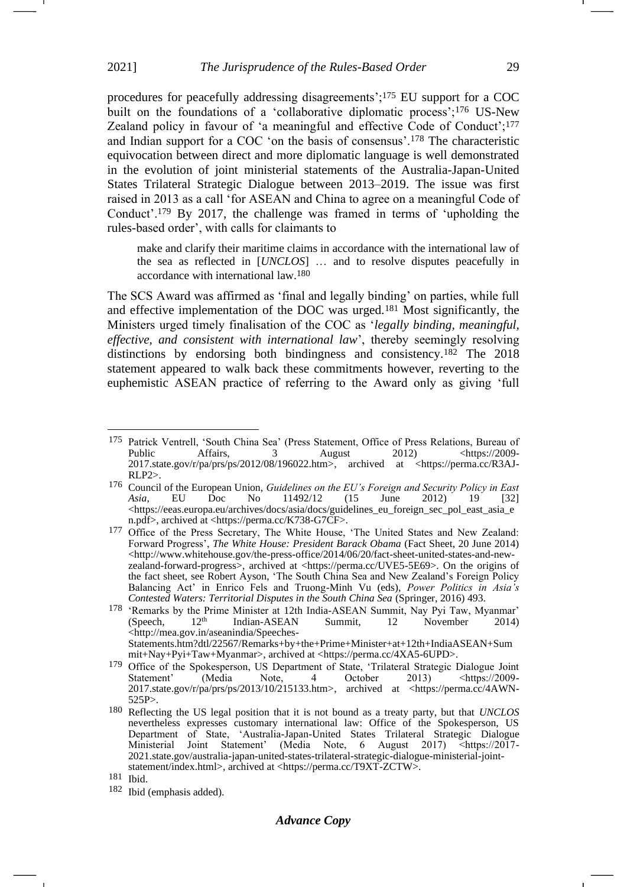procedures for peacefully addressing disagreements';[175] EU support for a COC built on the foundations of a 'collaborative diplomatic process';[176] US-New Zealand policy in favour of 'a meaningful and effective Code of Conduct';[177] and Indian support for a COC 'on the basis of consensus'.[178] The characteristic equivocation between direct and more diplomatic language is well demonstrated in the evolution of joint ministerial statements of the Australia-Japan-United States Trilateral Strategic Dialogue between 2013–2019. The issue was first raised in 2013 as a call 'for ASEAN and China to agree on a meaningful Code of Conduct'.[179] By 2017, the challenge was framed in terms of 'upholding the rules-based order', with calls for claimants to

> make and clarify their maritime claims in accordance with the international law of the sea as reflected in [*UNCLOS*] … and to resolve disputes peacefully in accordance with international law.[180]

The SCS Award was affirmed as 'final and legally binding' on parties, while full and effective implementation of the DOC was urged.[181] Most significantly, the Ministers urged timely finalisation of the COC as '*legally binding, meaningful, effective, and consistent with international law*', thereby seemingly resolving distinctions by endorsing both bindingness and consistency.[182] The 2018 statement appeared to walk back these commitments however, reverting to the euphemistic ASEAN practice of referring to the Award only as giving 'full

---

[175] Patrick Ventrell, 'South China Sea' (Press Statement, Office of Press Relations, Bureau of Public Affairs, 3 August 2012) <https://2009-2017.state.gov/r/pa/prs/ps/2012/08/196022.htm>, archived at <https://perma.cc/R3AJ-RLP2>.

[176] Council of the European Union, *Guidelines on the EU's Foreign and Security Policy in East Asia*, EU Doc No 11492/12 (15 June 2012) 19 [32] <https://eeas.europa.eu/archives/docs/asia/docs/guidelines_eu_foreign_sec_pol_east_asia_en.pdf>, archived at <https://perma.cc/K738-G7CF>.

[177] Office of the Press Secretary, The White House, 'The United States and New Zealand: Forward Progress', *The White House: President Barack Obama* (Fact Sheet, 20 June 2014) <http://www.whitehouse.gov/the-press-office/2014/06/20/fact-sheet-united-states-and-new-zealand-forward-progress>, archived at <https://perma.cc/UVE5-5E69>. On the origins of the fact sheet, see Robert Ayson, 'The South China Sea and New Zealand's Foreign Policy Balancing Act' in Enrico Fels and Truong-Minh Vu (eds), *Power Politics in Asia's Contested Waters: Territorial Disputes in the South China Sea* (Springer, 2016) 493.

[178] 'Remarks by the Prime Minister at 12th India-ASEAN Summit, Nay Pyi Taw, Myanmar' (Speech, 12th Indian-ASEAN Summit, 12 November 2014) <http://mea.gov.in/aseanindia/Speeches-Statements.htm?dtl/22567/Remarks+by+the+Prime+Minister+at+12th+IndiaASEAN+Summit+Nay+Pyi+Taw+Myanmar>, archived at <https://perma.cc/4XA5-6UPD>.

[179] Office of the Spokesperson, US Department of State, 'Trilateral Strategic Dialogue Joint Statement' (Media Note, 4 October 2013) <https://2009-2017.state.gov/r/pa/prs/ps/2013/10/215133.htm>, archived at <https://perma.cc/4AWN-525P>.

[180] Reflecting the US legal position that it is not bound as a treaty party, but that *UNCLOS* nevertheless expresses customary international law: Office of the Spokesperson, US Department of State, 'Australia-Japan-United States Trilateral Strategic Dialogue Ministerial Joint Statement' (Media Note, 6 August 2017) <https://2017-2021.state.gov/australia-japan-united-states-trilateral-strategic-dialogue-ministerial-joint-statement/index.html>, archived at <https://perma.cc/T9XT-ZCTW>.

[181] Ibid.

[182] Ibid (emphasis added).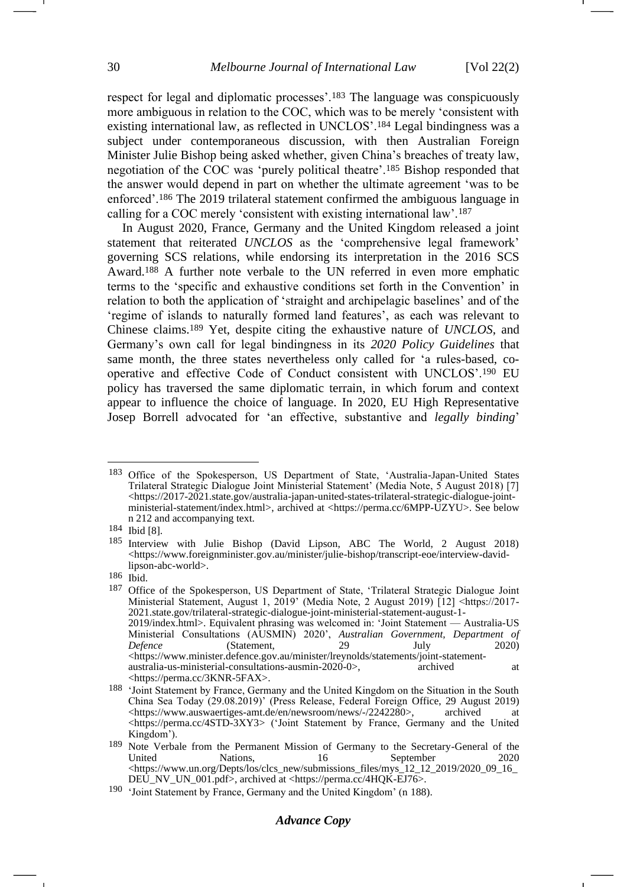respect for legal and diplomatic processes'.[183] The language was conspicuously more ambiguous in relation to the COC, which was to be merely 'consistent with existing international law, as reflected in UNCLOS'.[184] Legal bindingness was a subject under contemporaneous discussion, with then Australian Foreign Minister Julie Bishop being asked whether, given China's breaches of treaty law, negotiation of the COC was 'purely political theatre'.[185] Bishop responded that the answer would depend in part on whether the ultimate agreement 'was to be enforced'.[186] The 2019 trilateral statement confirmed the ambiguous language in calling for a COC merely 'consistent with existing international law'.[187]

In August 2020, France, Germany and the United Kingdom released a joint statement that reiterated *UNCLOS* as the 'comprehensive legal framework' governing SCS relations, while endorsing its interpretation in the 2016 SCS Award.[188] A further note verbale to the UN referred in even more emphatic terms to the 'specific and exhaustive conditions set forth in the Convention' in relation to both the application of 'straight and archipelagic baselines' and of the 'regime of islands to naturally formed land features', as each was relevant to Chinese claims.[189] Yet, despite citing the exhaustive nature of *UNCLOS*, and Germany's own call for legal bindingness in its *2020 Policy Guidelines* that same month, the three states nevertheless only called for 'a rules-based, co-operative and effective Code of Conduct consistent with UNCLOS'.[190] EU policy has traversed the same diplomatic terrain, in which forum and context appear to influence the choice of language. In 2020, EU High Representative Josep Borrell advocated for 'an effective, substantive and *legally binding*'

---

[183] Office of the Spokesperson, US Department of State, 'Australia-Japan-United States Trilateral Strategic Dialogue Joint Ministerial Statement' (Media Note, 5 August 2018) [7] <https://2017-2021.state.gov/australia-japan-united-states-trilateral-strategic-dialogue-joint-ministerial-statement/index.html>, archived at <https://perma.cc/6MPP-UZYU>. See below n 212 and accompanying text.

[184] Ibid [8].

[185] Interview with Julie Bishop (David Lipson, ABC The World, 2 August 2018) <https://www.foreignminister.gov.au/minister/julie-bishop/transcript-eoe/interview-david-lipson-abc-world>.

[186] Ibid.

[187] Office of the Spokesperson, US Department of State, 'Trilateral Strategic Dialogue Joint Ministerial Statement, August 1, 2019' (Media Note, 2 August 2019) [12] <https://2017-2021.state.gov/trilateral-strategic-dialogue-joint-ministerial-statement-august-1-2019/index.html>. Equivalent phrasing was welcomed in: 'Joint Statement — Australia-US Ministerial Consultations (AUSMIN) 2020', *Australian Government, Department of Defence* (Statement, 29 July 2020) <https://www.minister.defence.gov.au/minister/lreynolds/statements/joint-statement-australia-us-ministerial-consultations-ausmin-2020-0>, archived at <https://perma.cc/3KNR-5FAX>.

[188] 'Joint Statement by France, Germany and the United Kingdom on the Situation in the South China Sea Today (29.08.2019)' (Press Release, Federal Foreign Office, 29 August 2019) <https://www.auswaertiges-amt.de/en/newsroom/news/-/2242280>, archived at <https://perma.cc/4STD-3XY3> ('Joint Statement by France, Germany and the United Kingdom').

[189] Note Verbale from the Permanent Mission of Germany to the Secretary-General of the United Nations, 16 September 2020 <https://www.un.org/Depts/los/clcs_new/submissions_files/mys_12_12_2019/2020_09_16_DEU_NV_UN_001.pdf>, archived at <https://perma.cc/4HQK-EJ76>.

[190] 'Joint Statement by France, Germany and the United Kingdom' (n 188).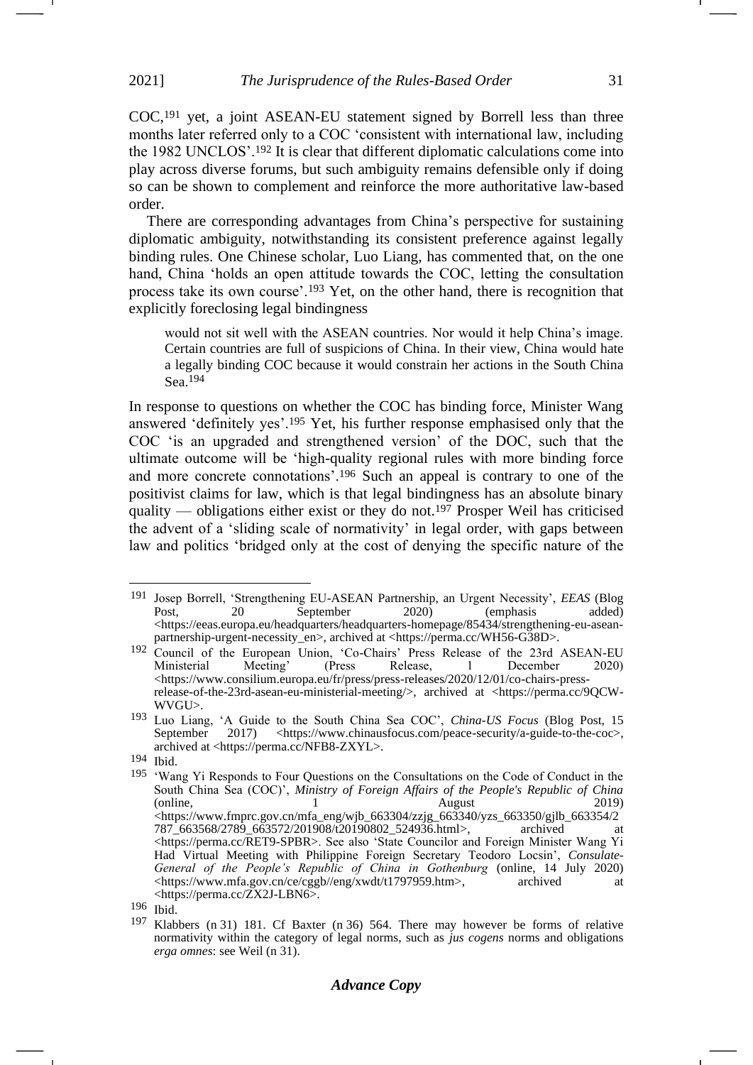COC,[191] yet, a joint ASEAN-EU statement signed by Borrell less than three months later referred only to a COC 'consistent with international law, including the 1982 UNCLOS'.[192] It is clear that different diplomatic calculations come into play across diverse forums, but such ambiguity remains defensible only if doing so can be shown to complement and reinforce the more authoritative law-based order.

There are corresponding advantages from China's perspective for sustaining diplomatic ambiguity, notwithstanding its consistent preference against legally binding rules. One Chinese scholar, Luo Liang, has commented that, on the one hand, China 'holds an open attitude towards the COC, letting the consultation process take its own course'.[193] Yet, on the other hand, there is recognition that explicitly foreclosing legal bindingness

> would not sit well with the ASEAN countries. Nor would it help China's image. Certain countries are full of suspicions of China. In their view, China would hate a legally binding COC because it would constrain her actions in the South China Sea.[194]

In response to questions on whether the COC has binding force, Minister Wang answered 'definitely yes'.[195] Yet, his further response emphasised only that the COC 'is an upgraded and strengthened version' of the DOC, such that the ultimate outcome will be 'high-quality regional rules with more binding force and more concrete connotations'.[196] Such an appeal is contrary to one of the positivist claims for law, which is that legal bindingness has an absolute binary quality — obligations either exist or they do not.[197] Prosper Weil has criticised the advent of a 'sliding scale of normativity' in legal order, with gaps between law and politics 'bridged only at the cost of denying the specific nature of the

---

[191] Josep Borrell, 'Strengthening EU-ASEAN Partnership, an Urgent Necessity', *EEAS* (Blog Post, 20 September 2020) (emphasis added) <https://eeas.europa.eu/headquarters/headquarters-homepage/85434/strengthening-eu-asean-partnership-urgent-necessity_en>, archived at <https://perma.cc/WH56-G38D>.

[192] Council of the European Union, 'Co-Chairs' Press Release of the 23rd ASEAN-EU Ministerial Meeting' (Press Release, 1 December 2020) <https://www.consilium.europa.eu/fr/press/press-releases/2020/12/01/co-chairs-press-release-of-the-23rd-asean-eu-ministerial-meeting/>, archived at <https://perma.cc/9QCW-WVGU>.

[193] Luo Liang, 'A Guide to the South China Sea COC', *China-US Focus* (Blog Post, 15 September 2017) <https://www.chinausfocus.com/peace-security/a-guide-to-the-coc>, archived at <https://perma.cc/NFB8-ZXYL>.

[194] Ibid.

[195] 'Wang Yi Responds to Four Questions on the Consultations on the Code of Conduct in the South China Sea (COC)', *Ministry of Foreign Affairs of the People's Republic of China* (online, 1 August 2019) <https://www.fmprc.gov.cn/mfa_eng/wjb_663304/zzjg_663340/yzs_663350/gjlb_663354/2787_663568/2789_663572/201908/t20190802_524936.html>, archived at <https://perma.cc/RET9-SPBR>. See also 'State Councilor and Foreign Minister Wang Yi Had Virtual Meeting with Philippine Foreign Secretary Teodoro Locsin', *Consulate-General of the People's Republic of China in Gothenburg* (online, 14 July 2020) <https://www.mfa.gov.cn/ce/cggb//eng/xwdt/t1797959.htm>, archived at <https://perma.cc/ZX2J-LBN6>.

[196] Ibid.

[197] Klabbers (n 31) 181. Cf Baxter (n 36) 564. There may however be forms of relative normativity within the category of legal norms, such as *jus cogens* norms and obligations *erga omnes*: see Weil (n 31).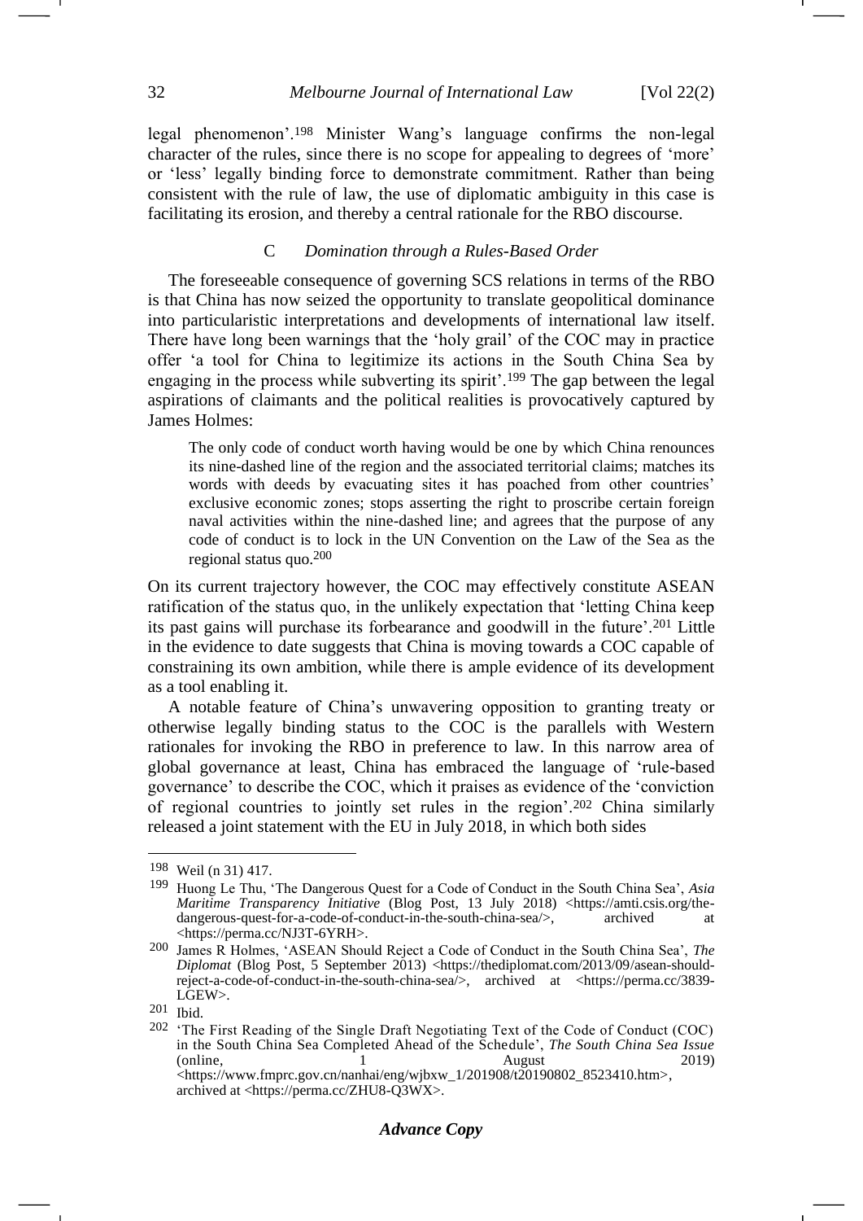legal phenomenon'.[198] Minister Wang's language confirms the non-legal character of the rules, since there is no scope for appealing to degrees of 'more' or 'less' legally binding force to demonstrate commitment. Rather than being consistent with the rule of law, the use of diplomatic ambiguity in this case is facilitating its erosion, and thereby a central rationale for the RBO discourse.

### C *Domination through a Rules-Based Order*

The foreseeable consequence of governing SCS relations in terms of the RBO is that China has now seized the opportunity to translate geopolitical dominance into particularistic interpretations and developments of international law itself. There have long been warnings that the 'holy grail' of the COC may in practice offer 'a tool for China to legitimize its actions in the South China Sea by engaging in the process while subverting its spirit'.[199] The gap between the legal aspirations of claimants and the political realities is provocatively captured by James Holmes:

> The only code of conduct worth having would be one by which China renounces its nine-dashed line of the region and the associated territorial claims; matches its words with deeds by evacuating sites it has poached from other countries' exclusive economic zones; stops asserting the right to proscribe certain foreign naval activities within the nine-dashed line; and agrees that the purpose of any code of conduct is to lock in the UN Convention on the Law of the Sea as the regional status quo.[200]

On its current trajectory however, the COC may effectively constitute ASEAN ratification of the status quo, in the unlikely expectation that 'letting China keep its past gains will purchase its forbearance and goodwill in the future'.[201] Little in the evidence to date suggests that China is moving towards a COC capable of constraining its own ambition, while there is ample evidence of its development as a tool enabling it.

A notable feature of China's unwavering opposition to granting treaty or otherwise legally binding status to the COC is the parallels with Western rationales for invoking the RBO in preference to law. In this narrow area of global governance at least, China has embraced the language of 'rule-based governance' to describe the COC, which it praises as evidence of the 'conviction of regional countries to jointly set rules in the region'.[202] China similarly released a joint statement with the EU in July 2018, in which both sides

---

[198] Weil (n 31) 417.

[199] Huong Le Thu, 'The Dangerous Quest for a Code of Conduct in the South China Sea', *Asia Maritime Transparency Initiative* (Blog Post, 13 July 2018) <https://amti.csis.org/the-dangerous-quest-for-a-code-of-conduct-in-the-south-china-sea/>, archived at <https://perma.cc/NJ3T-6YRH>.

[200] James R Holmes, 'ASEAN Should Reject a Code of Conduct in the South China Sea', *The Diplomat* (Blog Post, 5 September 2013) <https://thediplomat.com/2013/09/asean-should-reject-a-code-of-conduct-in-the-south-china-sea/>, archived at <https://perma.cc/3839-LGEW>.

[201] Ibid.

[202] 'The First Reading of the Single Draft Negotiating Text of the Code of Conduct (COC) in the South China Sea Completed Ahead of the Schedule', *The South China Sea Issue* (online, 1 August 2019) <https://www.fmprc.gov.cn/nanhai/eng/wjbxw_1/201908/t20190802_8523410.htm>, archived at <https://perma.cc/ZHU8-Q3WX>.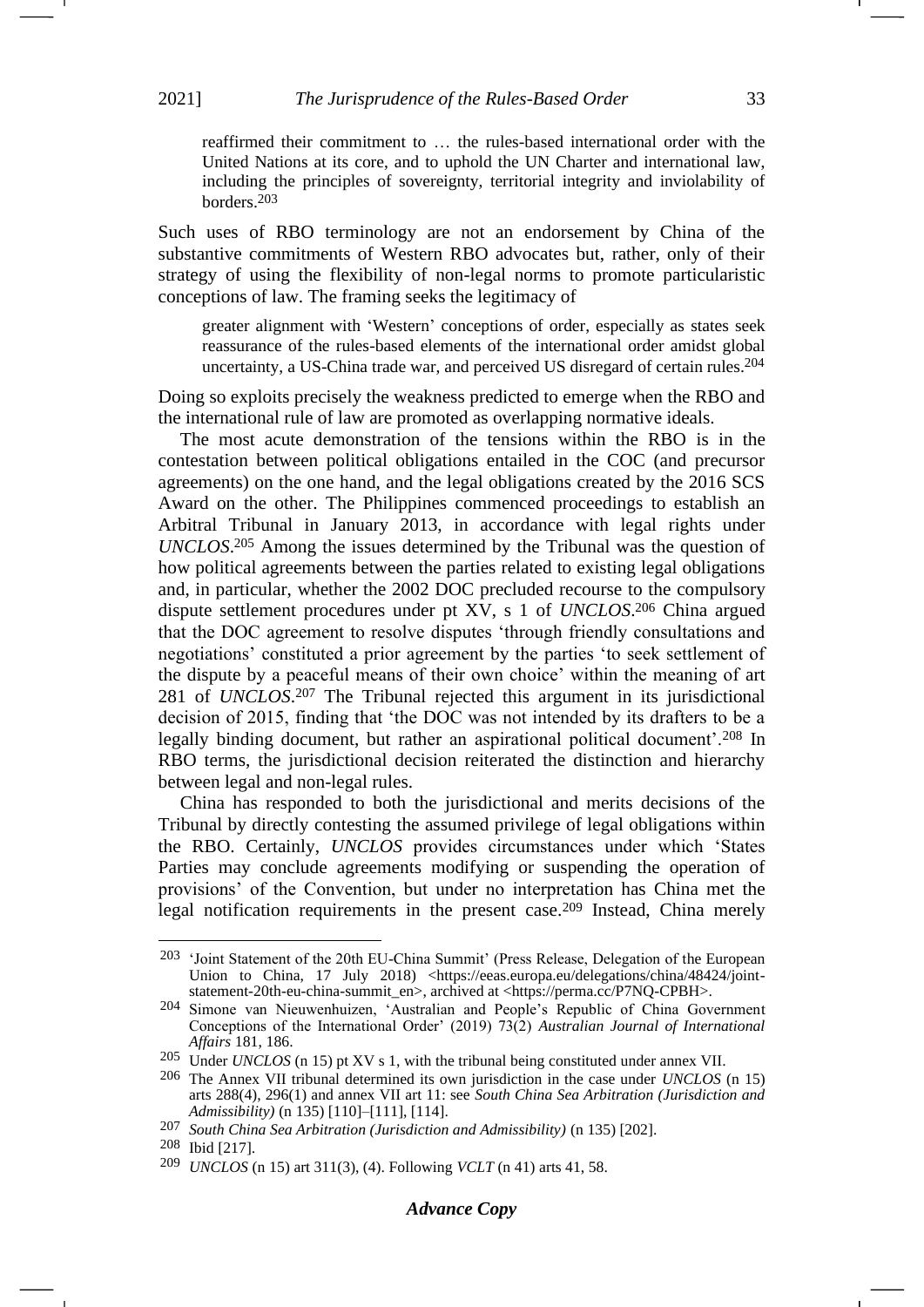> reaffirmed their commitment to … the rules-based international order with the United Nations at its core, and to uphold the UN Charter and international law, including the principles of sovereignty, territorial integrity and inviolability of borders.[203]

Such uses of RBO terminology are not an endorsement by China of the substantive commitments of Western RBO advocates but, rather, only of their strategy of using the flexibility of non-legal norms to promote particularistic conceptions of law. The framing seeks the legitimacy of

> greater alignment with 'Western' conceptions of order, especially as states seek reassurance of the rules-based elements of the international order amidst global uncertainty, a US-China trade war, and perceived US disregard of certain rules.[204]

Doing so exploits precisely the weakness predicted to emerge when the RBO and the international rule of law are promoted as overlapping normative ideals.

The most acute demonstration of the tensions within the RBO is in the contestation between political obligations entailed in the COC (and precursor agreements) on the one hand, and the legal obligations created by the 2016 SCS Award on the other. The Philippines commenced proceedings to establish an Arbitral Tribunal in January 2013, in accordance with legal rights under *UNCLOS*.[205] Among the issues determined by the Tribunal was the question of how political agreements between the parties related to existing legal obligations and, in particular, whether the 2002 DOC precluded recourse to the compulsory dispute settlement procedures under pt XV, s 1 of *UNCLOS*.[206] China argued that the DOC agreement to resolve disputes 'through friendly consultations and negotiations' constituted a prior agreement by the parties 'to seek settlement of the dispute by a peaceful means of their own choice' within the meaning of art 281 of *UNCLOS*.[207] The Tribunal rejected this argument in its jurisdictional decision of 2015, finding that 'the DOC was not intended by its drafters to be a legally binding document, but rather an aspirational political document'.[208] In RBO terms, the jurisdictional decision reiterated the distinction and hierarchy between legal and non-legal rules.

China has responded to both the jurisdictional and merits decisions of the Tribunal by directly contesting the assumed privilege of legal obligations within the RBO. Certainly, *UNCLOS* provides circumstances under which 'States Parties may conclude agreements modifying or suspending the operation of provisions' of the Convention, but under no interpretation has China met the legal notification requirements in the present case.[209] Instead, China merely

---

[203] 'Joint Statement of the 20th EU-China Summit' (Press Release, Delegation of the European Union to China, 17 July 2018) <https://eeas.europa.eu/delegations/china/48424/joint-statement-20th-eu-china-summit_en>, archived at <https://perma.cc/P7NQ-CPBH>.

[204] Simone van Nieuwenhuizen, 'Australian and People's Republic of China Government Conceptions of the International Order' (2019) 73(2) *Australian Journal of International Affairs* 181, 186.

[205] Under *UNCLOS* (n 15) pt XV s 1, with the tribunal being constituted under annex VII.

[206] The Annex VII tribunal determined its own jurisdiction in the case under *UNCLOS* (n 15) arts 288(4), 296(1) and annex VII art 11: see *South China Sea Arbitration (Jurisdiction and Admissibility)* (n 135) [110]–[111], [114].

[207] *South China Sea Arbitration (Jurisdiction and Admissibility)* (n 135) [202].

[208] Ibid [217].

[209] *UNCLOS* (n 15) art 311(3), (4). Following *VCLT* (n 41) arts 41, 58.

***Advance Copy***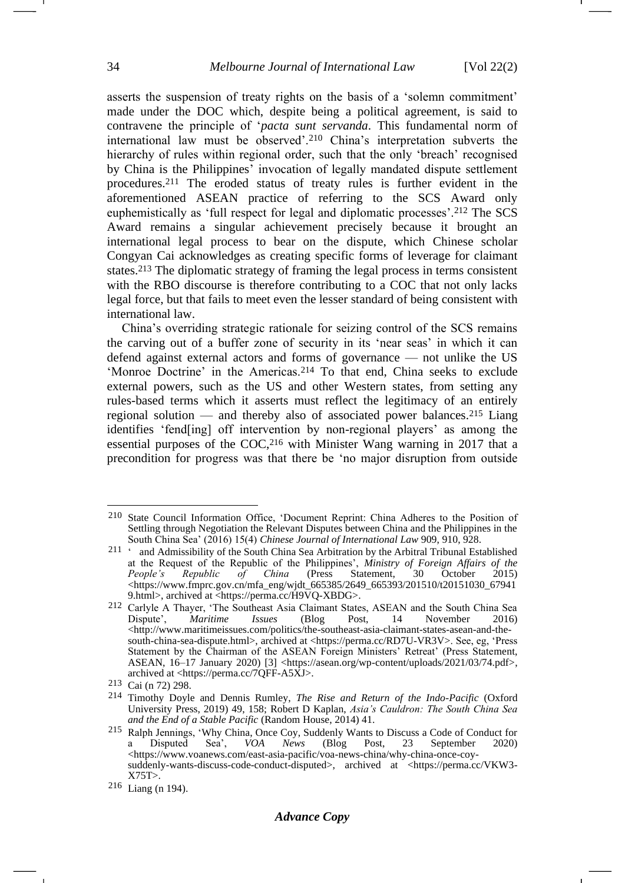asserts the suspension of treaty rights on the basis of a 'solemn commitment' made under the DOC which, despite being a political agreement, is said to contravene the principle of '*pacta sunt servanda*. This fundamental norm of international law must be observed'.[210] China's interpretation subverts the hierarchy of rules within regional order, such that the only 'breach' recognised by China is the Philippines' invocation of legally mandated dispute settlement procedures.[211] The eroded status of treaty rules is further evident in the aforementioned ASEAN practice of referring to the SCS Award only euphemistically as 'full respect for legal and diplomatic processes'.[212] The SCS Award remains a singular achievement precisely because it brought an international legal process to bear on the dispute, which Chinese scholar Congyan Cai acknowledges as creating specific forms of leverage for claimant states.[213] The diplomatic strategy of framing the legal process in terms consistent with the RBO discourse is therefore contributing to a COC that not only lacks legal force, but that fails to meet even the lesser standard of being consistent with international law.

China's overriding strategic rationale for seizing control of the SCS remains the carving out of a buffer zone of security in its 'near seas' in which it can defend against external actors and forms of governance — not unlike the US 'Monroe Doctrine' in the Americas.[214] To that end, China seeks to exclude external powers, such as the US and other Western states, from setting any rules-based terms which it asserts must reflect the legitimacy of an entirely regional solution — and thereby also of associated power balances.[215] Liang identifies 'fend[ing] off intervention by non-regional players' as among the essential purposes of the COC,[216] with Minister Wang warning in 2017 that a precondition for progress was that there be 'no major disruption from outside

---

210 State Council Information Office, 'Document Reprint: China Adheres to the Position of Settling through Negotiation the Relevant Disputes between China and the Philippines in the South China Sea' (2016) 15(4) *Chinese Journal of International Law* 909, 910, 928.

211 ' and Admissibility of the South China Sea Arbitration by the Arbitral Tribunal Established at the Request of the Republic of the Philippines', *Ministry of Foreign Affairs of the People's Republic of China* (Press Statement, 30 October 2015) <https://www.fmprc.gov.cn/mfa_eng/wjdt_665385/2649_665393/201510/t20151030_679419.html>, archived at <https://perma.cc/H9VQ-XBDG>.

212 Carlyle A Thayer, 'The Southeast Asia Claimant States, ASEAN and the South China Sea Dispute', *Maritime Issues* (Blog Post, 14 November 2016) <http://www.maritimeissues.com/politics/the-southeast-asia-claimant-states-asean-and-the-south-china-sea-dispute.html>, archived at <https://perma.cc/RD7U-VR3V>. See, eg, 'Press Statement by the Chairman of the ASEAN Foreign Ministers' Retreat' (Press Statement, ASEAN, 16–17 January 2020) [3] <https://asean.org/wp-content/uploads/2021/03/74.pdf>, archived at <https://perma.cc/7QFF-A5XJ>.

213 Cai (n 72) 298.

214 Timothy Doyle and Dennis Rumley, *The Rise and Return of the Indo-Pacific* (Oxford University Press, 2019) 49, 158; Robert D Kaplan, *Asia's Cauldron: The South China Sea and the End of a Stable Pacific* (Random House, 2014) 41.

215 Ralph Jennings, 'Why China, Once Coy, Suddenly Wants to Discuss a Code of Conduct for a Disputed Sea', *VOA News* (Blog Post, 23 September 2020) <https://www.voanews.com/east-asia-pacific/voa-news-china/why-china-once-coy-suddenly-wants-discuss-code-conduct-disputed>, archived at <https://perma.cc/VKW3-X75T>.

216 Liang (n 194).

*Advance Copy*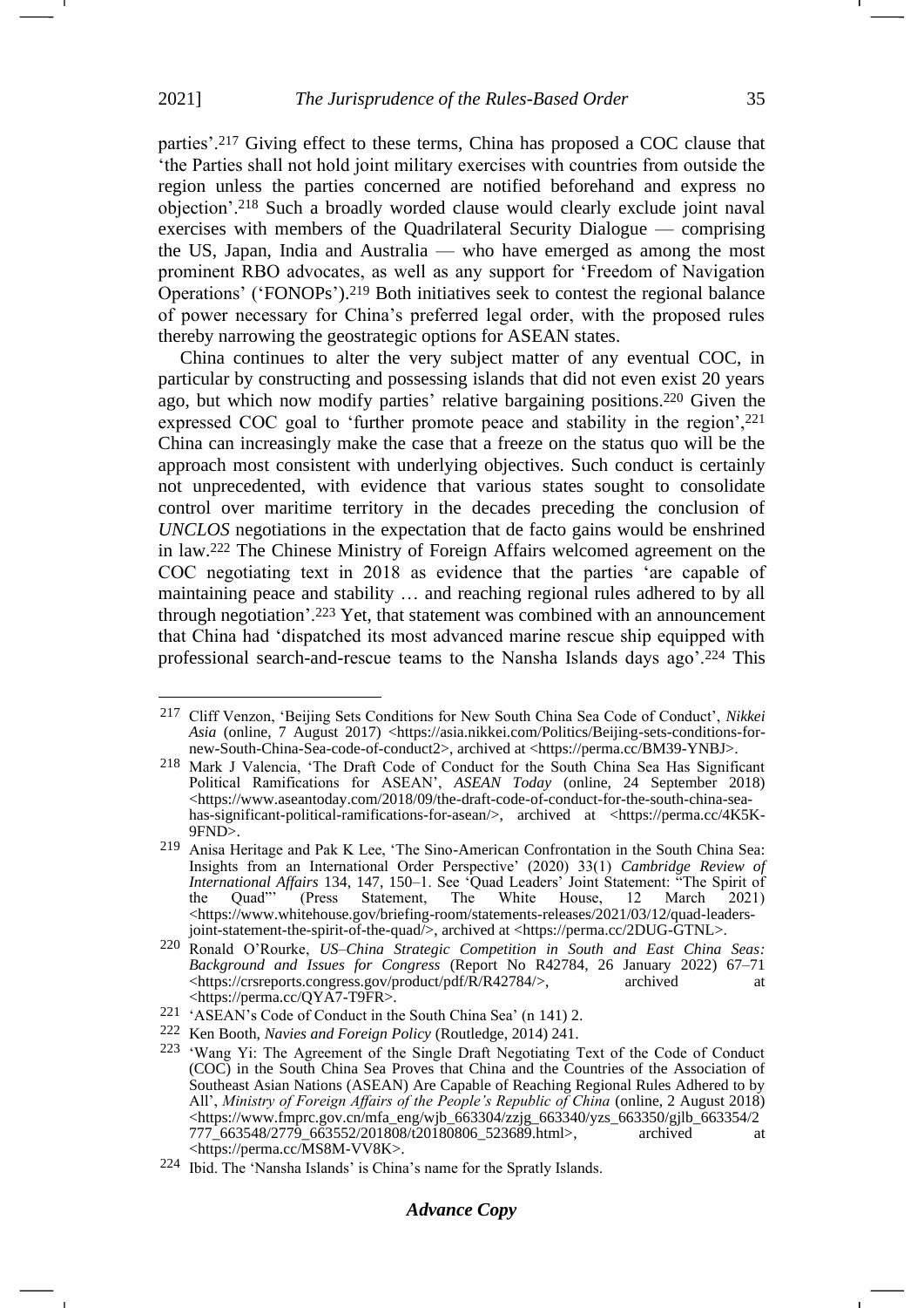parties'.[217] Giving effect to these terms, China has proposed a COC clause that 'the Parties shall not hold joint military exercises with countries from outside the region unless the parties concerned are notified beforehand and express no objection'.[218] Such a broadly worded clause would clearly exclude joint naval exercises with members of the Quadrilateral Security Dialogue — comprising the US, Japan, India and Australia — who have emerged as among the most prominent RBO advocates, as well as any support for 'Freedom of Navigation Operations' ('FONOPs').[219] Both initiatives seek to contest the regional balance of power necessary for China's preferred legal order, with the proposed rules thereby narrowing the geostrategic options for ASEAN states.

China continues to alter the very subject matter of any eventual COC, in particular by constructing and possessing islands that did not even exist 20 years ago, but which now modify parties' relative bargaining positions.[220] Given the expressed COC goal to 'further promote peace and stability in the region',[221] China can increasingly make the case that a freeze on the status quo will be the approach most consistent with underlying objectives. Such conduct is certainly not unprecedented, with evidence that various states sought to consolidate control over maritime territory in the decades preceding the conclusion of *UNCLOS* negotiations in the expectation that de facto gains would be enshrined in law.[222] The Chinese Ministry of Foreign Affairs welcomed agreement on the COC negotiating text in 2018 as evidence that the parties 'are capable of maintaining peace and stability … and reaching regional rules adhered to by all through negotiation'.[223] Yet, that statement was combined with an announcement that China had 'dispatched its most advanced marine rescue ship equipped with professional search-and-rescue teams to the Nansha Islands days ago'.[224] This

---

[217] Cliff Venzon, 'Beijing Sets Conditions for New South China Sea Code of Conduct', *Nikkei Asia* (online, 7 August 2017) <https://asia.nikkei.com/Politics/Beijing-sets-conditions-for-new-South-China-Sea-code-of-conduct2>, archived at <https://perma.cc/BM39-YNBJ>.

[218] Mark J Valencia, 'The Draft Code of Conduct for the South China Sea Has Significant Political Ramifications for ASEAN', *ASEAN Today* (online, 24 September 2018) <https://www.aseantoday.com/2018/09/the-draft-code-of-conduct-for-the-south-china-sea-has-significant-political-ramifications-for-asean/>, archived at <https://perma.cc/4K5K-9FND>.

[219] Anisa Heritage and Pak K Lee, 'The Sino-American Confrontation in the South China Sea: Insights from an International Order Perspective' (2020) 33(1) *Cambridge Review of International Affairs* 134, 147, 150–1. See 'Quad Leaders' Joint Statement: "The Spirit of the Quad"' (Press Statement, The White House, 12 March 2021) <https://www.whitehouse.gov/briefing-room/statements-releases/2021/03/12/quad-leaders-joint-statement-the-spirit-of-the-quad/>, archived at <https://perma.cc/2DUG-GTNL>.

[220] Ronald O'Rourke, *US–China Strategic Competition in South and East China Seas: Background and Issues for Congress* (Report No R42784, 26 January 2022) 67–71 <https://crsreports.congress.gov/product/pdf/R/R42784/>, archived at <https://perma.cc/QYA7-T9FR>.

[221] 'ASEAN's Code of Conduct in the South China Sea' (n 141) 2.

[222] Ken Booth, *Navies and Foreign Policy* (Routledge, 2014) 241.

[223] 'Wang Yi: The Agreement of the Single Draft Negotiating Text of the Code of Conduct (COC) in the South China Sea Proves that China and the Countries of the Association of Southeast Asian Nations (ASEAN) Are Capable of Reaching Regional Rules Adhered to by All', *Ministry of Foreign Affairs of the People's Republic of China* (online, 2 August 2018) <https://www.fmprc.gov.cn/mfa_eng/wjb_663304/zzjg_663340/yzs_663350/gjlb_663354/2777_663548/2779_663552/201808/t20180806_523689.html>, archived at <https://perma.cc/MS8M-VV8K>.

[224] Ibid. The 'Nansha Islands' is China's name for the Spratly Islands.

*Advance Copy*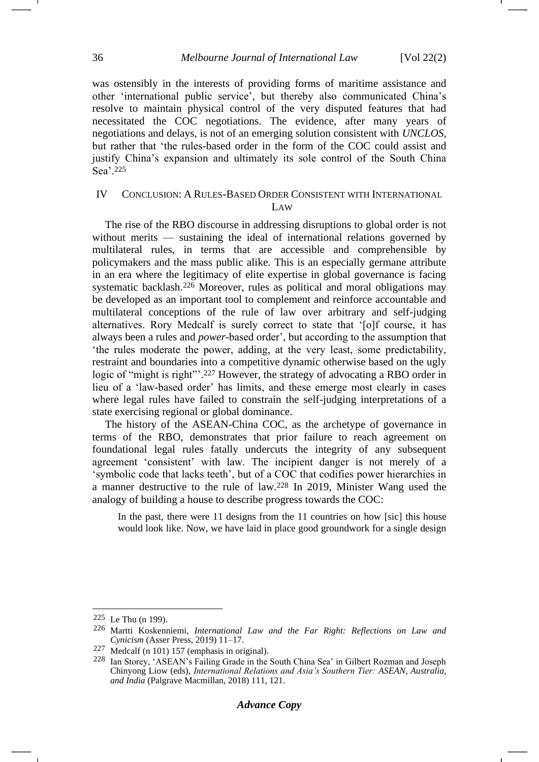was ostensibly in the interests of providing forms of maritime assistance and other 'international public service', but thereby also communicated China's resolve to maintain physical control of the very disputed features that had necessitated the COC negotiations. The evidence, after many years of negotiations and delays, is not of an emerging solution consistent with *UNCLOS*, but rather that 'the rules-based order in the form of the COC could assist and justify China's expansion and ultimately its sole control of the South China Sea'.[225]

## IV Conclusion: A Rules-Based Order Consistent with International Law

The rise of the RBO discourse in addressing disruptions to global order is not without merits — sustaining the ideal of international relations governed by multilateral rules, in terms that are accessible and comprehensible by policymakers and the mass public alike. This is an especially germane attribute in an era where the legitimacy of elite expertise in global governance is facing systematic backlash.[226] Moreover, rules as political and moral obligations may be developed as an important tool to complement and reinforce accountable and multilateral conceptions of the rule of law over arbitrary and self-judging alternatives. Rory Medcalf is surely correct to state that '[o]f course, it has always been a rules and *power*-based order', but according to the assumption that 'the rules moderate the power, adding, at the very least, some predictability, restraint and boundaries into a competitive dynamic otherwise based on the ugly logic of "might is right"'.[227] However, the strategy of advocating a RBO order in lieu of a 'law-based order' has limits, and these emerge most clearly in cases where legal rules have failed to constrain the self-judging interpretations of a state exercising regional or global dominance.

The history of the ASEAN-China COC, as the archetype of governance in terms of the RBO, demonstrates that prior failure to reach agreement on foundational legal rules fatally undercuts the integrity of any subsequent agreement 'consistent' with law. The incipient danger is not merely of a 'symbolic code that lacks teeth', but of a COC that codifies power hierarchies in a manner destructive to the rule of law.[228] In 2019, Minister Wang used the analogy of building a house to describe progress towards the COC:

> In the past, there were 11 designs from the 11 countries on how [sic] this house would look like. Now, we have laid in place good groundwork for a single design

---

225 Le Thu (n 199).

226 Martti Koskenniemi, *International Law and the Far Right: Reflections on Law and Cynicism* (Asser Press, 2019) 11–17.

227 Medcalf (n 101) 157 (emphasis in original).

228 Ian Storey, 'ASEAN's Failing Grade in the South China Sea' in Gilbert Rozman and Joseph Chinyong Liow (eds), *International Relations and Asia's Southern Tier: ASEAN, Australia, and India* (Palgrave Macmillan, 2018) 111, 121.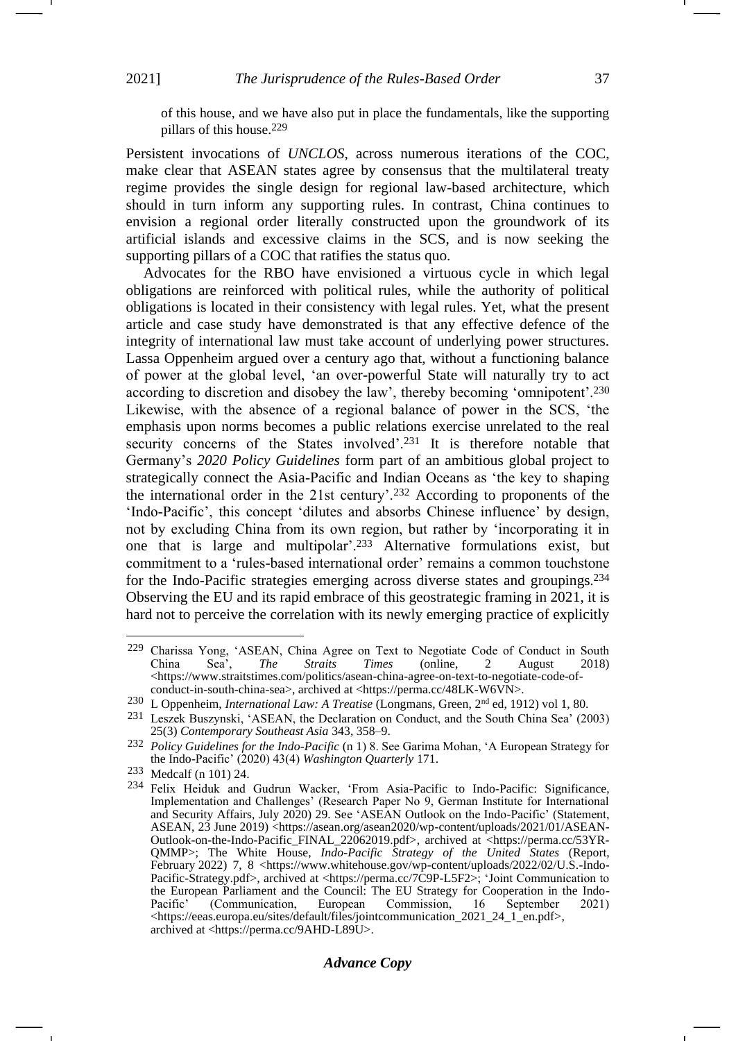of this house, and we have also put in place the fundamentals, like the supporting pillars of this house.[229]

Persistent invocations of *UNCLOS*, across numerous iterations of the COC, make clear that ASEAN states agree by consensus that the multilateral treaty regime provides the single design for regional law-based architecture, which should in turn inform any supporting rules. In contrast, China continues to envision a regional order literally constructed upon the groundwork of its artificial islands and excessive claims in the SCS, and is now seeking the supporting pillars of a COC that ratifies the status quo.

Advocates for the RBO have envisioned a virtuous cycle in which legal obligations are reinforced with political rules, while the authority of political obligations is located in their consistency with legal rules. Yet, what the present article and case study have demonstrated is that any effective defence of the integrity of international law must take account of underlying power structures. Lassa Oppenheim argued over a century ago that, without a functioning balance of power at the global level, 'an over-powerful State will naturally try to act according to discretion and disobey the law', thereby becoming 'omnipotent'.[230] Likewise, with the absence of a regional balance of power in the SCS, 'the emphasis upon norms becomes a public relations exercise unrelated to the real security concerns of the States involved'.[231] It is therefore notable that Germany's *2020 Policy Guidelines* form part of an ambitious global project to strategically connect the Asia-Pacific and Indian Oceans as 'the key to shaping the international order in the 21st century'.[232] According to proponents of the 'Indo-Pacific', this concept 'dilutes and absorbs Chinese influence' by design, not by excluding China from its own region, but rather by 'incorporating it in one that is large and multipolar'.[233] Alternative formulations exist, but commitment to a 'rules-based international order' remains a common touchstone for the Indo-Pacific strategies emerging across diverse states and groupings.[234] Observing the EU and its rapid embrace of this geostrategic framing in 2021, it is hard not to perceive the correlation with its newly emerging practice of explicitly

---

[229] Charissa Yong, 'ASEAN, China Agree on Text to Negotiate Code of Conduct in South China Sea', *The Straits Times* (online, 2 August 2018) <https://www.straitstimes.com/politics/asean-china-agree-on-text-to-negotiate-code-of-conduct-in-south-china-sea>, archived at <https://perma.cc/48LK-W6VN>.

[230] L Oppenheim, *International Law: A Treatise* (Longmans, Green, 2nd ed, 1912) vol 1, 80.

[231] Leszek Buszynski, 'ASEAN, the Declaration on Conduct, and the South China Sea' (2003) 25(3) *Contemporary Southeast Asia* 343, 358–9.

[232] *Policy Guidelines for the Indo-Pacific* (n 1) 8. See Garima Mohan, 'A European Strategy for the Indo-Pacific' (2020) 43(4) *Washington Quarterly* 171.

[233] Medcalf (n 101) 24.

[234] Felix Heiduk and Gudrun Wacker, 'From Asia-Pacific to Indo-Pacific: Significance, Implementation and Challenges' (Research Paper No 9, German Institute for International and Security Affairs, July 2020) 29. See 'ASEAN Outlook on the Indo-Pacific' (Statement, ASEAN, 23 June 2019) <https://asean.org/asean2020/wp-content/uploads/2021/01/ASEAN-Outlook-on-the-Indo-Pacific_FINAL_22062019.pdf>, archived at <https://perma.cc/53YR-QMMP>; The White House, *Indo-Pacific Strategy of the United States* (Report, February 2022) 7, 8 <https://www.whitehouse.gov/wp-content/uploads/2022/02/U.S.-Indo-Pacific-Strategy.pdf>, archived at <https://perma.cc/7C9P-L5F2>; 'Joint Communication to the European Parliament and the Council: The EU Strategy for Cooperation in the Indo-Pacific' (Communication, European Commission, 16 September 2021) <https://eeas.europa.eu/sites/default/files/jointcommunication_2021_24_1_en.pdf>, archived at <https://perma.cc/9AHD-L89U>.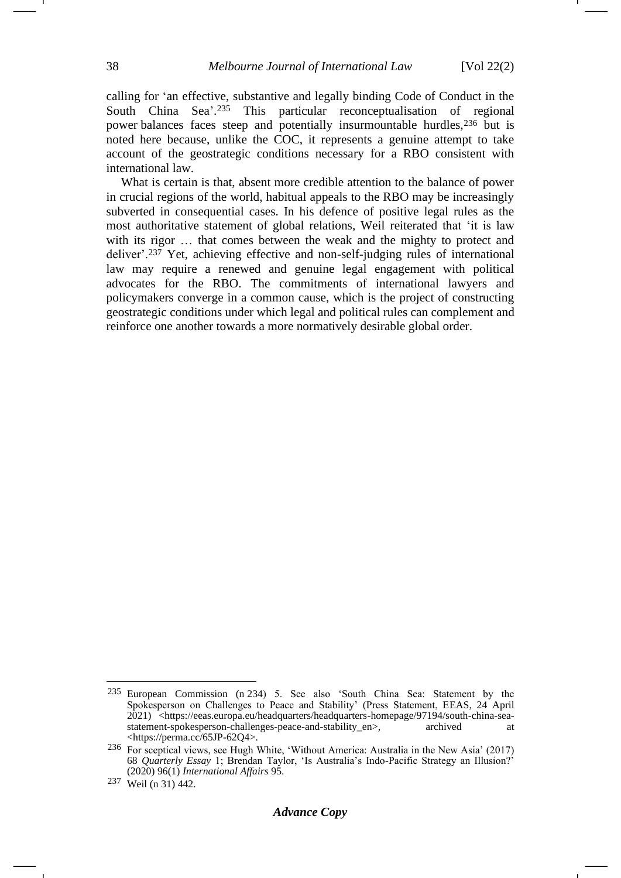calling for 'an effective, substantive and legally binding Code of Conduct in the South China Sea'.[235] This particular reconceptualisation of regional power balances faces steep and potentially insurmountable hurdles,[236] but is noted here because, unlike the COC, it represents a genuine attempt to take account of the geostrategic conditions necessary for a RBO consistent with international law.

What is certain is that, absent more credible attention to the balance of power in crucial regions of the world, habitual appeals to the RBO may be increasingly subverted in consequential cases. In his defence of positive legal rules as the most authoritative statement of global relations, Weil reiterated that 'it is law with its rigor … that comes between the weak and the mighty to protect and deliver'.[237] Yet, achieving effective and non-self-judging rules of international law may require a renewed and genuine legal engagement with political advocates for the RBO. The commitments of international lawyers and policymakers converge in a common cause, which is the project of constructing geostrategic conditions under which legal and political rules can complement and reinforce one another towards a more normatively desirable global order.

---

[235] European Commission (n 234) 5. See also 'South China Sea: Statement by the Spokesperson on Challenges to Peace and Stability' (Press Statement, EEAS, 24 April 2021) <https://eeas.europa.eu/headquarters/headquarters-homepage/97194/south-china-sea-statement-spokesperson-challenges-peace-and-stability_en>, archived at <https://perma.cc/65JP-62Q4>.

[236] For sceptical views, see Hugh White, 'Without America: Australia in the New Asia' (2017) 68 *Quarterly Essay* 1; Brendan Taylor, 'Is Australia's Indo-Pacific Strategy an Illusion?' (2020) 96(1) *International Affairs* 95.

[237] Weil (n 31) 442.

***Advance Copy***